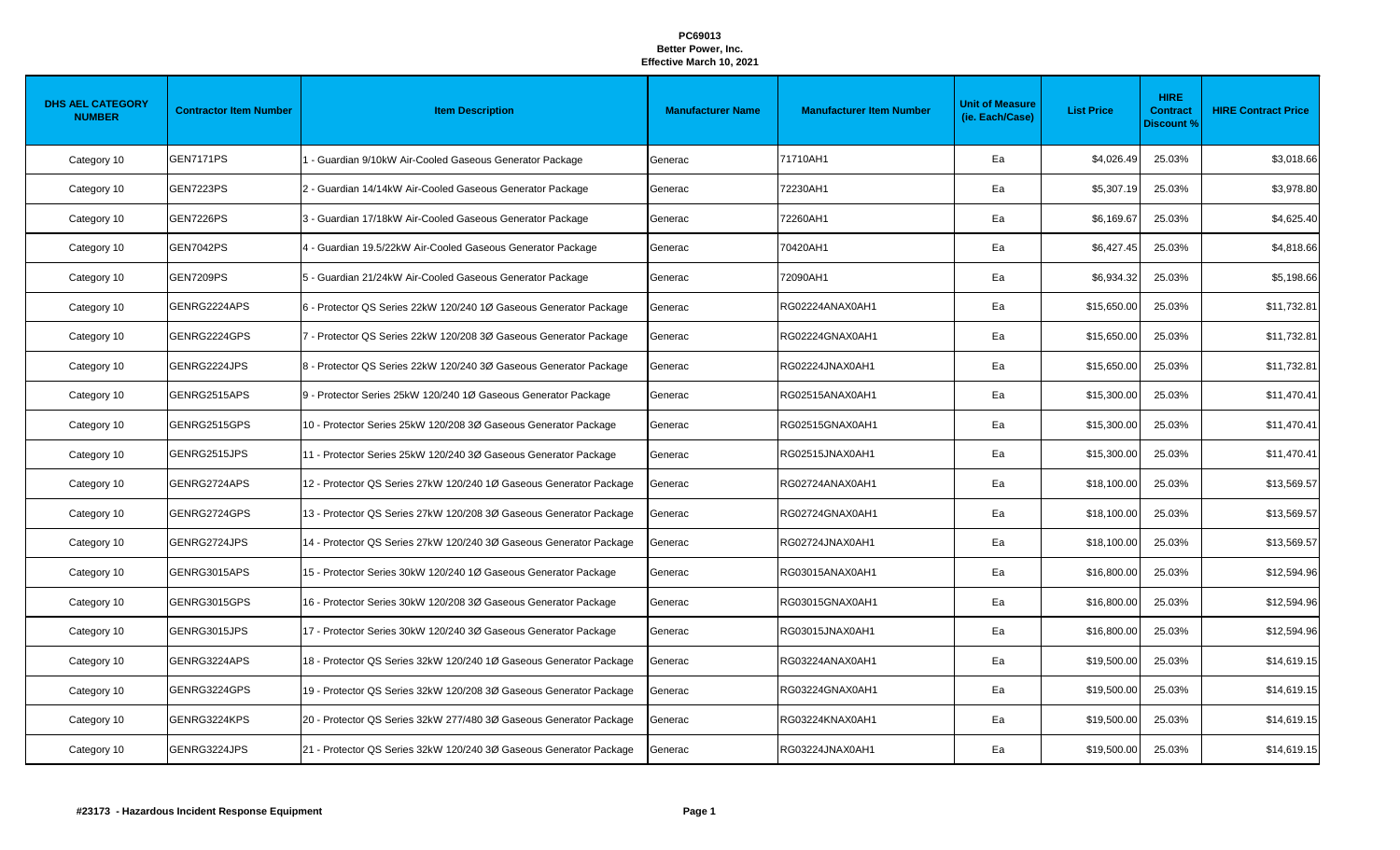**PC69013**
**Better Power, Inc.**
**Effective March 10, 2021**

| DHS AEL CATEGORY NUMBER | Contractor Item Number | Item Description | Manufacturer Name | Manufacturer Item Number | Unit of Measure (ie. Each/Case) | List Price | HIRE Contract Discount % | HIRE Contract Price |
|---|---|---|---|---|---|---|---|---|
| Category 10 | GEN7171PS | 1 - Guardian 9/10kW Air-Cooled Gaseous Generator Package | Generac | 71710AH1 | Ea | $4,026.49 | 25.03% | $3,018.66 |
| Category 10 | GEN7223PS | 2 - Guardian 14/14kW Air-Cooled Gaseous Generator Package | Generac | 72230AH1 | Ea | $5,307.19 | 25.03% | $3,978.80 |
| Category 10 | GEN7226PS | 3 - Guardian 17/18kW Air-Cooled Gaseous Generator Package | Generac | 72260AH1 | Ea | $6,169.67 | 25.03% | $4,625.40 |
| Category 10 | GEN7042PS | 4 - Guardian 19.5/22kW Air-Cooled Gaseous Generator Package | Generac | 70420AH1 | Ea | $6,427.45 | 25.03% | $4,818.66 |
| Category 10 | GEN7209PS | 5 - Guardian 21/24kW Air-Cooled Gaseous Generator Package | Generac | 72090AH1 | Ea | $6,934.32 | 25.03% | $5,198.66 |
| Category 10 | GENRG2224APS | 6 - Protector QS Series 22kW 120/240 1Ø Gaseous Generator Package | Generac | RG02224ANAX0AH1 | Ea | $15,650.00 | 25.03% | $11,732.81 |
| Category 10 | GENRG2224GPS | 7 - Protector QS Series 22kW 120/208 3Ø Gaseous Generator Package | Generac | RG02224GNAX0AH1 | Ea | $15,650.00 | 25.03% | $11,732.81 |
| Category 10 | GENRG2224JPS | 8 - Protector QS Series 22kW 120/240 3Ø Gaseous Generator Package | Generac | RG02224JNAX0AH1 | Ea | $15,650.00 | 25.03% | $11,732.81 |
| Category 10 | GENRG2515APS | 9 - Protector Series 25kW 120/240 1Ø Gaseous Generator Package | Generac | RG02515ANAX0AH1 | Ea | $15,300.00 | 25.03% | $11,470.41 |
| Category 10 | GENRG2515GPS | 10 - Protector Series 25kW 120/208 3Ø Gaseous Generator Package | Generac | RG02515GNAX0AH1 | Ea | $15,300.00 | 25.03% | $11,470.41 |
| Category 10 | GENRG2515JPS | 11 - Protector Series 25kW 120/240 3Ø Gaseous Generator Package | Generac | RG02515JNAX0AH1 | Ea | $15,300.00 | 25.03% | $11,470.41 |
| Category 10 | GENRG2724APS | 12 - Protector QS Series 27kW 120/240 1Ø Gaseous Generator Package | Generac | RG02724ANAX0AH1 | Ea | $18,100.00 | 25.03% | $13,569.57 |
| Category 10 | GENRG2724GPS | 13 - Protector QS Series 27kW 120/208 3Ø Gaseous Generator Package | Generac | RG02724GNAX0AH1 | Ea | $18,100.00 | 25.03% | $13,569.57 |
| Category 10 | GENRG2724JPS | 14 - Protector QS Series 27kW 120/240 3Ø Gaseous Generator Package | Generac | RG02724JNAX0AH1 | Ea | $18,100.00 | 25.03% | $13,569.57 |
| Category 10 | GENRG3015APS | 15 - Protector Series 30kW 120/240 1Ø Gaseous Generator Package | Generac | RG03015ANAX0AH1 | Ea | $16,800.00 | 25.03% | $12,594.96 |
| Category 10 | GENRG3015GPS | 16 - Protector Series 30kW 120/208 3Ø Gaseous Generator Package | Generac | RG03015GNAX0AH1 | Ea | $16,800.00 | 25.03% | $12,594.96 |
| Category 10 | GENRG3015JPS | 17 - Protector Series 30kW 120/240 3Ø Gaseous Generator Package | Generac | RG03015JNAX0AH1 | Ea | $16,800.00 | 25.03% | $12,594.96 |
| Category 10 | GENRG3224APS | 18 - Protector QS Series 32kW 120/240 1Ø Gaseous Generator Package | Generac | RG03224ANAX0AH1 | Ea | $19,500.00 | 25.03% | $14,619.15 |
| Category 10 | GENRG3224GPS | 19 - Protector QS Series 32kW 120/208 3Ø Gaseous Generator Package | Generac | RG03224GNAX0AH1 | Ea | $19,500.00 | 25.03% | $14,619.15 |
| Category 10 | GENRG3224KPS | 20 - Protector QS Series 32kW 277/480 3Ø Gaseous Generator Package | Generac | RG03224KNAX0AH1 | Ea | $19,500.00 | 25.03% | $14,619.15 |
| Category 10 | GENRG3224JPS | 21 - Protector QS Series 32kW 120/240 3Ø Gaseous Generator Package | Generac | RG03224JNAX0AH1 | Ea | $19,500.00 | 25.03% | $14,619.15 |

**#23173 - Hazardous Incident Response Equipment**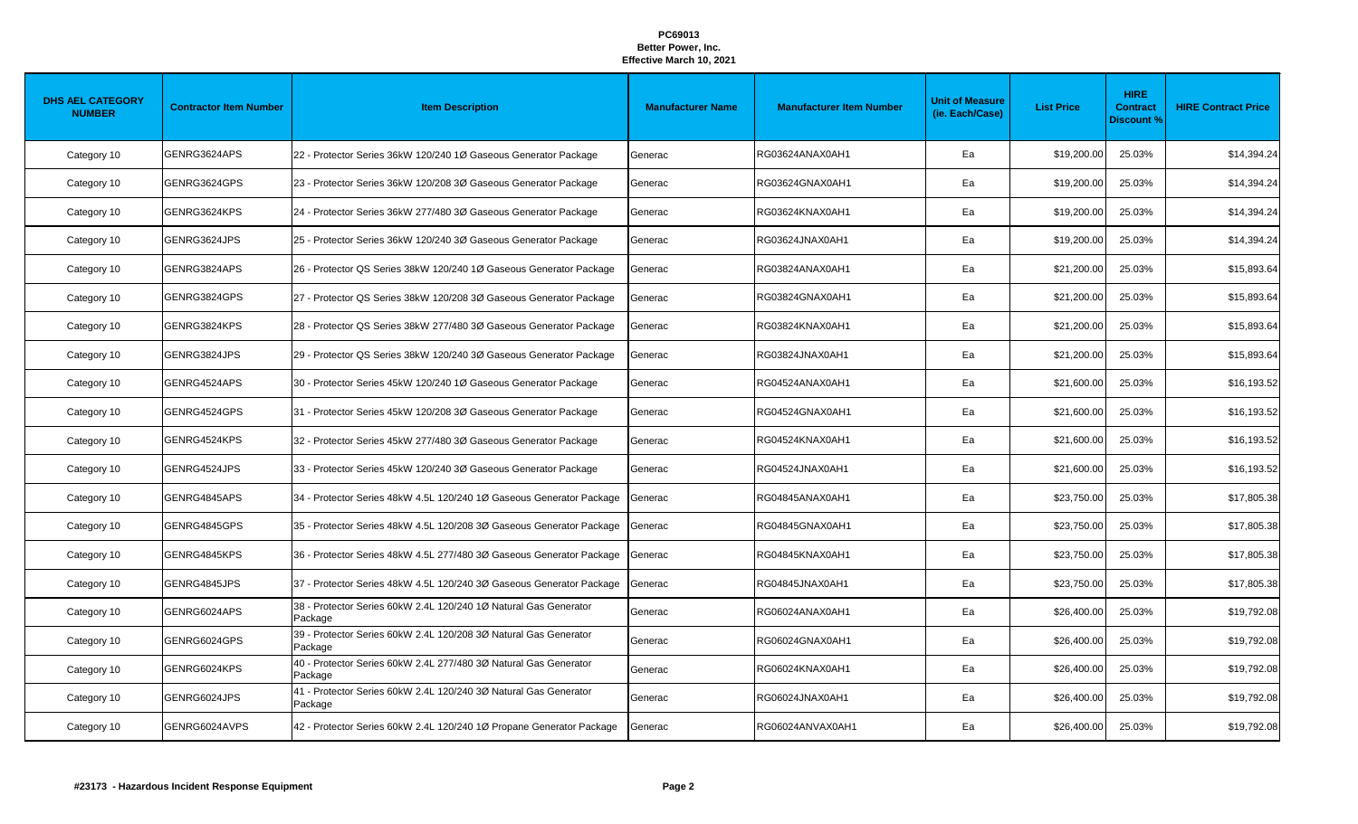**PC69013**
**Better Power, Inc.**
**Effective March 10, 2021**

| DHS AEL CATEGORY NUMBER | Contractor Item Number | Item Description | Manufacturer Name | Manufacturer Item Number | Unit of Measure (ie. Each/Case) | List Price | HIRE Contract Discount % | HIRE Contract Price |
|---|---|---|---|---|---|---|---|---|
| Category 10 | GENRG3624APS | 22 - Protector Series 36kW 120/240 1Ø Gaseous Generator Package | Generac | RG03624ANAX0AH1 | Ea | $19,200.00 | 25.03% | $14,394.24 |
| Category 10 | GENRG3624GPS | 23 - Protector Series 36kW 120/208 3Ø Gaseous Generator Package | Generac | RG03624GNAX0AH1 | Ea | $19,200.00 | 25.03% | $14,394.24 |
| Category 10 | GENRG3624KPS | 24 - Protector Series 36kW 277/480 3Ø Gaseous Generator Package | Generac | RG03624KNAX0AH1 | Ea | $19,200.00 | 25.03% | $14,394.24 |
| Category 10 | GENRG3624JPS | 25 - Protector Series 36kW 120/240 3Ø Gaseous Generator Package | Generac | RG03624JNAX0AH1 | Ea | $19,200.00 | 25.03% | $14,394.24 |
| Category 10 | GENRG3824APS | 26 - Protector QS Series 38kW 120/240 1Ø Gaseous Generator Package | Generac | RG03824ANAX0AH1 | Ea | $21,200.00 | 25.03% | $15,893.64 |
| Category 10 | GENRG3824GPS | 27 - Protector QS Series 38kW 120/208 3Ø Gaseous Generator Package | Generac | RG03824GNAX0AH1 | Ea | $21,200.00 | 25.03% | $15,893.64 |
| Category 10 | GENRG3824KPS | 28 - Protector QS Series 38kW 277/480 3Ø Gaseous Generator Package | Generac | RG03824KNAX0AH1 | Ea | $21,200.00 | 25.03% | $15,893.64 |
| Category 10 | GENRG3824JPS | 29 - Protector QS Series 38kW 120/240 3Ø Gaseous Generator Package | Generac | RG03824JNAX0AH1 | Ea | $21,200.00 | 25.03% | $15,893.64 |
| Category 10 | GENRG4524APS | 30 - Protector Series 45kW 120/240 1Ø Gaseous Generator Package | Generac | RG04524ANAX0AH1 | Ea | $21,600.00 | 25.03% | $16,193.52 |
| Category 10 | GENRG4524GPS | 31 - Protector Series 45kW 120/208 3Ø Gaseous Generator Package | Generac | RG04524GNAX0AH1 | Ea | $21,600.00 | 25.03% | $16,193.52 |
| Category 10 | GENRG4524KPS | 32 - Protector Series 45kW 277/480 3Ø Gaseous Generator Package | Generac | RG04524KNAX0AH1 | Ea | $21,600.00 | 25.03% | $16,193.52 |
| Category 10 | GENRG4524JPS | 33 - Protector Series 45kW 120/240 3Ø Gaseous Generator Package | Generac | RG04524JNAX0AH1 | Ea | $21,600.00 | 25.03% | $16,193.52 |
| Category 10 | GENRG4845APS | 34 - Protector Series 48kW 4.5L 120/240 1Ø Gaseous Generator Package | Generac | RG04845ANAX0AH1 | Ea | $23,750.00 | 25.03% | $17,805.38 |
| Category 10 | GENRG4845GPS | 35 - Protector Series 48kW 4.5L 120/208 3Ø Gaseous Generator Package | Generac | RG04845GNAX0AH1 | Ea | $23,750.00 | 25.03% | $17,805.38 |
| Category 10 | GENRG4845KPS | 36 - Protector Series 48kW 4.5L 277/480 3Ø Gaseous Generator Package | Generac | RG04845KNAX0AH1 | Ea | $23,750.00 | 25.03% | $17,805.38 |
| Category 10 | GENRG4845JPS | 37 - Protector Series 48kW 4.5L 120/240 3Ø Gaseous Generator Package | Generac | RG04845JNAX0AH1 | Ea | $23,750.00 | 25.03% | $17,805.38 |
| Category 10 | GENRG6024APS | 38 - Protector Series 60kW 2.4L 120/240 1Ø Natural Gas Generator Package | Generac | RG06024ANAX0AH1 | Ea | $26,400.00 | 25.03% | $19,792.08 |
| Category 10 | GENRG6024GPS | 39 - Protector Series 60kW 2.4L 120/208 3Ø Natural Gas Generator Package | Generac | RG06024GNAX0AH1 | Ea | $26,400.00 | 25.03% | $19,792.08 |
| Category 10 | GENRG6024KPS | 40 - Protector Series 60kW 2.4L 277/480 3Ø Natural Gas Generator Package | Generac | RG06024KNAX0AH1 | Ea | $26,400.00 | 25.03% | $19,792.08 |
| Category 10 | GENRG6024JPS | 41 - Protector Series 60kW 2.4L 120/240 3Ø Natural Gas Generator Package | Generac | RG06024JNAX0AH1 | Ea | $26,400.00 | 25.03% | $19,792.08 |
| Category 10 | GENRG6024AVPS | 42 - Protector Series 60kW 2.4L 120/240 1Ø Propane Generator Package | Generac | RG06024ANVAX0AH1 | Ea | $26,400.00 | 25.03% | $19,792.08 |

**#23173 - Hazardous Incident Response Equipment**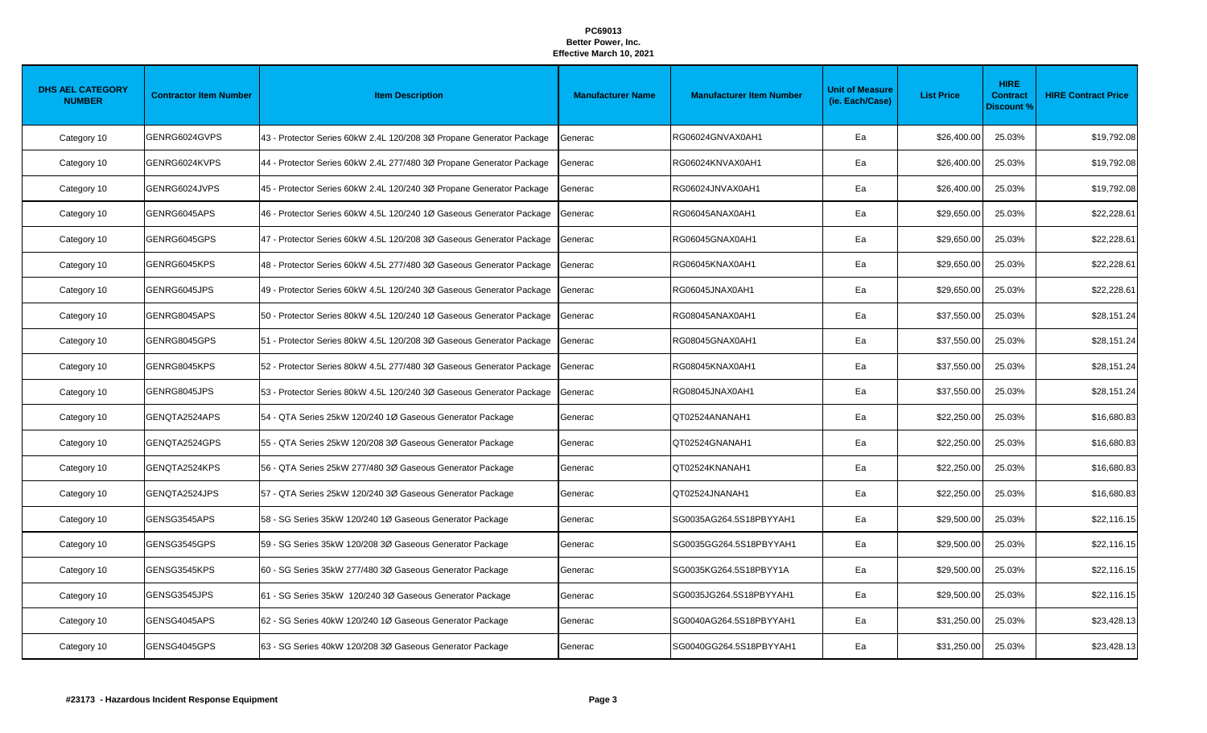**PC69013**
**Better Power, Inc.**
**Effective March 10, 2021**

| DHS AEL CATEGORY NUMBER | Contractor Item Number | Item Description | Manufacturer Name | Manufacturer Item Number | Unit of Measure (ie. Each/Case) | List Price | HIRE Contract Discount % | HIRE Contract Price |
|---|---|---|---|---|---|---|---|---|
| Category 10 | GENRG6024GVPS | 43 - Protector Series 60kW 2.4L 120/208 3Ø Propane Generator Package | Generac | RG06024GNVAX0AH1 | Ea | $26,400.00 | 25.03% | $19,792.08 |
| Category 10 | GENRG6024KVPS | 44 - Protector Series 60kW 2.4L 277/480 3Ø Propane Generator Package | Generac | RG06024KNVAX0AH1 | Ea | $26,400.00 | 25.03% | $19,792.08 |
| Category 10 | GENRG6024JVPS | 45 - Protector Series 60kW 2.4L 120/240 3Ø Propane Generator Package | Generac | RG06024JNVAX0AH1 | Ea | $26,400.00 | 25.03% | $19,792.08 |
| Category 10 | GENRG6045APS | 46 - Protector Series 60kW 4.5L 120/240 1Ø Gaseous Generator Package | Generac | RG06045ANAX0AH1 | Ea | $29,650.00 | 25.03% | $22,228.61 |
| Category 10 | GENRG6045GPS | 47 - Protector Series 60kW 4.5L 120/208 3Ø Gaseous Generator Package | Generac | RG06045GNAX0AH1 | Ea | $29,650.00 | 25.03% | $22,228.61 |
| Category 10 | GENRG6045KPS | 48 - Protector Series 60kW 4.5L 277/480 3Ø Gaseous Generator Package | Generac | RG06045KNAX0AH1 | Ea | $29,650.00 | 25.03% | $22,228.61 |
| Category 10 | GENRG6045JPS | 49 - Protector Series 60kW 4.5L 120/240 3Ø Gaseous Generator Package | Generac | RG06045JNAX0AH1 | Ea | $29,650.00 | 25.03% | $22,228.61 |
| Category 10 | GENRG8045APS | 50 - Protector Series 80kW 4.5L 120/240 1Ø Gaseous Generator Package | Generac | RG08045ANAX0AH1 | Ea | $37,550.00 | 25.03% | $28,151.24 |
| Category 10 | GENRG8045GPS | 51 - Protector Series 80kW 4.5L 120/208 3Ø Gaseous Generator Package | Generac | RG08045GNAX0AH1 | Ea | $37,550.00 | 25.03% | $28,151.24 |
| Category 10 | GENRG8045KPS | 52 - Protector Series 80kW 4.5L 277/480 3Ø Gaseous Generator Package | Generac | RG08045KNAX0AH1 | Ea | $37,550.00 | 25.03% | $28,151.24 |
| Category 10 | GENRG8045JPS | 53 - Protector Series 80kW 4.5L 120/240 3Ø Gaseous Generator Package | Generac | RG08045JNAX0AH1 | Ea | $37,550.00 | 25.03% | $28,151.24 |
| Category 10 | GENQTA2524APS | 54 - QTA Series 25kW 120/240 1Ø Gaseous Generator Package | Generac | QT02524ANANAH1 | Ea | $22,250.00 | 25.03% | $16,680.83 |
| Category 10 | GENQTA2524GPS | 55 - QTA Series 25kW 120/208 3Ø Gaseous Generator Package | Generac | QT02524GNANAH1 | Ea | $22,250.00 | 25.03% | $16,680.83 |
| Category 10 | GENQTA2524KPS | 56 - QTA Series 25kW 277/480 3Ø Gaseous Generator Package | Generac | QT02524KNANAH1 | Ea | $22,250.00 | 25.03% | $16,680.83 |
| Category 10 | GENQTA2524JPS | 57 - QTA Series 25kW 120/240 3Ø Gaseous Generator Package | Generac | QT02524JNANAH1 | Ea | $22,250.00 | 25.03% | $16,680.83 |
| Category 10 | GENSG3545APS | 58 - SG Series 35kW 120/240 1Ø Gaseous Generator Package | Generac | SG0035AG264.5S18PBYYAH1 | Ea | $29,500.00 | 25.03% | $22,116.15 |
| Category 10 | GENSG3545GPS | 59 - SG Series 35kW 120/208 3Ø Gaseous Generator Package | Generac | SG0035GG264.5S18PBYYAH1 | Ea | $29,500.00 | 25.03% | $22,116.15 |
| Category 10 | GENSG3545KPS | 60 - SG Series 35kW 277/480 3Ø Gaseous Generator Package | Generac | SG0035KG264.5S18PBYY1A | Ea | $29,500.00 | 25.03% | $22,116.15 |
| Category 10 | GENSG3545JPS | 61 - SG Series 35kW 120/240 3Ø Gaseous Generator Package | Generac | SG0035JG264.5S18PBYYAH1 | Ea | $29,500.00 | 25.03% | $22,116.15 |
| Category 10 | GENSG4045APS | 62 - SG Series 40kW 120/240 1Ø Gaseous Generator Package | Generac | SG0040AG264.5S18PBYYAH1 | Ea | $31,250.00 | 25.03% | $23,428.13 |
| Category 10 | GENSG4045GPS | 63 - SG Series 40kW 120/208 3Ø Gaseous Generator Package | Generac | SG0040GG264.5S18PBYYAH1 | Ea | $31,250.00 | 25.03% | $23,428.13 |

**#23173 - Hazardous Incident Response Equipment**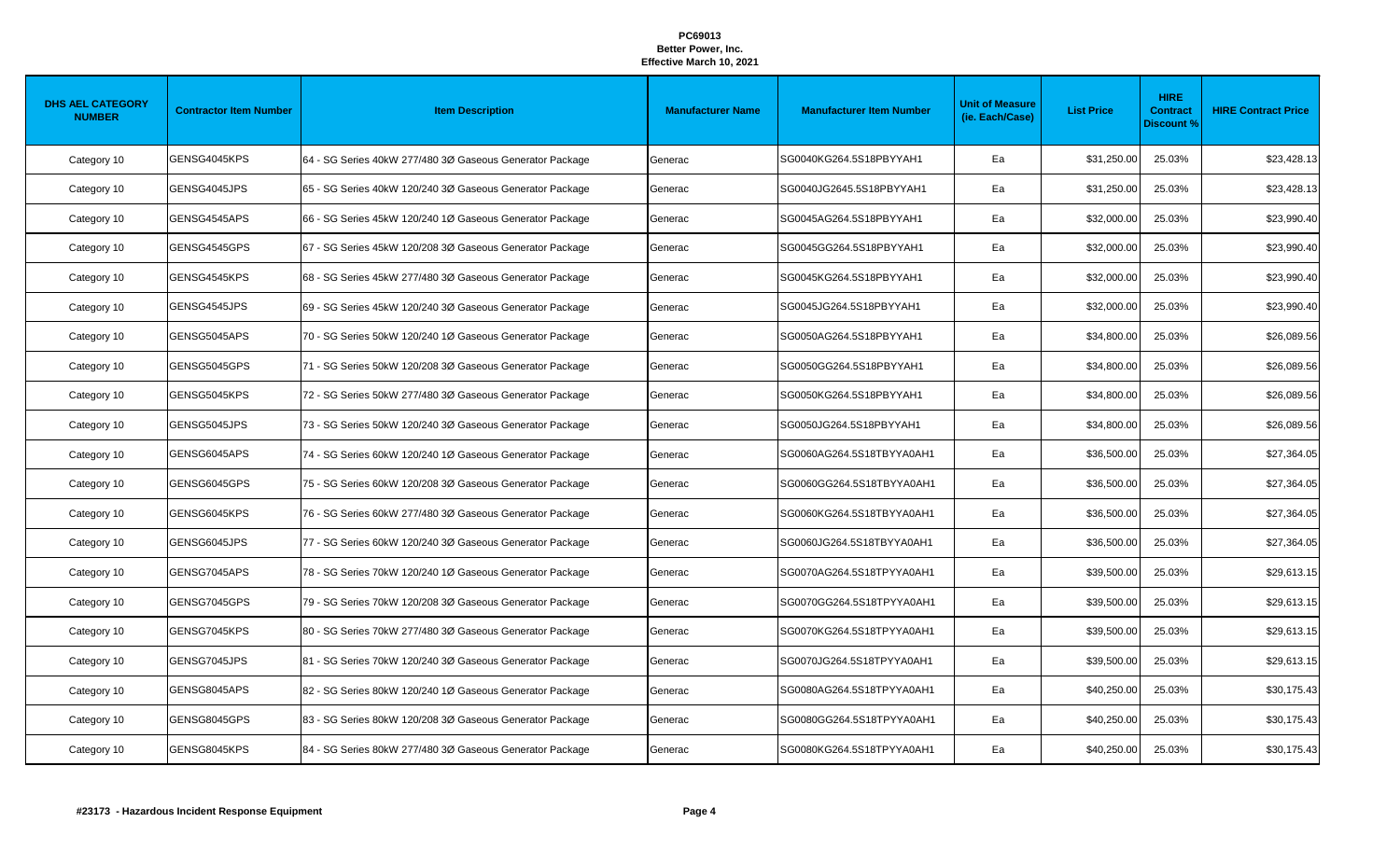**PC69013**
**Better Power, Inc.**
**Effective March 10, 2021**

| DHS AEL CATEGORY NUMBER | Contractor Item Number | Item Description | Manufacturer Name | Manufacturer Item Number | Unit of Measure (ie. Each/Case) | List Price | HIRE Contract Discount % | HIRE Contract Price |
|---|---|---|---|---|---|---|---|---|
| Category 10 | GENSG4045KPS | 64 - SG Series 40kW 277/480 3Ø Gaseous Generator Package | Generac | SG0040KG264.5S18PBYYAH1 | Ea | $31,250.00 | 25.03% | $23,428.13 |
| Category 10 | GENSG4045JPS | 65 - SG Series 40kW 120/240 3Ø Gaseous Generator Package | Generac | SG0040JG2645.5S18PBYYAH1 | Ea | $31,250.00 | 25.03% | $23,428.13 |
| Category 10 | GENSG4545APS | 66 - SG Series 45kW 120/240 1Ø Gaseous Generator Package | Generac | SG0045AG264.5S18PBYYAH1 | Ea | $32,000.00 | 25.03% | $23,990.40 |
| Category 10 | GENSG4545GPS | 67 - SG Series 45kW 120/208 3Ø Gaseous Generator Package | Generac | SG0045GG264.5S18PBYYAH1 | Ea | $32,000.00 | 25.03% | $23,990.40 |
| Category 10 | GENSG4545KPS | 68 - SG Series 45kW 277/480 3Ø Gaseous Generator Package | Generac | SG0045KG264.5S18PBYYAH1 | Ea | $32,000.00 | 25.03% | $23,990.40 |
| Category 10 | GENSG4545JPS | 69 - SG Series 45kW 120/240 3Ø Gaseous Generator Package | Generac | SG0045JG264.5S18PBYYAH1 | Ea | $32,000.00 | 25.03% | $23,990.40 |
| Category 10 | GENSG5045APS | 70 - SG Series 50kW 120/240 1Ø Gaseous Generator Package | Generac | SG0050AG264.5S18PBYYAH1 | Ea | $34,800.00 | 25.03% | $26,089.56 |
| Category 10 | GENSG5045GPS | 71 - SG Series 50kW 120/208 3Ø Gaseous Generator Package | Generac | SG0050GG264.5S18PBYYAH1 | Ea | $34,800.00 | 25.03% | $26,089.56 |
| Category 10 | GENSG5045KPS | 72 - SG Series 50kW 277/480 3Ø Gaseous Generator Package | Generac | SG0050KG264.5S18PBYYAH1 | Ea | $34,800.00 | 25.03% | $26,089.56 |
| Category 10 | GENSG5045JPS | 73 - SG Series 50kW 120/240 3Ø Gaseous Generator Package | Generac | SG0050JG264.5S18PBYYAH1 | Ea | $34,800.00 | 25.03% | $26,089.56 |
| Category 10 | GENSG6045APS | 74 - SG Series 60kW 120/240 1Ø Gaseous Generator Package | Generac | SG0060AG264.5S18TBYYA0AH1 | Ea | $36,500.00 | 25.03% | $27,364.05 |
| Category 10 | GENSG6045GPS | 75 - SG Series 60kW 120/208 3Ø Gaseous Generator Package | Generac | SG0060GG264.5S18TBYYA0AH1 | Ea | $36,500.00 | 25.03% | $27,364.05 |
| Category 10 | GENSG6045KPS | 76 - SG Series 60kW 277/480 3Ø Gaseous Generator Package | Generac | SG0060KG264.5S18TBYYA0AH1 | Ea | $36,500.00 | 25.03% | $27,364.05 |
| Category 10 | GENSG6045JPS | 77 - SG Series 60kW 120/240 3Ø Gaseous Generator Package | Generac | SG0060JG264.5S18TBYYA0AH1 | Ea | $36,500.00 | 25.03% | $27,364.05 |
| Category 10 | GENSG7045APS | 78 - SG Series 70kW 120/240 1Ø Gaseous Generator Package | Generac | SG0070AG264.5S18TPYYA0AH1 | Ea | $39,500.00 | 25.03% | $29,613.15 |
| Category 10 | GENSG7045GPS | 79 - SG Series 70kW 120/208 3Ø Gaseous Generator Package | Generac | SG0070GG264.5S18TPYYA0AH1 | Ea | $39,500.00 | 25.03% | $29,613.15 |
| Category 10 | GENSG7045KPS | 80 - SG Series 70kW 277/480 3Ø Gaseous Generator Package | Generac | SG0070KG264.5S18TPYYA0AH1 | Ea | $39,500.00 | 25.03% | $29,613.15 |
| Category 10 | GENSG7045JPS | 81 - SG Series 70kW 120/240 3Ø Gaseous Generator Package | Generac | SG0070JG264.5S18TPYYA0AH1 | Ea | $39,500.00 | 25.03% | $29,613.15 |
| Category 10 | GENSG8045APS | 82 - SG Series 80kW 120/240 1Ø Gaseous Generator Package | Generac | SG0080AG264.5S18TPYYA0AH1 | Ea | $40,250.00 | 25.03% | $30,175.43 |
| Category 10 | GENSG8045GPS | 83 - SG Series 80kW 120/208 3Ø Gaseous Generator Package | Generac | SG0080GG264.5S18TPYYA0AH1 | Ea | $40,250.00 | 25.03% | $30,175.43 |
| Category 10 | GENSG8045KPS | 84 - SG Series 80kW 277/480 3Ø Gaseous Generator Package | Generac | SG0080KG264.5S18TPYYA0AH1 | Ea | $40,250.00 | 25.03% | $30,175.43 |

**#23173 - Hazardous Incident Response Equipment**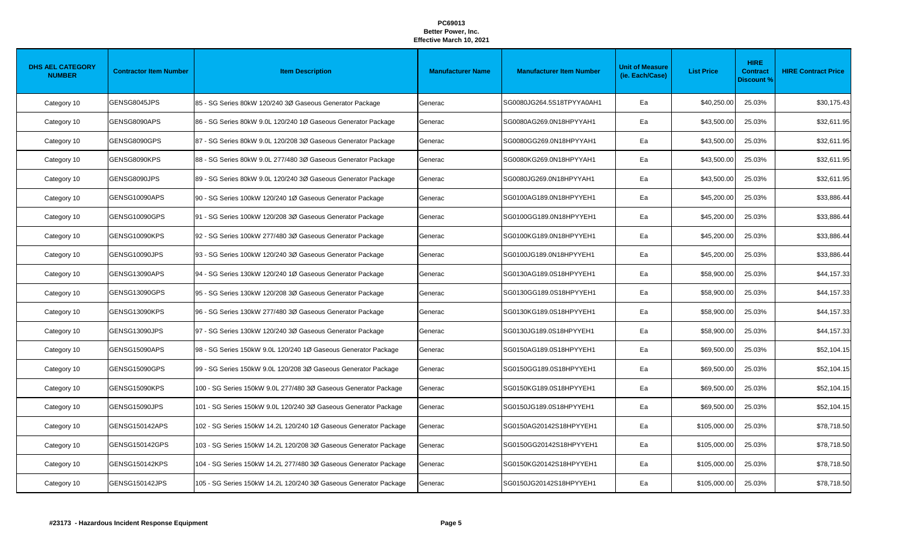**PC69013**
**Better Power, Inc.**
**Effective March 10, 2021**

| DHS AEL CATEGORY NUMBER | Contractor Item Number | Item Description | Manufacturer Name | Manufacturer Item Number | Unit of Measure (ie. Each/Case) | List Price | HIRE Contract Discount % | HIRE Contract Price |
|---|---|---|---|---|---|---|---|---|
| Category 10 | GENSG8045JPS | 85 - SG Series 80kW 120/240 3Ø Gaseous Generator Package | Generac | SG0080JG264.5S18TPYYA0AH1 | Ea | $40,250.00 | 25.03% | $30,175.43 |
| Category 10 | GENSG8090APS | 86 - SG Series 80kW 9.0L 120/240 1Ø Gaseous Generator Package | Generac | SG0080AG269.0N18HPYYAH1 | Ea | $43,500.00 | 25.03% | $32,611.95 |
| Category 10 | GENSG8090GPS | 87 - SG Series 80kW 9.0L 120/208 3Ø Gaseous Generator Package | Generac | SG0080GG269.0N18HPYYAH1 | Ea | $43,500.00 | 25.03% | $32,611.95 |
| Category 10 | GENSG8090KPS | 88 - SG Series 80kW 9.0L 277/480 3Ø Gaseous Generator Package | Generac | SG0080KG269.0N18HPYYAH1 | Ea | $43,500.00 | 25.03% | $32,611.95 |
| Category 10 | GENSG8090JPS | 89 - SG Series 80kW 9.0L 120/240 3Ø Gaseous Generator Package | Generac | SG0080JG269.0N18HPYYAH1 | Ea | $43,500.00 | 25.03% | $32,611.95 |
| Category 10 | GENSG10090APS | 90 - SG Series 100kW 120/240 1Ø Gaseous Generator Package | Generac | SG0100AG189.0N18HPYYEH1 | Ea | $45,200.00 | 25.03% | $33,886.44 |
| Category 10 | GENSG10090GPS | 91 - SG Series 100kW 120/208 3Ø Gaseous Generator Package | Generac | SG0100GG189.0N18HPYYEH1 | Ea | $45,200.00 | 25.03% | $33,886.44 |
| Category 10 | GENSG10090KPS | 92 - SG Series 100kW 277/480 3Ø Gaseous Generator Package | Generac | SG0100KG189.0N18HPYYEH1 | Ea | $45,200.00 | 25.03% | $33,886.44 |
| Category 10 | GENSG10090JPS | 93 - SG Series 100kW 120/240 3Ø Gaseous Generator Package | Generac | SG0100JG189.0N18HPYYEH1 | Ea | $45,200.00 | 25.03% | $33,886.44 |
| Category 10 | GENSG13090APS | 94 - SG Series 130kW 120/240 1Ø Gaseous Generator Package | Generac | SG0130AG189.0S18HPYYEH1 | Ea | $58,900.00 | 25.03% | $44,157.33 |
| Category 10 | GENSG13090GPS | 95 - SG Series 130kW 120/208 3Ø Gaseous Generator Package | Generac | SG0130GG189.0S18HPYYEH1 | Ea | $58,900.00 | 25.03% | $44,157.33 |
| Category 10 | GENSG13090KPS | 96 - SG Series 130kW 277/480 3Ø Gaseous Generator Package | Generac | SG0130KG189.0S18HPYYEH1 | Ea | $58,900.00 | 25.03% | $44,157.33 |
| Category 10 | GENSG13090JPS | 97 - SG Series 130kW 120/240 3Ø Gaseous Generator Package | Generac | SG0130JG189.0S18HPYYEH1 | Ea | $58,900.00 | 25.03% | $44,157.33 |
| Category 10 | GENSG15090APS | 98 - SG Series 150kW 9.0L 120/240 1Ø Gaseous Generator Package | Generac | SG0150AG189.0S18HPYYEH1 | Ea | $69,500.00 | 25.03% | $52,104.15 |
| Category 10 | GENSG15090GPS | 99 - SG Series 150kW 9.0L 120/208 3Ø Gaseous Generator Package | Generac | SG0150GG189.0S18HPYYEH1 | Ea | $69,500.00 | 25.03% | $52,104.15 |
| Category 10 | GENSG15090KPS | 100 - SG Series 150kW 9.0L 277/480 3Ø Gaseous Generator Package | Generac | SG0150KG189.0S18HPYYEH1 | Ea | $69,500.00 | 25.03% | $52,104.15 |
| Category 10 | GENSG15090JPS | 101 - SG Series 150kW 9.0L 120/240 3Ø Gaseous Generator Package | Generac | SG0150JG189.0S18HPYYEH1 | Ea | $69,500.00 | 25.03% | $52,104.15 |
| Category 10 | GENSG150142APS | 102 - SG Series 150kW 14.2L 120/240 1Ø Gaseous Generator Package | Generac | SG0150AG20142S18HPYYEH1 | Ea | $105,000.00 | 25.03% | $78,718.50 |
| Category 10 | GENSG150142GPS | 103 - SG Series 150kW 14.2L 120/208 3Ø Gaseous Generator Package | Generac | SG0150GG20142S18HPYYEH1 | Ea | $105,000.00 | 25.03% | $78,718.50 |
| Category 10 | GENSG150142KPS | 104 - SG Series 150kW 14.2L 277/480 3Ø Gaseous Generator Package | Generac | SG0150KG20142S18HPYYEH1 | Ea | $105,000.00 | 25.03% | $78,718.50 |
| Category 10 | GENSG150142JPS | 105 - SG Series 150kW 14.2L 120/240 3Ø Gaseous Generator Package | Generac | SG0150JG20142S18HPYYEH1 | Ea | $105,000.00 | 25.03% | $78,718.50 |

**#23173 - Hazardous Incident Response Equipment**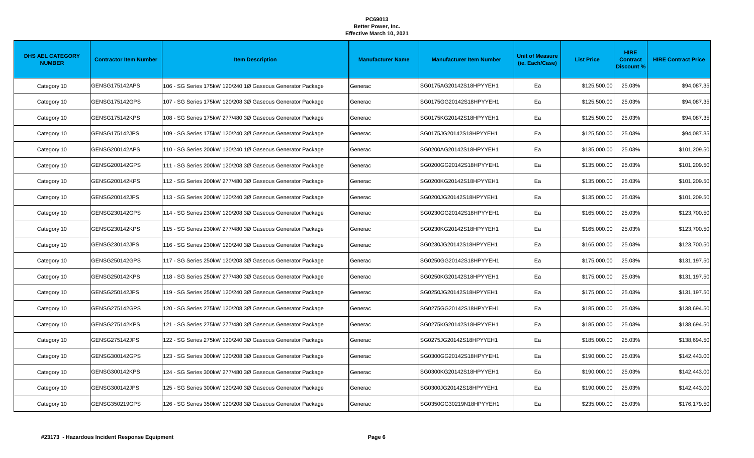**PC69013**
**Better Power, Inc.**
**Effective March 10, 2021**

| DHS AEL CATEGORY NUMBER | Contractor Item Number | Item Description | Manufacturer Name | Manufacturer Item Number | Unit of Measure (ie. Each/Case) | List Price | HIRE Contract Discount % | HIRE Contract Price |
|---|---|---|---|---|---|---|---|---|
| Category 10 | GENSG175142APS | 106 - SG Series 175kW 120/240 1Ø Gaseous Generator Package | Generac | SG0175AG20142S18HPYYEH1 | Ea | $125,500.00 | 25.03% | $94,087.35 |
| Category 10 | GENSG175142GPS | 107 - SG Series 175kW 120/208 3Ø Gaseous Generator Package | Generac | SG0175GG20142S18HPYYEH1 | Ea | $125,500.00 | 25.03% | $94,087.35 |
| Category 10 | GENSG175142KPS | 108 - SG Series 175kW 277/480 3Ø Gaseous Generator Package | Generac | SG0175KG20142S18HPYYEH1 | Ea | $125,500.00 | 25.03% | $94,087.35 |
| Category 10 | GENSG175142JPS | 109 - SG Series 175kW 120/240 3Ø Gaseous Generator Package | Generac | SG0175JG20142S18HPYYEH1 | Ea | $125,500.00 | 25.03% | $94,087.35 |
| Category 10 | GENSG200142APS | 110 - SG Series 200kW 120/240 1Ø Gaseous Generator Package | Generac | SG0200AG20142S18HPYYEH1 | Ea | $135,000.00 | 25.03% | $101,209.50 |
| Category 10 | GENSG200142GPS | 111 - SG Series 200kW 120/208 3Ø Gaseous Generator Package | Generac | SG0200GG20142S18HPYYEH1 | Ea | $135,000.00 | 25.03% | $101,209.50 |
| Category 10 | GENSG200142KPS | 112 - SG Series 200kW 277/480 3Ø Gaseous Generator Package | Generac | SG0200KG20142S18HPYYEH1 | Ea | $135,000.00 | 25.03% | $101,209.50 |
| Category 10 | GENSG200142JPS | 113 - SG Series 200kW 120/240 3Ø Gaseous Generator Package | Generac | SG0200JG20142S18HPYYEH1 | Ea | $135,000.00 | 25.03% | $101,209.50 |
| Category 10 | GENSG230142GPS | 114 - SG Series 230kW 120/208 3Ø Gaseous Generator Package | Generac | SG0230GG20142S18HPYYEH1 | Ea | $165,000.00 | 25.03% | $123,700.50 |
| Category 10 | GENSG230142KPS | 115 - SG Series 230kW 277/480 3Ø Gaseous Generator Package | Generac | SG0230KG20142S18HPYYEH1 | Ea | $165,000.00 | 25.03% | $123,700.50 |
| Category 10 | GENSG230142JPS | 116 - SG Series 230kW 120/240 3Ø Gaseous Generator Package | Generac | SG0230JG20142S18HPYYEH1 | Ea | $165,000.00 | 25.03% | $123,700.50 |
| Category 10 | GENSG250142GPS | 117 - SG Series 250kW 120/208 3Ø Gaseous Generator Package | Generac | SG0250GG20142S18HPYYEH1 | Ea | $175,000.00 | 25.03% | $131,197.50 |
| Category 10 | GENSG250142KPS | 118 - SG Series 250kW 277/480 3Ø Gaseous Generator Package | Generac | SG0250KG20142S18HPYYEH1 | Ea | $175,000.00 | 25.03% | $131,197.50 |
| Category 10 | GENSG250142JPS | 119 - SG Series 250kW 120/240 3Ø Gaseous Generator Package | Generac | SG0250JG20142S18HPYYEH1 | Ea | $175,000.00 | 25.03% | $131,197.50 |
| Category 10 | GENSG275142GPS | 120 - SG Series 275kW 120/208 3Ø Gaseous Generator Package | Generac | SG0275GG20142S18HPYYEH1 | Ea | $185,000.00 | 25.03% | $138,694.50 |
| Category 10 | GENSG275142KPS | 121 - SG Series 275kW 277/480 3Ø Gaseous Generator Package | Generac | SG0275KG20142S18HPYYEH1 | Ea | $185,000.00 | 25.03% | $138,694.50 |
| Category 10 | GENSG275142JPS | 122 - SG Series 275kW 120/240 3Ø Gaseous Generator Package | Generac | SG0275JG20142S18HPYYEH1 | Ea | $185,000.00 | 25.03% | $138,694.50 |
| Category 10 | GENSG300142GPS | 123 - SG Series 300kW 120/208 3Ø Gaseous Generator Package | Generac | SG0300GG20142S18HPYYEH1 | Ea | $190,000.00 | 25.03% | $142,443.00 |
| Category 10 | GENSG300142KPS | 124 - SG Series 300kW 277/480 3Ø Gaseous Generator Package | Generac | SG0300KG20142S18HPYYEH1 | Ea | $190,000.00 | 25.03% | $142,443.00 |
| Category 10 | GENSG300142JPS | 125 - SG Series 300kW 120/240 3Ø Gaseous Generator Package | Generac | SG0300JG20142S18HPYYEH1 | Ea | $190,000.00 | 25.03% | $142,443.00 |
| Category 10 | GENSG350219GPS | 126 - SG Series 350kW 120/208 3Ø Gaseous Generator Package | Generac | SG0350GG30219N18HPYYEH1 | Ea | $235,000.00 | 25.03% | $176,179.50 |

**#23173 - Hazardous Incident Response Equipment**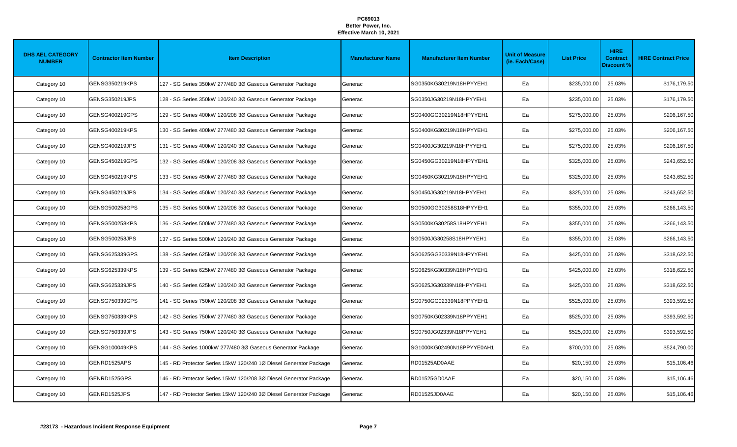**PC69013**
**Better Power, Inc.**
**Effective March 10, 2021**

| DHS AEL CATEGORY NUMBER | Contractor Item Number | Item Description | Manufacturer Name | Manufacturer Item Number | Unit of Measure (ie. Each/Case) | List Price | HIRE Contract Discount % | HIRE Contract Price |
|---|---|---|---|---|---|---|---|---|
| Category 10 | GENSG350219KPS | 127 - SG Series 350kW 277/480 3Ø Gaseous Generator Package | Generac | SG0350KG30219N18HPYYEH1 | Ea | $235,000.00 | 25.03% | $176,179.50 |
| Category 10 | GENSG350219JPS | 128 - SG Series 350kW 120/240 3Ø Gaseous Generator Package | Generac | SG0350JG30219N18HPYYEH1 | Ea | $235,000.00 | 25.03% | $176,179.50 |
| Category 10 | GENSG400219GPS | 129 - SG Series 400kW 120/208 3Ø Gaseous Generator Package | Generac | SG0400GG30219N18HPYYEH1 | Ea | $275,000.00 | 25.03% | $206,167.50 |
| Category 10 | GENSG400219KPS | 130 - SG Series 400kW 277/480 3Ø Gaseous Generator Package | Generac | SG0400KG30219N18HPYYEH1 | Ea | $275,000.00 | 25.03% | $206,167.50 |
| Category 10 | GENSG400219JPS | 131 - SG Series 400kW 120/240 3Ø Gaseous Generator Package | Generac | SG0400JG30219N18HPYYEH1 | Ea | $275,000.00 | 25.03% | $206,167.50 |
| Category 10 | GENSG450219GPS | 132 - SG Series 450kW 120/208 3Ø Gaseous Generator Package | Generac | SG0450GG30219N18HPYYEH1 | Ea | $325,000.00 | 25.03% | $243,652.50 |
| Category 10 | GENSG450219KPS | 133 - SG Series 450kW 277/480 3Ø Gaseous Generator Package | Generac | SG0450KG30219N18HPYYEH1 | Ea | $325,000.00 | 25.03% | $243,652.50 |
| Category 10 | GENSG450219JPS | 134 - SG Series 450kW 120/240 3Ø Gaseous Generator Package | Generac | SG0450JG30219N18HPYYEH1 | Ea | $325,000.00 | 25.03% | $243,652.50 |
| Category 10 | GENSG500258GPS | 135 - SG Series 500kW 120/208 3Ø Gaseous Generator Package | Generac | SG0500GG30258S18HPYYEH1 | Ea | $355,000.00 | 25.03% | $266,143.50 |
| Category 10 | GENSG500258KPS | 136 - SG Series 500kW 277/480 3Ø Gaseous Generator Package | Generac | SG0500KG30258S18HPYYEH1 | Ea | $355,000.00 | 25.03% | $266,143.50 |
| Category 10 | GENSG500258JPS | 137 - SG Series 500kW 120/240 3Ø Gaseous Generator Package | Generac | SG0500JG30258S18HPYYEH1 | Ea | $355,000.00 | 25.03% | $266,143.50 |
| Category 10 | GENSG625339GPS | 138 - SG Series 625kW 120/208 3Ø Gaseous Generator Package | Generac | SG0625GG30339N18HPYYEH1 | Ea | $425,000.00 | 25.03% | $318,622.50 |
| Category 10 | GENSG625339KPS | 139 - SG Series 625kW 277/480 3Ø Gaseous Generator Package | Generac | SG0625KG30339N18HPYYEH1 | Ea | $425,000.00 | 25.03% | $318,622.50 |
| Category 10 | GENSG625339JPS | 140 - SG Series 625kW 120/240 3Ø Gaseous Generator Package | Generac | SG0625JG30339N18HPYYEH1 | Ea | $425,000.00 | 25.03% | $318,622.50 |
| Category 10 | GENSG750339GPS | 141 - SG Series 750kW 120/208 3Ø Gaseous Generator Package | Generac | SG0750GG02339N18PPYYEH1 | Ea | $525,000.00 | 25.03% | $393,592.50 |
| Category 10 | GENSG750339KPS | 142 - SG Series 750kW 277/480 3Ø Gaseous Generator Package | Generac | SG0750KG02339N18PPYYEH1 | Ea | $525,000.00 | 25.03% | $393,592.50 |
| Category 10 | GENSG750339JPS | 143 - SG Series 750kW 120/240 3Ø Gaseous Generator Package | Generac | SG0750JG02339N18PPYYEH1 | Ea | $525,000.00 | 25.03% | $393,592.50 |
| Category 10 | GENSG100049KPS | 144 - SG Series 1000kW 277/480 3Ø Gaseous Generator Package | Generac | SG1000KG02490N18PPYYE0AH1 | Ea | $700,000.00 | 25.03% | $524,790.00 |
| Category 10 | GENRD1525APS | 145 - RD Protector Series 15kW 120/240 1Ø Diesel Generator Package | Generac | RD01525AD0AAE | Ea | $20,150.00 | 25.03% | $15,106.46 |
| Category 10 | GENRD1525GPS | 146 - RD Protector Series 15kW 120/208 3Ø Diesel Generator Package | Generac | RD01525GD0AAE | Ea | $20,150.00 | 25.03% | $15,106.46 |
| Category 10 | GENRD1525JPS | 147 - RD Protector Series 15kW 120/240 3Ø Diesel Generator Package | Generac | RD01525JD0AAE | Ea | $20,150.00 | 25.03% | $15,106.46 |

**#23173 - Hazardous Incident Response Equipment**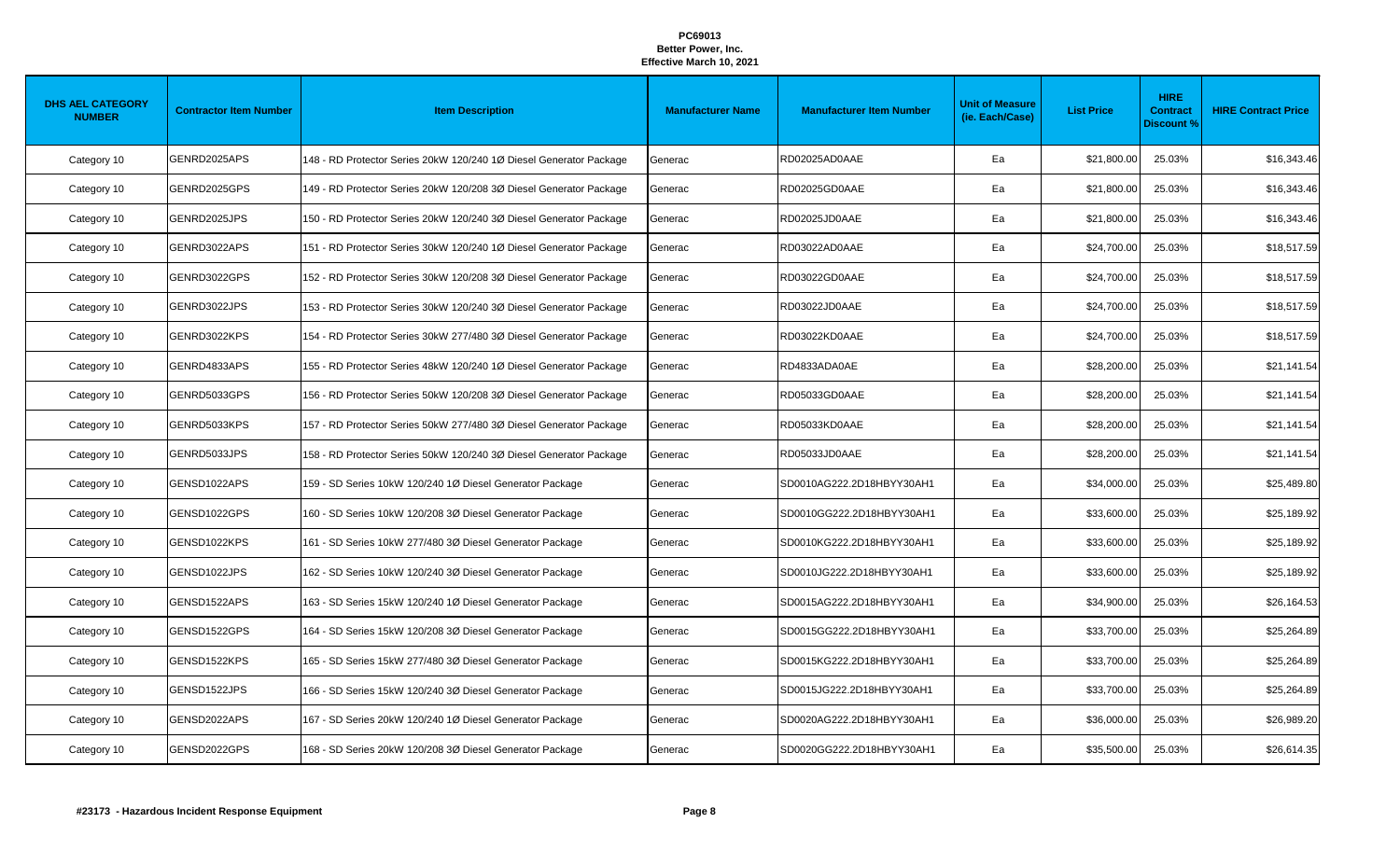**PC69013**
**Better Power, Inc.**
**Effective March 10, 2021**

| DHS AEL CATEGORY NUMBER | Contractor Item Number | Item Description | Manufacturer Name | Manufacturer Item Number | Unit of Measure (ie. Each/Case) | List Price | HIRE Contract Discount % | HIRE Contract Price |
|---|---|---|---|---|---|---|---|---|
| Category 10 | GENRD2025APS | 148 - RD Protector Series 20kW 120/240 1Ø Diesel Generator Package | Generac | RD02025AD0AAE | Ea | $21,800.00 | 25.03% | $16,343.46 |
| Category 10 | GENRD2025GPS | 149 - RD Protector Series 20kW 120/208 3Ø Diesel Generator Package | Generac | RD02025GD0AAE | Ea | $21,800.00 | 25.03% | $16,343.46 |
| Category 10 | GENRD2025JPS | 150 - RD Protector Series 20kW 120/240 3Ø Diesel Generator Package | Generac | RD02025JD0AAE | Ea | $21,800.00 | 25.03% | $16,343.46 |
| Category 10 | GENRD3022APS | 151 - RD Protector Series 30kW 120/240 1Ø Diesel Generator Package | Generac | RD03022AD0AAE | Ea | $24,700.00 | 25.03% | $18,517.59 |
| Category 10 | GENRD3022GPS | 152 - RD Protector Series 30kW 120/208 3Ø Diesel Generator Package | Generac | RD03022GD0AAE | Ea | $24,700.00 | 25.03% | $18,517.59 |
| Category 10 | GENRD3022JPS | 153 - RD Protector Series 30kW 120/240 3Ø Diesel Generator Package | Generac | RD03022JD0AAE | Ea | $24,700.00 | 25.03% | $18,517.59 |
| Category 10 | GENRD3022KPS | 154 - RD Protector Series 30kW 277/480 3Ø Diesel Generator Package | Generac | RD03022KD0AAE | Ea | $24,700.00 | 25.03% | $18,517.59 |
| Category 10 | GENRD4833APS | 155 - RD Protector Series 48kW 120/240 1Ø Diesel Generator Package | Generac | RD4833ADA0AE | Ea | $28,200.00 | 25.03% | $21,141.54 |
| Category 10 | GENRD5033GPS | 156 - RD Protector Series 50kW 120/208 3Ø Diesel Generator Package | Generac | RD05033GD0AAE | Ea | $28,200.00 | 25.03% | $21,141.54 |
| Category 10 | GENRD5033KPS | 157 - RD Protector Series 50kW 277/480 3Ø Diesel Generator Package | Generac | RD05033KD0AAE | Ea | $28,200.00 | 25.03% | $21,141.54 |
| Category 10 | GENRD5033JPS | 158 - RD Protector Series 50kW 120/240 3Ø Diesel Generator Package | Generac | RD05033JD0AAE | Ea | $28,200.00 | 25.03% | $21,141.54 |
| Category 10 | GENSD1022APS | 159 - SD Series 10kW 120/240 1Ø Diesel Generator Package | Generac | SD0010AG222.2D18HBYY30AH1 | Ea | $34,000.00 | 25.03% | $25,489.80 |
| Category 10 | GENSD1022GPS | 160 - SD Series 10kW 120/208 3Ø Diesel Generator Package | Generac | SD0010GG222.2D18HBYY30AH1 | Ea | $33,600.00 | 25.03% | $25,189.92 |
| Category 10 | GENSD1022KPS | 161 - SD Series 10kW 277/480 3Ø Diesel Generator Package | Generac | SD0010KG222.2D18HBYY30AH1 | Ea | $33,600.00 | 25.03% | $25,189.92 |
| Category 10 | GENSD1022JPS | 162 - SD Series 10kW 120/240 3Ø Diesel Generator Package | Generac | SD0010JG222.2D18HBYY30AH1 | Ea | $33,600.00 | 25.03% | $25,189.92 |
| Category 10 | GENSD1522APS | 163 - SD Series 15kW 120/240 1Ø Diesel Generator Package | Generac | SD0015AG222.2D18HBYY30AH1 | Ea | $34,900.00 | 25.03% | $26,164.53 |
| Category 10 | GENSD1522GPS | 164 - SD Series 15kW 120/208 3Ø Diesel Generator Package | Generac | SD0015GG222.2D18HBYY30AH1 | Ea | $33,700.00 | 25.03% | $25,264.89 |
| Category 10 | GENSD1522KPS | 165 - SD Series 15kW 277/480 3Ø Diesel Generator Package | Generac | SD0015KG222.2D18HBYY30AH1 | Ea | $33,700.00 | 25.03% | $25,264.89 |
| Category 10 | GENSD1522JPS | 166 - SD Series 15kW 120/240 3Ø Diesel Generator Package | Generac | SD0015JG222.2D18HBYY30AH1 | Ea | $33,700.00 | 25.03% | $25,264.89 |
| Category 10 | GENSD2022APS | 167 - SD Series 20kW 120/240 1Ø Diesel Generator Package | Generac | SD0020AG222.2D18HBYY30AH1 | Ea | $36,000.00 | 25.03% | $26,989.20 |
| Category 10 | GENSD2022GPS | 168 - SD Series 20kW 120/208 3Ø Diesel Generator Package | Generac | SD0020GG222.2D18HBYY30AH1 | Ea | $35,500.00 | 25.03% | $26,614.35 |

**#23173 - Hazardous Incident Response Equipment**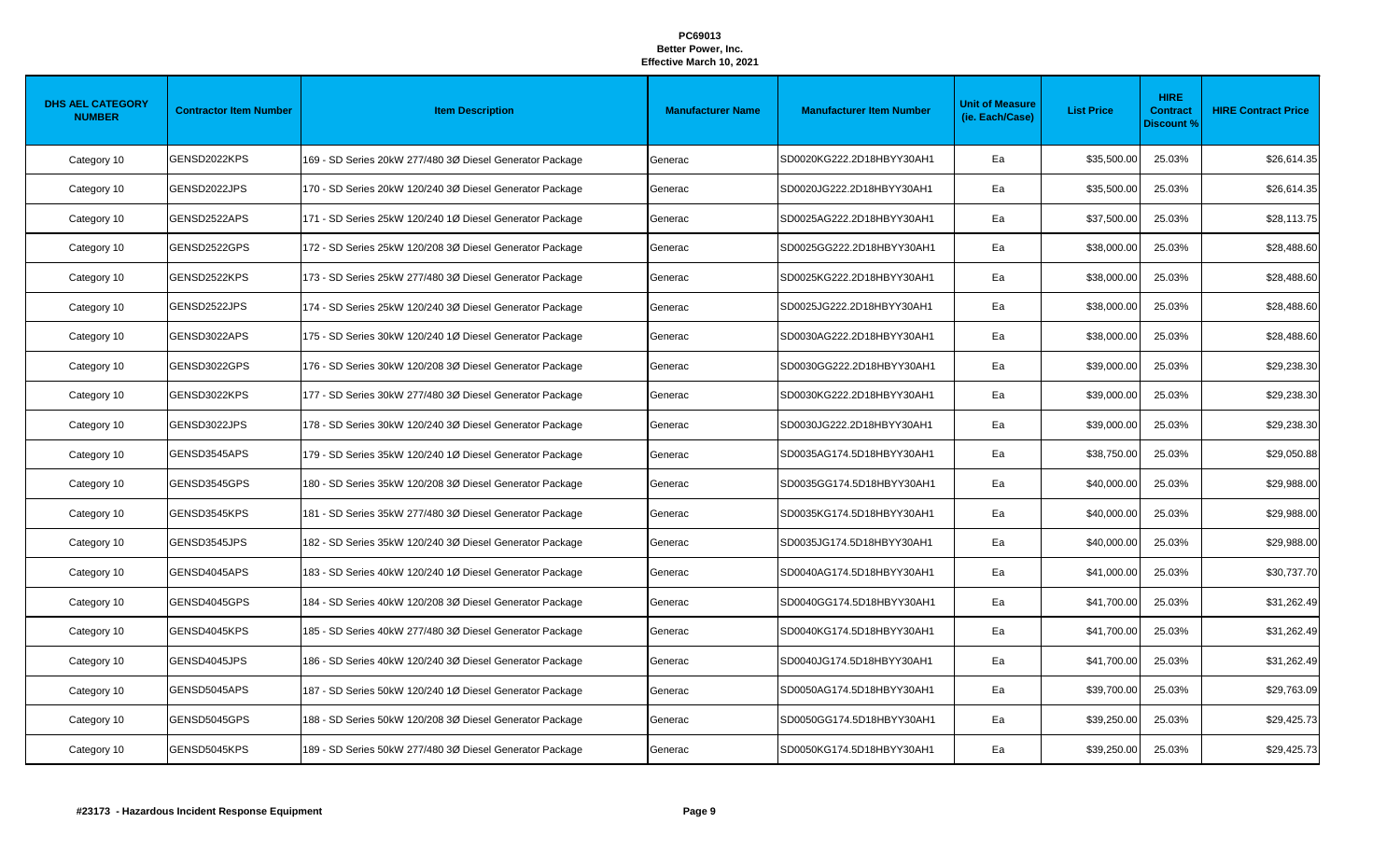**PC69013**
**Better Power, Inc.**
**Effective March 10, 2021**

| DHS AEL CATEGORY NUMBER | Contractor Item Number | Item Description | Manufacturer Name | Manufacturer Item Number | Unit of Measure (ie. Each/Case) | List Price | HIRE Contract Discount % | HIRE Contract Price |
|---|---|---|---|---|---|---|---|---|
| Category 10 | GENSD2022KPS | 169 - SD Series 20kW 277/480 3Ø Diesel Generator Package | Generac | SD0020KG222.2D18HBYY30AH1 | Ea | $35,500.00 | 25.03% | $26,614.35 |
| Category 10 | GENSD2022JPS | 170 - SD Series 20kW 120/240 3Ø Diesel Generator Package | Generac | SD0020JG222.2D18HBYY30AH1 | Ea | $35,500.00 | 25.03% | $26,614.35 |
| Category 10 | GENSD2522APS | 171 - SD Series 25kW 120/240 1Ø Diesel Generator Package | Generac | SD0025AG222.2D18HBYY30AH1 | Ea | $37,500.00 | 25.03% | $28,113.75 |
| Category 10 | GENSD2522GPS | 172 - SD Series 25kW 120/208 3Ø Diesel Generator Package | Generac | SD0025GG222.2D18HBYY30AH1 | Ea | $38,000.00 | 25.03% | $28,488.60 |
| Category 10 | GENSD2522KPS | 173 - SD Series 25kW 277/480 3Ø Diesel Generator Package | Generac | SD0025KG222.2D18HBYY30AH1 | Ea | $38,000.00 | 25.03% | $28,488.60 |
| Category 10 | GENSD2522JPS | 174 - SD Series 25kW 120/240 3Ø Diesel Generator Package | Generac | SD0025JG222.2D18HBYY30AH1 | Ea | $38,000.00 | 25.03% | $28,488.60 |
| Category 10 | GENSD3022APS | 175 - SD Series 30kW 120/240 1Ø Diesel Generator Package | Generac | SD0030AG222.2D18HBYY30AH1 | Ea | $38,000.00 | 25.03% | $28,488.60 |
| Category 10 | GENSD3022GPS | 176 - SD Series 30kW 120/208 3Ø Diesel Generator Package | Generac | SD0030GG222.2D18HBYY30AH1 | Ea | $39,000.00 | 25.03% | $29,238.30 |
| Category 10 | GENSD3022KPS | 177 - SD Series 30kW 277/480 3Ø Diesel Generator Package | Generac | SD0030KG222.2D18HBYY30AH1 | Ea | $39,000.00 | 25.03% | $29,238.30 |
| Category 10 | GENSD3022JPS | 178 - SD Series 30kW 120/240 3Ø Diesel Generator Package | Generac | SD0030JG222.2D18HBYY30AH1 | Ea | $39,000.00 | 25.03% | $29,238.30 |
| Category 10 | GENSD3545APS | 179 - SD Series 35kW 120/240 1Ø Diesel Generator Package | Generac | SD0035AG174.5D18HBYY30AH1 | Ea | $38,750.00 | 25.03% | $29,050.88 |
| Category 10 | GENSD3545GPS | 180 - SD Series 35kW 120/208 3Ø Diesel Generator Package | Generac | SD0035GG174.5D18HBYY30AH1 | Ea | $40,000.00 | 25.03% | $29,988.00 |
| Category 10 | GENSD3545KPS | 181 - SD Series 35kW 277/480 3Ø Diesel Generator Package | Generac | SD0035KG174.5D18HBYY30AH1 | Ea | $40,000.00 | 25.03% | $29,988.00 |
| Category 10 | GENSD3545JPS | 182 - SD Series 35kW 120/240 3Ø Diesel Generator Package | Generac | SD0035JG174.5D18HBYY30AH1 | Ea | $40,000.00 | 25.03% | $29,988.00 |
| Category 10 | GENSD4045APS | 183 - SD Series 40kW 120/240 1Ø Diesel Generator Package | Generac | SD0040AG174.5D18HBYY30AH1 | Ea | $41,000.00 | 25.03% | $30,737.70 |
| Category 10 | GENSD4045GPS | 184 - SD Series 40kW 120/208 3Ø Diesel Generator Package | Generac | SD0040GG174.5D18HBYY30AH1 | Ea | $41,700.00 | 25.03% | $31,262.49 |
| Category 10 | GENSD4045KPS | 185 - SD Series 40kW 277/480 3Ø Diesel Generator Package | Generac | SD0040KG174.5D18HBYY30AH1 | Ea | $41,700.00 | 25.03% | $31,262.49 |
| Category 10 | GENSD4045JPS | 186 - SD Series 40kW 120/240 3Ø Diesel Generator Package | Generac | SD0040JG174.5D18HBYY30AH1 | Ea | $41,700.00 | 25.03% | $31,262.49 |
| Category 10 | GENSD5045APS | 187 - SD Series 50kW 120/240 1Ø Diesel Generator Package | Generac | SD0050AG174.5D18HBYY30AH1 | Ea | $39,700.00 | 25.03% | $29,763.09 |
| Category 10 | GENSD5045GPS | 188 - SD Series 50kW 120/208 3Ø Diesel Generator Package | Generac | SD0050GG174.5D18HBYY30AH1 | Ea | $39,250.00 | 25.03% | $29,425.73 |
| Category 10 | GENSD5045KPS | 189 - SD Series 50kW 277/480 3Ø Diesel Generator Package | Generac | SD0050KG174.5D18HBYY30AH1 | Ea | $39,250.00 | 25.03% | $29,425.73 |

**#23173 - Hazardous Incident Response Equipment**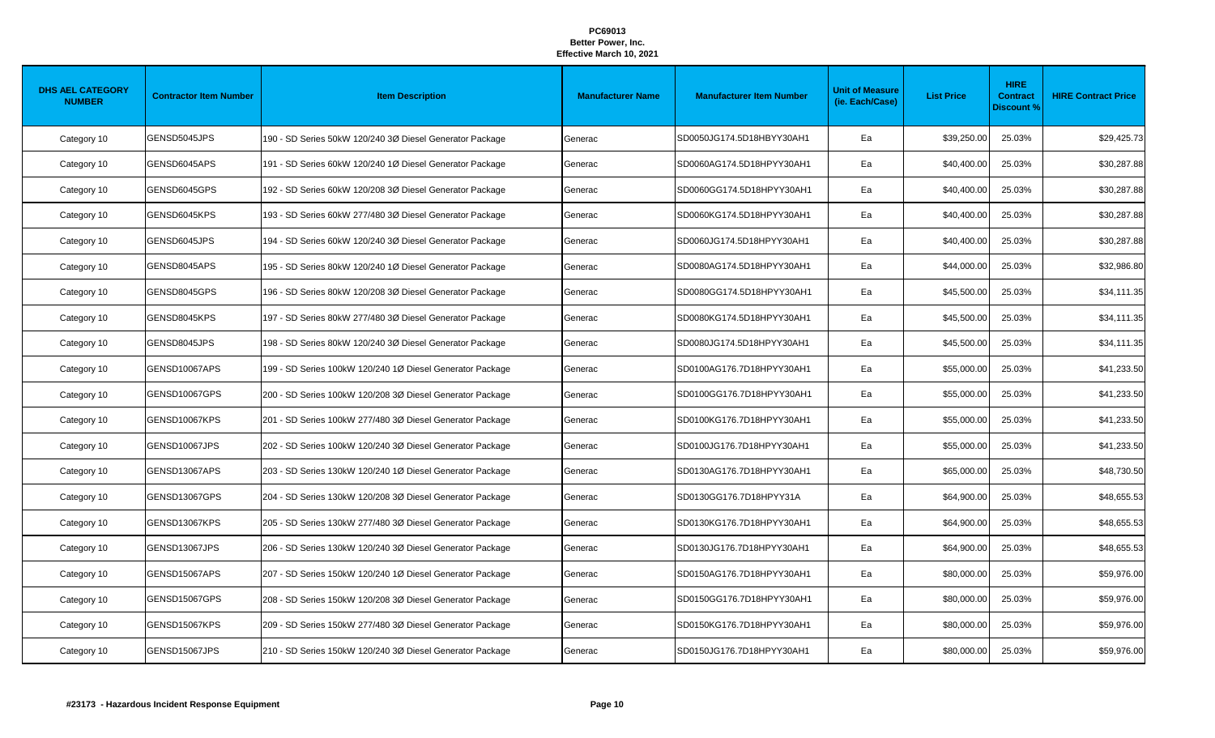**PC69013**
**Better Power, Inc.**
**Effective March 10, 2021**

| DHS AEL CATEGORY NUMBER | Contractor Item Number | Item Description | Manufacturer Name | Manufacturer Item Number | Unit of Measure (ie. Each/Case) | List Price | HIRE Contract Discount % | HIRE Contract Price |
|---|---|---|---|---|---|---|---|---|
| Category 10 | GENSD5045JPS | 190 - SD Series 50kW 120/240 3Ø Diesel Generator Package | Generac | SD0050JG174.5D18HBYY30AH1 | Ea | $39,250.00 | 25.03% | $29,425.73 |
| Category 10 | GENSD6045APS | 191 - SD Series 60kW 120/240 1Ø Diesel Generator Package | Generac | SD0060AG174.5D18HPYY30AH1 | Ea | $40,400.00 | 25.03% | $30,287.88 |
| Category 10 | GENSD6045GPS | 192 - SD Series 60kW 120/208 3Ø Diesel Generator Package | Generac | SD0060GG174.5D18HPYY30AH1 | Ea | $40,400.00 | 25.03% | $30,287.88 |
| Category 10 | GENSD6045KPS | 193 - SD Series 60kW 277/480 3Ø Diesel Generator Package | Generac | SD0060KG174.5D18HPYY30AH1 | Ea | $40,400.00 | 25.03% | $30,287.88 |
| Category 10 | GENSD6045JPS | 194 - SD Series 60kW 120/240 3Ø Diesel Generator Package | Generac | SD0060JG174.5D18HPYY30AH1 | Ea | $40,400.00 | 25.03% | $30,287.88 |
| Category 10 | GENSD8045APS | 195 - SD Series 80kW 120/240 1Ø Diesel Generator Package | Generac | SD0080AG174.5D18HPYY30AH1 | Ea | $44,000.00 | 25.03% | $32,986.80 |
| Category 10 | GENSD8045GPS | 196 - SD Series 80kW 120/208 3Ø Diesel Generator Package | Generac | SD0080GG174.5D18HPYY30AH1 | Ea | $45,500.00 | 25.03% | $34,111.35 |
| Category 10 | GENSD8045KPS | 197 - SD Series 80kW 277/480 3Ø Diesel Generator Package | Generac | SD0080KG174.5D18HPYY30AH1 | Ea | $45,500.00 | 25.03% | $34,111.35 |
| Category 10 | GENSD8045JPS | 198 - SD Series 80kW 120/240 3Ø Diesel Generator Package | Generac | SD0080JG174.5D18HPYY30AH1 | Ea | $45,500.00 | 25.03% | $34,111.35 |
| Category 10 | GENSD10067APS | 199 - SD Series 100kW 120/240 1Ø Diesel Generator Package | Generac | SD0100AG176.7D18HPYY30AH1 | Ea | $55,000.00 | 25.03% | $41,233.50 |
| Category 10 | GENSD10067GPS | 200 - SD Series 100kW 120/208 3Ø Diesel Generator Package | Generac | SD0100GG176.7D18HPYY30AH1 | Ea | $55,000.00 | 25.03% | $41,233.50 |
| Category 10 | GENSD10067KPS | 201 - SD Series 100kW 277/480 3Ø Diesel Generator Package | Generac | SD0100KG176.7D18HPYY30AH1 | Ea | $55,000.00 | 25.03% | $41,233.50 |
| Category 10 | GENSD10067JPS | 202 - SD Series 100kW 120/240 3Ø Diesel Generator Package | Generac | SD0100JG176.7D18HPYY30AH1 | Ea | $55,000.00 | 25.03% | $41,233.50 |
| Category 10 | GENSD13067APS | 203 - SD Series 130kW 120/240 1Ø Diesel Generator Package | Generac | SD0130AG176.7D18HPYY30AH1 | Ea | $65,000.00 | 25.03% | $48,730.50 |
| Category 10 | GENSD13067GPS | 204 - SD Series 130kW 120/208 3Ø Diesel Generator Package | Generac | SD0130GG176.7D18HPYY31A | Ea | $64,900.00 | 25.03% | $48,655.53 |
| Category 10 | GENSD13067KPS | 205 - SD Series 130kW 277/480 3Ø Diesel Generator Package | Generac | SD0130KG176.7D18HPYY30AH1 | Ea | $64,900.00 | 25.03% | $48,655.53 |
| Category 10 | GENSD13067JPS | 206 - SD Series 130kW 120/240 3Ø Diesel Generator Package | Generac | SD0130JG176.7D18HPYY30AH1 | Ea | $64,900.00 | 25.03% | $48,655.53 |
| Category 10 | GENSD15067APS | 207 - SD Series 150kW 120/240 1Ø Diesel Generator Package | Generac | SD0150AG176.7D18HPYY30AH1 | Ea | $80,000.00 | 25.03% | $59,976.00 |
| Category 10 | GENSD15067GPS | 208 - SD Series 150kW 120/208 3Ø Diesel Generator Package | Generac | SD0150GG176.7D18HPYY30AH1 | Ea | $80,000.00 | 25.03% | $59,976.00 |
| Category 10 | GENSD15067KPS | 209 - SD Series 150kW 277/480 3Ø Diesel Generator Package | Generac | SD0150KG176.7D18HPYY30AH1 | Ea | $80,000.00 | 25.03% | $59,976.00 |
| Category 10 | GENSD15067JPS | 210 - SD Series 150kW 120/240 3Ø Diesel Generator Package | Generac | SD0150JG176.7D18HPYY30AH1 | Ea | $80,000.00 | 25.03% | $59,976.00 |

**#23173 - Hazardous Incident Response Equipment**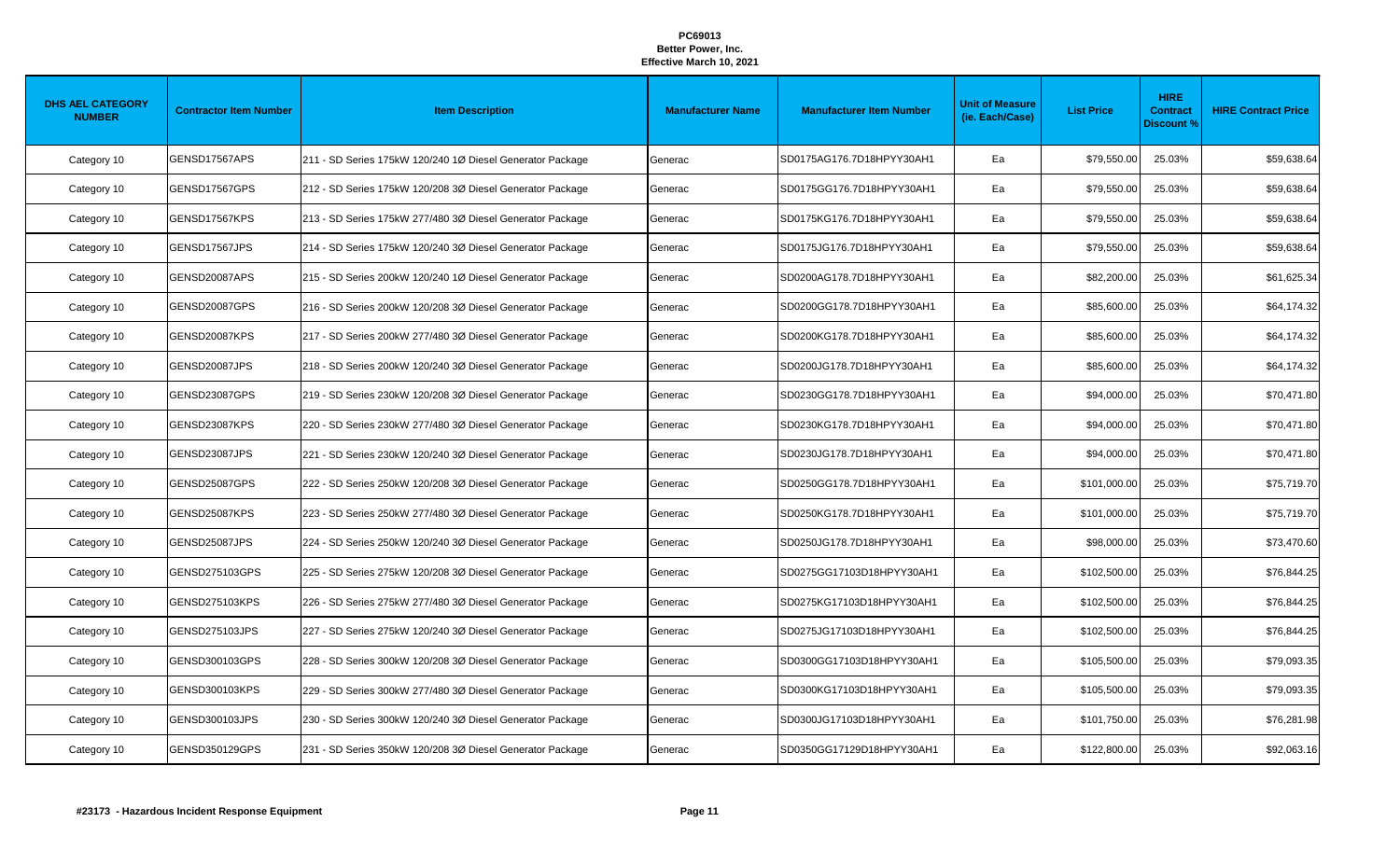**PC69013**
**Better Power, Inc.**
**Effective March 10, 2021**

| DHS AEL CATEGORY NUMBER | Contractor Item Number | Item Description | Manufacturer Name | Manufacturer Item Number | Unit of Measure (ie. Each/Case) | List Price | HIRE Contract Discount % | HIRE Contract Price |
|---|---|---|---|---|---|---|---|---|
| Category 10 | GENSD17567APS | 211 - SD Series 175kW 120/240 1Ø Diesel Generator Package | Generac | SD0175AG176.7D18HPYY30AH1 | Ea | $79,550.00 | 25.03% | $59,638.64 |
| Category 10 | GENSD17567GPS | 212 - SD Series 175kW 120/208 3Ø Diesel Generator Package | Generac | SD0175GG176.7D18HPYY30AH1 | Ea | $79,550.00 | 25.03% | $59,638.64 |
| Category 10 | GENSD17567KPS | 213 - SD Series 175kW 277/480 3Ø Diesel Generator Package | Generac | SD0175KG176.7D18HPYY30AH1 | Ea | $79,550.00 | 25.03% | $59,638.64 |
| Category 10 | GENSD17567JPS | 214 - SD Series 175kW 120/240 3Ø Diesel Generator Package | Generac | SD0175JG176.7D18HPYY30AH1 | Ea | $79,550.00 | 25.03% | $59,638.64 |
| Category 10 | GENSD20087APS | 215 - SD Series 200kW 120/240 1Ø Diesel Generator Package | Generac | SD0200AG178.7D18HPYY30AH1 | Ea | $82,200.00 | 25.03% | $61,625.34 |
| Category 10 | GENSD20087GPS | 216 - SD Series 200kW 120/208 3Ø Diesel Generator Package | Generac | SD0200GG178.7D18HPYY30AH1 | Ea | $85,600.00 | 25.03% | $64,174.32 |
| Category 10 | GENSD20087KPS | 217 - SD Series 200kW 277/480 3Ø Diesel Generator Package | Generac | SD0200KG178.7D18HPYY30AH1 | Ea | $85,600.00 | 25.03% | $64,174.32 |
| Category 10 | GENSD20087JPS | 218 - SD Series 200kW 120/240 3Ø Diesel Generator Package | Generac | SD0200JG178.7D18HPYY30AH1 | Ea | $85,600.00 | 25.03% | $64,174.32 |
| Category 10 | GENSD23087GPS | 219 - SD Series 230kW 120/208 3Ø Diesel Generator Package | Generac | SD0230GG178.7D18HPYY30AH1 | Ea | $94,000.00 | 25.03% | $70,471.80 |
| Category 10 | GENSD23087KPS | 220 - SD Series 230kW 277/480 3Ø Diesel Generator Package | Generac | SD0230KG178.7D18HPYY30AH1 | Ea | $94,000.00 | 25.03% | $70,471.80 |
| Category 10 | GENSD23087JPS | 221 - SD Series 230kW 120/240 3Ø Diesel Generator Package | Generac | SD0230JG178.7D18HPYY30AH1 | Ea | $94,000.00 | 25.03% | $70,471.80 |
| Category 10 | GENSD25087GPS | 222 - SD Series 250kW 120/208 3Ø Diesel Generator Package | Generac | SD0250GG178.7D18HPYY30AH1 | Ea | $101,000.00 | 25.03% | $75,719.70 |
| Category 10 | GENSD25087KPS | 223 - SD Series 250kW 277/480 3Ø Diesel Generator Package | Generac | SD0250KG178.7D18HPYY30AH1 | Ea | $101,000.00 | 25.03% | $75,719.70 |
| Category 10 | GENSD25087JPS | 224 - SD Series 250kW 120/240 3Ø Diesel Generator Package | Generac | SD0250JG178.7D18HPYY30AH1 | Ea | $98,000.00 | 25.03% | $73,470.60 |
| Category 10 | GENSD275103GPS | 225 - SD Series 275kW 120/208 3Ø Diesel Generator Package | Generac | SD0275GG17103D18HPYY30AH1 | Ea | $102,500.00 | 25.03% | $76,844.25 |
| Category 10 | GENSD275103KPS | 226 - SD Series 275kW 277/480 3Ø Diesel Generator Package | Generac | SD0275KG17103D18HPYY30AH1 | Ea | $102,500.00 | 25.03% | $76,844.25 |
| Category 10 | GENSD275103JPS | 227 - SD Series 275kW 120/240 3Ø Diesel Generator Package | Generac | SD0275JG17103D18HPYY30AH1 | Ea | $102,500.00 | 25.03% | $76,844.25 |
| Category 10 | GENSD300103GPS | 228 - SD Series 300kW 120/208 3Ø Diesel Generator Package | Generac | SD0300GG17103D18HPYY30AH1 | Ea | $105,500.00 | 25.03% | $79,093.35 |
| Category 10 | GENSD300103KPS | 229 - SD Series 300kW 277/480 3Ø Diesel Generator Package | Generac | SD0300KG17103D18HPYY30AH1 | Ea | $105,500.00 | 25.03% | $79,093.35 |
| Category 10 | GENSD300103JPS | 230 - SD Series 300kW 120/240 3Ø Diesel Generator Package | Generac | SD0300JG17103D18HPYY30AH1 | Ea | $101,750.00 | 25.03% | $76,281.98 |
| Category 10 | GENSD350129GPS | 231 - SD Series 350kW 120/208 3Ø Diesel Generator Package | Generac | SD0350GG17129D18HPYY30AH1 | Ea | $122,800.00 | 25.03% | $92,063.16 |

**#23173 - Hazardous Incident Response Equipment**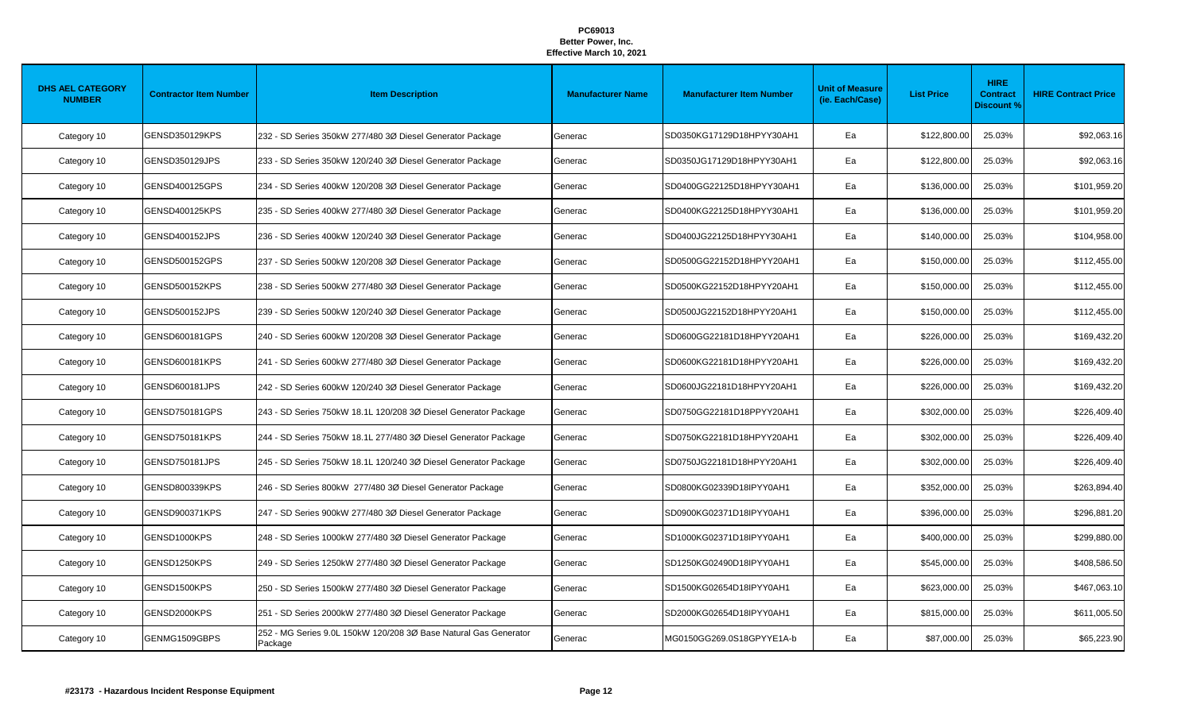**PC69013**
**Better Power, Inc.**
**Effective March 10, 2021**

| DHS AEL CATEGORY NUMBER | Contractor Item Number | Item Description | Manufacturer Name | Manufacturer Item Number | Unit of Measure (ie. Each/Case) | List Price | HIRE Contract Discount % | HIRE Contract Price |
|---|---|---|---|---|---|---|---|---|
| Category 10 | GENSD350129KPS | 232 - SD Series 350kW 277/480 3Ø Diesel Generator Package | Generac | SD0350KG17129D18HPYY30AH1 | Ea | $122,800.00 | 25.03% | $92,063.16 |
| Category 10 | GENSD350129JPS | 233 - SD Series 350kW 120/240 3Ø Diesel Generator Package | Generac | SD0350JG17129D18HPYY30AH1 | Ea | $122,800.00 | 25.03% | $92,063.16 |
| Category 10 | GENSD400125GPS | 234 - SD Series 400kW 120/208 3Ø Diesel Generator Package | Generac | SD0400GG22125D18HPYY30AH1 | Ea | $136,000.00 | 25.03% | $101,959.20 |
| Category 10 | GENSD400125KPS | 235 - SD Series 400kW 277/480 3Ø Diesel Generator Package | Generac | SD0400KG22125D18HPYY30AH1 | Ea | $136,000.00 | 25.03% | $101,959.20 |
| Category 10 | GENSD400152JPS | 236 - SD Series 400kW 120/240 3Ø Diesel Generator Package | Generac | SD0400JG22152D18HPYY30AH1 | Ea | $140,000.00 | 25.03% | $104,958.00 |
| Category 10 | GENSD500152GPS | 237 - SD Series 500kW 120/208 3Ø Diesel Generator Package | Generac | SD0500GG22152D18HPYY20AH1 | Ea | $150,000.00 | 25.03% | $112,455.00 |
| Category 10 | GENSD500152KPS | 238 - SD Series 500kW 277/480 3Ø Diesel Generator Package | Generac | SD0500KG22152D18HPYY20AH1 | Ea | $150,000.00 | 25.03% | $112,455.00 |
| Category 10 | GENSD500152JPS | 239 - SD Series 500kW 120/240 3Ø Diesel Generator Package | Generac | SD0500JG22152D18HPYY20AH1 | Ea | $150,000.00 | 25.03% | $112,455.00 |
| Category 10 | GENSD600181GPS | 240 - SD Series 600kW 120/208 3Ø Diesel Generator Package | Generac | SD0600GG22181D18HPYY20AH1 | Ea | $226,000.00 | 25.03% | $169,432.20 |
| Category 10 | GENSD600181KPS | 241 - SD Series 600kW 277/480 3Ø Diesel Generator Package | Generac | SD0600KG22181D18HPYY20AH1 | Ea | $226,000.00 | 25.03% | $169,432.20 |
| Category 10 | GENSD600181JPS | 242 - SD Series 600kW 120/240 3Ø Diesel Generator Package | Generac | SD0600JG22181D18HPYY20AH1 | Ea | $226,000.00 | 25.03% | $169,432.20 |
| Category 10 | GENSD750181GPS | 243 - SD Series 750kW 18.1L 120/208 3Ø Diesel Generator Package | Generac | SD0750GG22181D18PPYY20AH1 | Ea | $302,000.00 | 25.03% | $226,409.40 |
| Category 10 | GENSD750181KPS | 244 - SD Series 750kW 18.1L 277/480 3Ø Diesel Generator Package | Generac | SD0750KG22181D18HPYY20AH1 | Ea | $302,000.00 | 25.03% | $226,409.40 |
| Category 10 | GENSD750181JPS | 245 - SD Series 750kW 18.1L 120/240 3Ø Diesel Generator Package | Generac | SD0750JG22181D18HPYY20AH1 | Ea | $302,000.00 | 25.03% | $226,409.40 |
| Category 10 | GENSD800339KPS | 246 - SD Series 800kW 277/480 3Ø Diesel Generator Package | Generac | SD0800KG02339D18IPYY0AH1 | Ea | $352,000.00 | 25.03% | $263,894.40 |
| Category 10 | GENSD900371KPS | 247 - SD Series 900kW 277/480 3Ø Diesel Generator Package | Generac | SD0900KG02371D18IPYY0AH1 | Ea | $396,000.00 | 25.03% | $296,881.20 |
| Category 10 | GENSD1000KPS | 248 - SD Series 1000kW 277/480 3Ø Diesel Generator Package | Generac | SD1000KG02371D18IPYY0AH1 | Ea | $400,000.00 | 25.03% | $299,880.00 |
| Category 10 | GENSD1250KPS | 249 - SD Series 1250kW 277/480 3Ø Diesel Generator Package | Generac | SD1250KG02490D18IPYY0AH1 | Ea | $545,000.00 | 25.03% | $408,586.50 |
| Category 10 | GENSD1500KPS | 250 - SD Series 1500kW 277/480 3Ø Diesel Generator Package | Generac | SD1500KG02654D18IPYY0AH1 | Ea | $623,000.00 | 25.03% | $467,063.10 |
| Category 10 | GENSD2000KPS | 251 - SD Series 2000kW 277/480 3Ø Diesel Generator Package | Generac | SD2000KG02654D18IPYY0AH1 | Ea | $815,000.00 | 25.03% | $611,005.50 |
| Category 10 | GENMG1509GBPS | 252 - MG Series 9.0L 150kW 120/208 3Ø Base Natural Gas Generator Package | Generac | MG0150GG269.0S18GPYYE1A-b | Ea | $87,000.00 | 25.03% | $65,223.90 |

**#23173 - Hazardous Incident Response Equipment**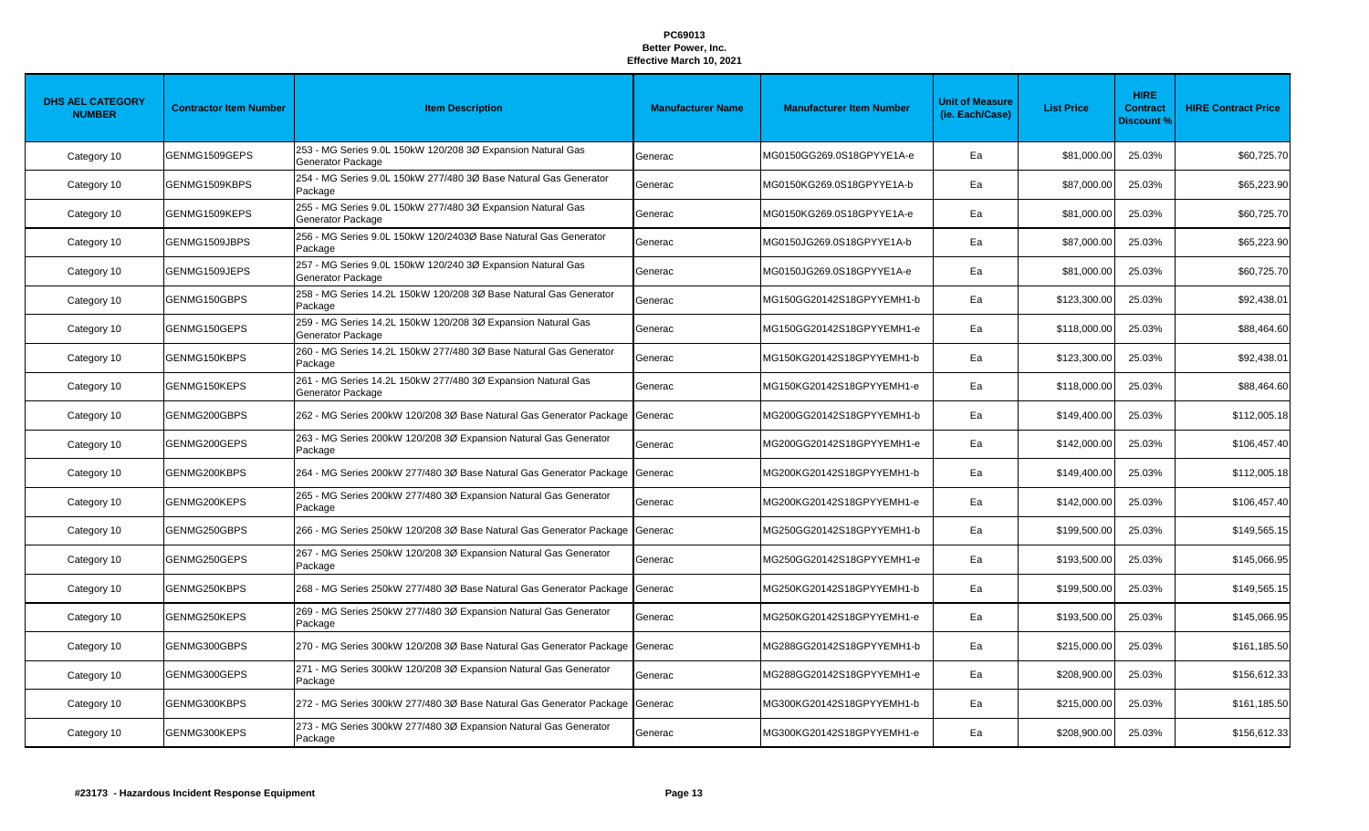**PC69013**
**Better Power, Inc.**
**Effective March 10, 2021**

| DHS AEL CATEGORY NUMBER | Contractor Item Number | Item Description | Manufacturer Name | Manufacturer Item Number | Unit of Measure (ie. Each/Case) | List Price | HIRE Contract Discount % | HIRE Contract Price |
|---|---|---|---|---|---|---|---|---|
| Category 10 | GENMG1509GEPS | 253 - MG Series 9.0L 150kW 120/208 3Ø Expansion Natural Gas Generator Package | Generac | MG0150GG269.0S18GPYYE1A-e | Ea | $81,000.00 | 25.03% | $60,725.70 |
| Category 10 | GENMG1509KBPS | 254 - MG Series 9.0L 150kW 277/480 3Ø Base Natural Gas Generator Package | Generac | MG0150KG269.0S18GPYYE1A-b | Ea | $87,000.00 | 25.03% | $65,223.90 |
| Category 10 | GENMG1509KEPS | 255 - MG Series 9.0L 150kW 277/480 3Ø Expansion Natural Gas Generator Package | Generac | MG0150KG269.0S18GPYYE1A-e | Ea | $81,000.00 | 25.03% | $60,725.70 |
| Category 10 | GENMG1509JBPS | 256 - MG Series 9.0L 150kW 120/2403Ø Base Natural Gas Generator Package | Generac | MG0150JG269.0S18GPYYE1A-b | Ea | $87,000.00 | 25.03% | $65,223.90 |
| Category 10 | GENMG1509JEPS | 257 - MG Series 9.0L 150kW 120/240 3Ø Expansion Natural Gas Generator Package | Generac | MG0150JG269.0S18GPYYE1A-e | Ea | $81,000.00 | 25.03% | $60,725.70 |
| Category 10 | GENMG150GBPS | 258 - MG Series 14.2L 150kW 120/208 3Ø Base Natural Gas Generator Package | Generac | MG150GG20142S18GPYYEMH1-b | Ea | $123,300.00 | 25.03% | $92,438.01 |
| Category 10 | GENMG150GEPS | 259 - MG Series 14.2L 150kW 120/208 3Ø Expansion Natural Gas Generator Package | Generac | MG150GG20142S18GPYYEMH1-e | Ea | $118,000.00 | 25.03% | $88,464.60 |
| Category 10 | GENMG150KBPS | 260 - MG Series 14.2L 150kW 277/480 3Ø Base Natural Gas Generator Package | Generac | MG150KG20142S18GPYYEMH1-b | Ea | $123,300.00 | 25.03% | $92,438.01 |
| Category 10 | GENMG150KEPS | 261 - MG Series 14.2L 150kW 277/480 3Ø Expansion Natural Gas Generator Package | Generac | MG150KG20142S18GPYYEMH1-e | Ea | $118,000.00 | 25.03% | $88,464.60 |
| Category 10 | GENMG200GBPS | 262 - MG Series 200kW 120/208 3Ø Base Natural Gas Generator Package | Generac | MG200GG20142S18GPYYEMH1-b | Ea | $149,400.00 | 25.03% | $112,005.18 |
| Category 10 | GENMG200GEPS | 263 - MG Series 200kW 120/208 3Ø Expansion Natural Gas Generator Package | Generac | MG200GG20142S18GPYYEMH1-e | Ea | $142,000.00 | 25.03% | $106,457.40 |
| Category 10 | GENMG200KBPS | 264 - MG Series 200kW 277/480 3Ø Base Natural Gas Generator Package | Generac | MG200KG20142S18GPYYEMH1-b | Ea | $149,400.00 | 25.03% | $112,005.18 |
| Category 10 | GENMG200KEPS | 265 - MG Series 200kW 277/480 3Ø Expansion Natural Gas Generator Package | Generac | MG200KG20142S18GPYYEMH1-e | Ea | $142,000.00 | 25.03% | $106,457.40 |
| Category 10 | GENMG250GBPS | 266 - MG Series 250kW 120/208 3Ø Base Natural Gas Generator Package | Generac | MG250GG20142S18GPYYEMH1-b | Ea | $199,500.00 | 25.03% | $149,565.15 |
| Category 10 | GENMG250GEPS | 267 - MG Series 250kW 120/208 3Ø Expansion Natural Gas Generator Package | Generac | MG250GG20142S18GPYYEMH1-e | Ea | $193,500.00 | 25.03% | $145,066.95 |
| Category 10 | GENMG250KBPS | 268 - MG Series 250kW 277/480 3Ø Base Natural Gas Generator Package | Generac | MG250KG20142S18GPYYEMH1-b | Ea | $199,500.00 | 25.03% | $149,565.15 |
| Category 10 | GENMG250KEPS | 269 - MG Series 250kW 277/480 3Ø Expansion Natural Gas Generator Package | Generac | MG250KG20142S18GPYYEMH1-e | Ea | $193,500.00 | 25.03% | $145,066.95 |
| Category 10 | GENMG300GBPS | 270 - MG Series 300kW 120/208 3Ø Base Natural Gas Generator Package | Generac | MG288GG20142S18GPYYEMH1-b | Ea | $215,000.00 | 25.03% | $161,185.50 |
| Category 10 | GENMG300GEPS | 271 - MG Series 300kW 120/208 3Ø Expansion Natural Gas Generator Package | Generac | MG288GG20142S18GPYYEMH1-e | Ea | $208,900.00 | 25.03% | $156,612.33 |
| Category 10 | GENMG300KBPS | 272 - MG Series 300kW 277/480 3Ø Base Natural Gas Generator Package | Generac | MG300KG20142S18GPYYEMH1-b | Ea | $215,000.00 | 25.03% | $161,185.50 |
| Category 10 | GENMG300KEPS | 273 - MG Series 300kW 277/480 3Ø Expansion Natural Gas Generator Package | Generac | MG300KG20142S18GPYYEMH1-e | Ea | $208,900.00 | 25.03% | $156,612.33 |

**#23173 - Hazardous Incident Response Equipment**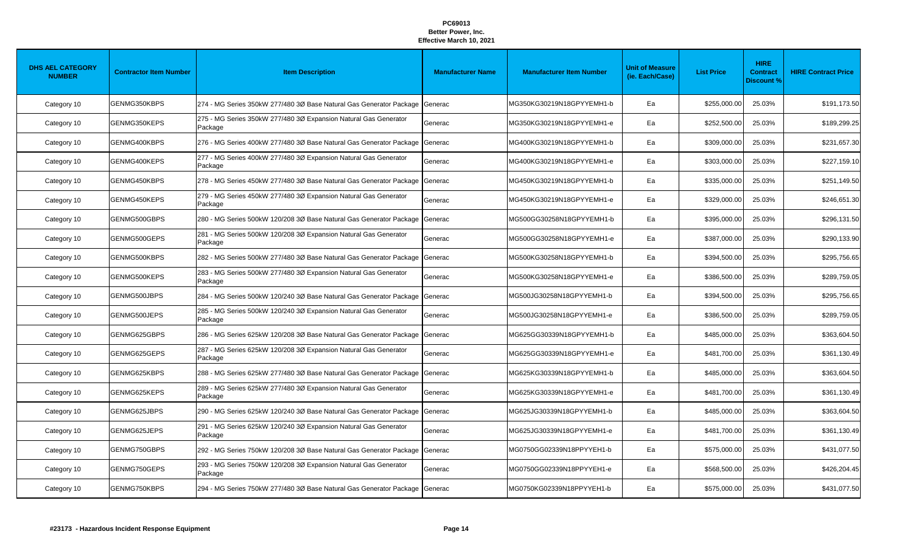**PC69013**
**Better Power, Inc.**
**Effective March 10, 2021**

| DHS AEL CATEGORY NUMBER | Contractor Item Number | Item Description | Manufacturer Name | Manufacturer Item Number | Unit of Measure (ie. Each/Case) | List Price | HIRE Contract Discount % | HIRE Contract Price |
|---|---|---|---|---|---|---|---|---|
| Category 10 | GENMG350KBPS | 274 - MG Series 350kW 277/480 3Ø Base Natural Gas Generator Package | Generac | MG350KG30219N18GPYYEMH1-b | Ea | $255,000.00 | 25.03% | $191,173.50 |
| Category 10 | GENMG350KEPS | 275 - MG Series 350kW 277/480 3Ø Expansion Natural Gas Generator Package | Generac | MG350KG30219N18GPYYEMH1-e | Ea | $252,500.00 | 25.03% | $189,299.25 |
| Category 10 | GENMG400KBPS | 276 - MG Series 400kW 277/480 3Ø Base Natural Gas Generator Package | Generac | MG400KG30219N18GPYYEMH1-b | Ea | $309,000.00 | 25.03% | $231,657.30 |
| Category 10 | GENMG400KEPS | 277 - MG Series 400kW 277/480 3Ø Expansion Natural Gas Generator Package | Generac | MG400KG30219N18GPYYEMH1-e | Ea | $303,000.00 | 25.03% | $227,159.10 |
| Category 10 | GENMG450KBPS | 278 - MG Series 450kW 277/480 3Ø Base Natural Gas Generator Package | Generac | MG450KG30219N18GPYYEMH1-b | Ea | $335,000.00 | 25.03% | $251,149.50 |
| Category 10 | GENMG450KEPS | 279 - MG Series 450kW 277/480 3Ø Expansion Natural Gas Generator Package | Generac | MG450KG30219N18GPYYEMH1-e | Ea | $329,000.00 | 25.03% | $246,651.30 |
| Category 10 | GENMG500GBPS | 280 - MG Series 500kW 120/208 3Ø Base Natural Gas Generator Package | Generac | MG500GG30258N18GPYYEMH1-b | Ea | $395,000.00 | 25.03% | $296,131.50 |
| Category 10 | GENMG500GEPS | 281 - MG Series 500kW 120/208 3Ø Expansion Natural Gas Generator Package | Generac | MG500GG30258N18GPYYEMH1-e | Ea | $387,000.00 | 25.03% | $290,133.90 |
| Category 10 | GENMG500KBPS | 282 - MG Series 500kW 277/480 3Ø Base Natural Gas Generator Package | Generac | MG500KG30258N18GPYYEMH1-b | Ea | $394,500.00 | 25.03% | $295,756.65 |
| Category 10 | GENMG500KEPS | 283 - MG Series 500kW 277/480 3Ø Expansion Natural Gas Generator Package | Generac | MG500KG30258N18GPYYEMH1-e | Ea | $386,500.00 | 25.03% | $289,759.05 |
| Category 10 | GENMG500JBPS | 284 - MG Series 500kW 120/240 3Ø Base Natural Gas Generator Package | Generac | MG500JG30258N18GPYYEMH1-b | Ea | $394,500.00 | 25.03% | $295,756.65 |
| Category 10 | GENMG500JEPS | 285 - MG Series 500kW 120/240 3Ø Expansion Natural Gas Generator Package | Generac | MG500JG30258N18GPYYEMH1-e | Ea | $386,500.00 | 25.03% | $289,759.05 |
| Category 10 | GENMG625GBPS | 286 - MG Series 625kW 120/208 3Ø Base Natural Gas Generator Package | Generac | MG625GG30339N18GPYYEMH1-b | Ea | $485,000.00 | 25.03% | $363,604.50 |
| Category 10 | GENMG625GEPS | 287 - MG Series 625kW 120/208 3Ø Expansion Natural Gas Generator Package | Generac | MG625GG30339N18GPYYEMH1-e | Ea | $481,700.00 | 25.03% | $361,130.49 |
| Category 10 | GENMG625KBPS | 288 - MG Series 625kW 277/480 3Ø Base Natural Gas Generator Package | Generac | MG625KG30339N18GPYYEMH1-b | Ea | $485,000.00 | 25.03% | $363,604.50 |
| Category 10 | GENMG625KEPS | 289 - MG Series 625kW 277/480 3Ø Expansion Natural Gas Generator Package | Generac | MG625KG30339N18GPYYEMH1-e | Ea | $481,700.00 | 25.03% | $361,130.49 |
| Category 10 | GENMG625JBPS | 290 - MG Series 625kW 120/240 3Ø Base Natural Gas Generator Package | Generac | MG625JG30339N18GPYYEMH1-b | Ea | $485,000.00 | 25.03% | $363,604.50 |
| Category 10 | GENMG625JEPS | 291 - MG Series 625kW 120/240 3Ø Expansion Natural Gas Generator Package | Generac | MG625JG30339N18GPYYEMH1-e | Ea | $481,700.00 | 25.03% | $361,130.49 |
| Category 10 | GENMG750GBPS | 292 - MG Series 750kW 120/208 3Ø Base Natural Gas Generator Package | Generac | MG0750GG02339N18PPYYEH1-b | Ea | $575,000.00 | 25.03% | $431,077.50 |
| Category 10 | GENMG750GEPS | 293 - MG Series 750kW 120/208 3Ø Expansion Natural Gas Generator Package | Generac | MG0750GG02339N18PPYYEH1-e | Ea | $568,500.00 | 25.03% | $426,204.45 |
| Category 10 | GENMG750KBPS | 294 - MG Series 750kW 277/480 3Ø Base Natural Gas Generator Package | Generac | MG0750KG02339N18PPYYEH1-b | Ea | $575,000.00 | 25.03% | $431,077.50 |

**#23173 - Hazardous Incident Response Equipment**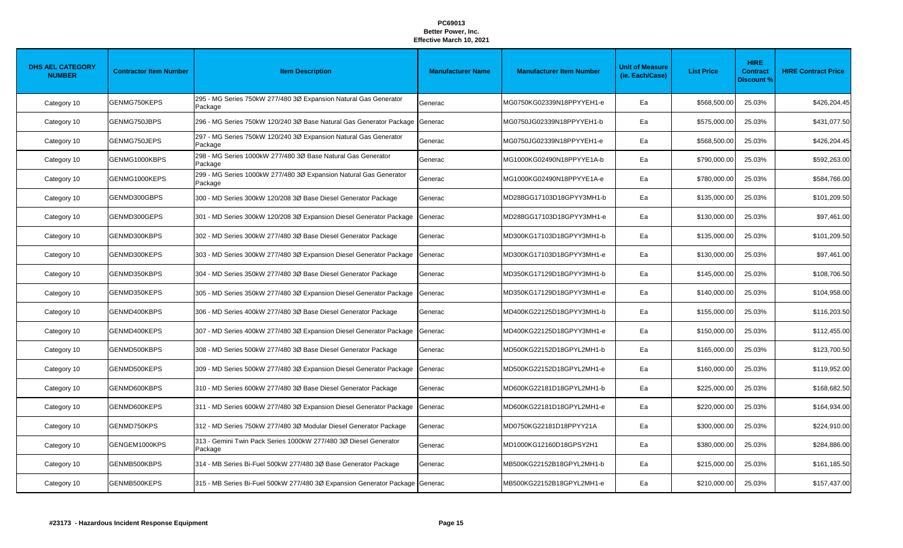**PC69013**
**Better Power, Inc.**
**Effective March 10, 2021**

| DHS AEL CATEGORY NUMBER | Contractor Item Number | Item Description | Manufacturer Name | Manufacturer Item Number | Unit of Measure (ie. Each/Case) | List Price | HIRE Contract Discount % | HIRE Contract Price |
|---|---|---|---|---|---|---|---|---|
| Category 10 | GENMG750KEPS | 295 - MG Series 750kW 277/480 3Ø Expansion Natural Gas Generator Package | Generac | MG0750KG02339N18PPYYEH1-e | Ea | $568,500.00 | 25.03% | $426,204.45 |
| Category 10 | GENMG750JBPS | 296 - MG Series 750kW 120/240 3Ø Base Natural Gas Generator Package | Generac | MG0750JG02339N18PPYYEH1-b | Ea | $575,000.00 | 25.03% | $431,077.50 |
| Category 10 | GENMG750JEPS | 297 - MG Series 750kW 120/240 3Ø Expansion Natural Gas Generator Package | Generac | MG0750JG02339N18PPYYEH1-e | Ea | $568,500.00 | 25.03% | $426,204.45 |
| Category 10 | GENMG1000KBPS | 298 - MG Series 1000kW 277/480 3Ø Base Natural Gas Generator Package | Generac | MG1000KG02490N18PPYYE1A-b | Ea | $790,000.00 | 25.03% | $592,263.00 |
| Category 10 | GENMG1000KEPS | 299 - MG Series 1000kW 277/480 3Ø Expansion Natural Gas Generator Package | Generac | MG1000KG02490N18PPYYE1A-e | Ea | $780,000.00 | 25.03% | $584,766.00 |
| Category 10 | GENMD300GBPS | 300 - MD Series 300kW 120/208 3Ø Base Diesel Generator Package | Generac | MD288GG17103D18GPYY3MH1-b | Ea | $135,000.00 | 25.03% | $101,209.50 |
| Category 10 | GENMD300GEPS | 301 - MD Series 300kW 120/208 3Ø Expansion Diesel Generator Package | Generac | MD288GG17103D18GPYY3MH1-e | Ea | $130,000.00 | 25.03% | $97,461.00 |
| Category 10 | GENMD300KBPS | 302 - MD Series 300kW 277/480 3Ø Base Diesel Generator Package | Generac | MD300KG17103D18GPYY3MH1-b | Ea | $135,000.00 | 25.03% | $101,209.50 |
| Category 10 | GENMD300KEPS | 303 - MD Series 300kW 277/480 3Ø Expansion Diesel Generator Package | Generac | MD300KG17103D18GPYY3MH1-e | Ea | $130,000.00 | 25.03% | $97,461.00 |
| Category 10 | GENMD350KBPS | 304 - MD Series 350kW 277/480 3Ø Base Diesel Generator Package | Generac | MD350KG17129D18GPYY3MH1-b | Ea | $145,000.00 | 25.03% | $108,706.50 |
| Category 10 | GENMD350KEPS | 305 - MD Series 350kW 277/480 3Ø Expansion Diesel Generator Package | Generac | MD350KG17129D18GPYY3MH1-e | Ea | $140,000.00 | 25.03% | $104,958.00 |
| Category 10 | GENMD400KBPS | 306 - MD Series 400kW 277/480 3Ø Base Diesel Generator Package | Generac | MD400KG22125D18GPYY3MH1-b | Ea | $155,000.00 | 25.03% | $116,203.50 |
| Category 10 | GENMD400KEPS | 307 - MD Series 400kW 277/480 3Ø Expansion Diesel Generator Package | Generac | MD400KG22125D18GPYY3MH1-e | Ea | $150,000.00 | 25.03% | $112,455.00 |
| Category 10 | GENMD500KBPS | 308 - MD Series 500kW 277/480 3Ø Base Diesel Generator Package | Generac | MD500KG22152D18GPYL2MH1-b | Ea | $165,000.00 | 25.03% | $123,700.50 |
| Category 10 | GENMD500KEPS | 309 - MD Series 500kW 277/480 3Ø Expansion Diesel Generator Package | Generac | MD500KG22152D18GPYL2MH1-e | Ea | $160,000.00 | 25.03% | $119,952.00 |
| Category 10 | GENMD600KBPS | 310 - MD Series 600kW 277/480 3Ø Base Diesel Generator Package | Generac | MD600KG22181D18GPYL2MH1-b | Ea | $225,000.00 | 25.03% | $168,682.50 |
| Category 10 | GENMD600KEPS | 311 - MD Series 600kW 277/480 3Ø Expansion Diesel Generator Package | Generac | MD600KG22181D18GPYL2MH1-e | Ea | $220,000.00 | 25.03% | $164,934.00 |
| Category 10 | GENMD750KPS | 312 - MD Series 750kW 277/480 3Ø Modular Diesel Generator Package | Generac | MD0750KG22181D18PPYY21A | Ea | $300,000.00 | 25.03% | $224,910.00 |
| Category 10 | GENGEM1000KPS | 313 - Gemini Twin Pack Series 1000kW 277/480 3Ø Diesel Generator Package | Generac | MD1000KG12160D18GPSY2H1 | Ea | $380,000.00 | 25.03% | $284,886.00 |
| Category 10 | GENMB500KBPS | 314 - MB Series Bi-Fuel 500kW 277/480 3Ø Base Generator Package | Generac | MB500KG22152B18GPYL2MH1-b | Ea | $215,000.00 | 25.03% | $161,185.50 |
| Category 10 | GENMB500KEPS | 315 - MB Series Bi-Fuel 500kW 277/480 3Ø Expansion Generator Package | Generac | MB500KG22152B18GPYL2MH1-e | Ea | $210,000.00 | 25.03% | $157,437.00 |

**#23173 - Hazardous Incident Response Equipment**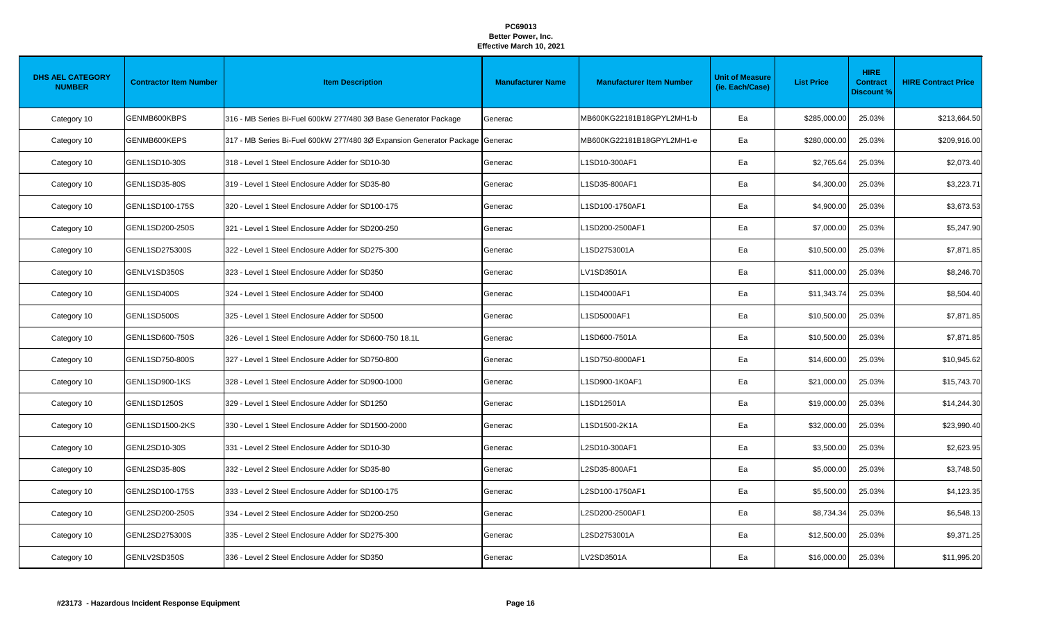**PC69013**
**Better Power, Inc.**
**Effective March 10, 2021**

| DHS AEL CATEGORY NUMBER | Contractor Item Number | Item Description | Manufacturer Name | Manufacturer Item Number | Unit of Measure (ie. Each/Case) | List Price | HIRE Contract Discount % | HIRE Contract Price |
|---|---|---|---|---|---|---|---|---|
| Category 10 | GENMB600KBPS | 316 - MB Series Bi-Fuel 600kW 277/480 3Ø Base Generator Package | Generac | MB600KG22181B18GPYL2MH1-b | Ea | $285,000.00 | 25.03% | $213,664.50 |
| Category 10 | GENMB600KEPS | 317 - MB Series Bi-Fuel 600kW 277/480 3Ø Expansion Generator Package | Generac | MB600KG22181B18GPYL2MH1-e | Ea | $280,000.00 | 25.03% | $209,916.00 |
| Category 10 | GENL1SD10-30S | 318 - Level 1 Steel Enclosure Adder for SD10-30 | Generac | L1SD10-300AF1 | Ea | $2,765.64 | 25.03% | $2,073.40 |
| Category 10 | GENL1SD35-80S | 319 - Level 1 Steel Enclosure Adder for SD35-80 | Generac | L1SD35-800AF1 | Ea | $4,300.00 | 25.03% | $3,223.71 |
| Category 10 | GENL1SD100-175S | 320 - Level 1 Steel Enclosure Adder for SD100-175 | Generac | L1SD100-1750AF1 | Ea | $4,900.00 | 25.03% | $3,673.53 |
| Category 10 | GENL1SD200-250S | 321 - Level 1 Steel Enclosure Adder for SD200-250 | Generac | L1SD200-2500AF1 | Ea | $7,000.00 | 25.03% | $5,247.90 |
| Category 10 | GENL1SD275300S | 322 - Level 1 Steel Enclosure Adder for SD275-300 | Generac | L1SD2753001A | Ea | $10,500.00 | 25.03% | $7,871.85 |
| Category 10 | GENLV1SD350S | 323 - Level 1 Steel Enclosure Adder for SD350 | Generac | LV1SD3501A | Ea | $11,000.00 | 25.03% | $8,246.70 |
| Category 10 | GENL1SD400S | 324 - Level 1 Steel Enclosure Adder for SD400 | Generac | L1SD4000AF1 | Ea | $11,343.74 | 25.03% | $8,504.40 |
| Category 10 | GENL1SD500S | 325 - Level 1 Steel Enclosure Adder for SD500 | Generac | L1SD5000AF1 | Ea | $10,500.00 | 25.03% | $7,871.85 |
| Category 10 | GENL1SD600-750S | 326 - Level 1 Steel Enclosure Adder for SD600-750 18.1L | Generac | L1SD600-7501A | Ea | $10,500.00 | 25.03% | $7,871.85 |
| Category 10 | GENL1SD750-800S | 327 - Level 1 Steel Enclosure Adder for SD750-800 | Generac | L1SD750-8000AF1 | Ea | $14,600.00 | 25.03% | $10,945.62 |
| Category 10 | GENL1SD900-1KS | 328 - Level 1 Steel Enclosure Adder for SD900-1000 | Generac | L1SD900-1K0AF1 | Ea | $21,000.00 | 25.03% | $15,743.70 |
| Category 10 | GENL1SD1250S | 329 - Level 1 Steel Enclosure Adder for SD1250 | Generac | L1SD12501A | Ea | $19,000.00 | 25.03% | $14,244.30 |
| Category 10 | GENL1SD1500-2KS | 330 - Level 1 Steel Enclosure Adder for SD1500-2000 | Generac | L1SD1500-2K1A | Ea | $32,000.00 | 25.03% | $23,990.40 |
| Category 10 | GENL2SD10-30S | 331 - Level 2 Steel Enclosure Adder for SD10-30 | Generac | L2SD10-300AF1 | Ea | $3,500.00 | 25.03% | $2,623.95 |
| Category 10 | GENL2SD35-80S | 332 - Level 2 Steel Enclosure Adder for SD35-80 | Generac | L2SD35-800AF1 | Ea | $5,000.00 | 25.03% | $3,748.50 |
| Category 10 | GENL2SD100-175S | 333 - Level 2 Steel Enclosure Adder for SD100-175 | Generac | L2SD100-1750AF1 | Ea | $5,500.00 | 25.03% | $4,123.35 |
| Category 10 | GENL2SD200-250S | 334 - Level 2 Steel Enclosure Adder for SD200-250 | Generac | L2SD200-2500AF1 | Ea | $8,734.34 | 25.03% | $6,548.13 |
| Category 10 | GENL2SD275300S | 335 - Level 2 Steel Enclosure Adder for SD275-300 | Generac | L2SD2753001A | Ea | $12,500.00 | 25.03% | $9,371.25 |
| Category 10 | GENLV2SD350S | 336 - Level 2 Steel Enclosure Adder for SD350 | Generac | LV2SD3501A | Ea | $16,000.00 | 25.03% | $11,995.20 |

**#23173 - Hazardous Incident Response Equipment**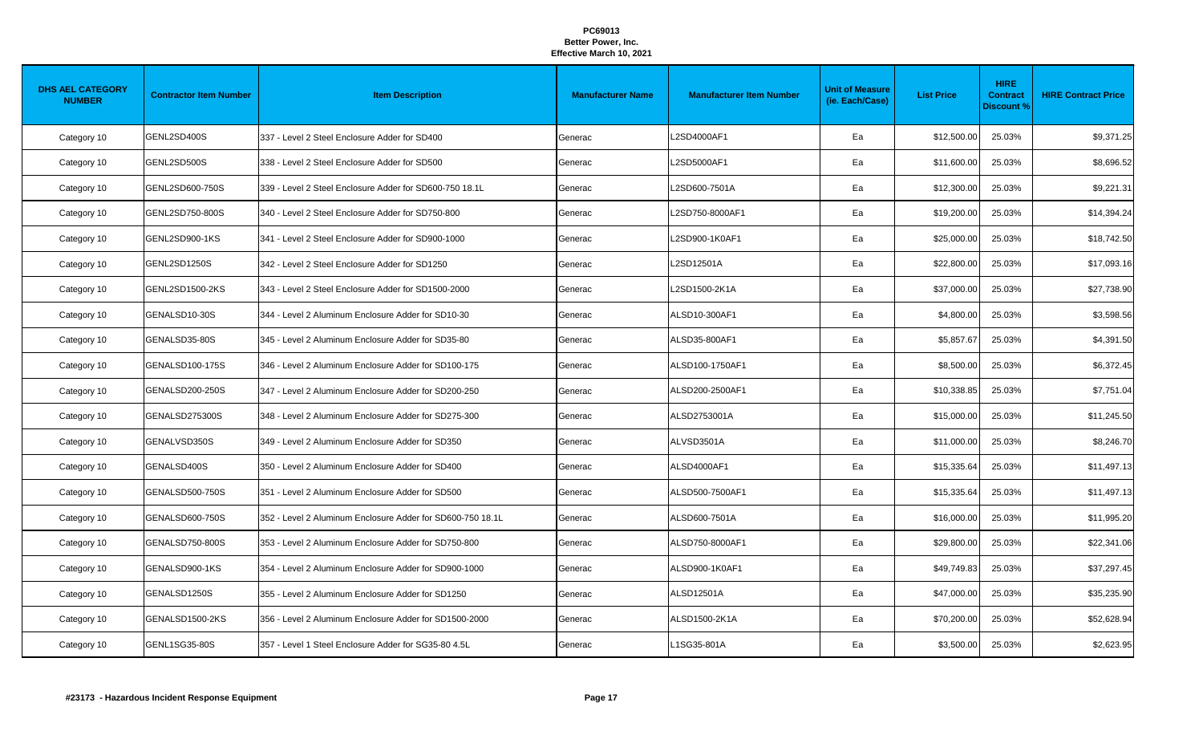**PC69013**
**Better Power, Inc.**
**Effective March 10, 2021**

| DHS AEL CATEGORY NUMBER | Contractor Item Number | Item Description | Manufacturer Name | Manufacturer Item Number | Unit of Measure (ie. Each/Case) | List Price | HIRE Contract Discount % | HIRE Contract Price |
|---|---|---|---|---|---|---|---|---|
| Category 10 | GENL2SD400S | 337 - Level 2 Steel Enclosure Adder for SD400 | Generac | L2SD4000AF1 | Ea | $12,500.00 | 25.03% | $9,371.25 |
| Category 10 | GENL2SD500S | 338 - Level 2 Steel Enclosure Adder for SD500 | Generac | L2SD5000AF1 | Ea | $11,600.00 | 25.03% | $8,696.52 |
| Category 10 | GENL2SD600-750S | 339 - Level 2 Steel Enclosure Adder for SD600-750 18.1L | Generac | L2SD600-7501A | Ea | $12,300.00 | 25.03% | $9,221.31 |
| Category 10 | GENL2SD750-800S | 340 - Level 2 Steel Enclosure Adder for SD750-800 | Generac | L2SD750-8000AF1 | Ea | $19,200.00 | 25.03% | $14,394.24 |
| Category 10 | GENL2SD900-1KS | 341 - Level 2 Steel Enclosure Adder for SD900-1000 | Generac | L2SD900-1K0AF1 | Ea | $25,000.00 | 25.03% | $18,742.50 |
| Category 10 | GENL2SD1250S | 342 - Level 2 Steel Enclosure Adder for SD1250 | Generac | L2SD12501A | Ea | $22,800.00 | 25.03% | $17,093.16 |
| Category 10 | GENL2SD1500-2KS | 343 - Level 2 Steel Enclosure Adder for SD1500-2000 | Generac | L2SD1500-2K1A | Ea | $37,000.00 | 25.03% | $27,738.90 |
| Category 10 | GENALSD10-30S | 344 - Level 2 Aluminum Enclosure Adder for SD10-30 | Generac | ALSD10-300AF1 | Ea | $4,800.00 | 25.03% | $3,598.56 |
| Category 10 | GENALSD35-80S | 345 - Level 2 Aluminum Enclosure Adder for SD35-80 | Generac | ALSD35-800AF1 | Ea | $5,857.67 | 25.03% | $4,391.50 |
| Category 10 | GENALSD100-175S | 346 - Level 2 Aluminum Enclosure Adder for SD100-175 | Generac | ALSD100-1750AF1 | Ea | $8,500.00 | 25.03% | $6,372.45 |
| Category 10 | GENALSD200-250S | 347 - Level 2 Aluminum Enclosure Adder for SD200-250 | Generac | ALSD200-2500AF1 | Ea | $10,338.85 | 25.03% | $7,751.04 |
| Category 10 | GENALSD275300S | 348 - Level 2 Aluminum Enclosure Adder for SD275-300 | Generac | ALSD2753001A | Ea | $15,000.00 | 25.03% | $11,245.50 |
| Category 10 | GENALVSD350S | 349 - Level 2 Aluminum Enclosure Adder for SD350 | Generac | ALVSD3501A | Ea | $11,000.00 | 25.03% | $8,246.70 |
| Category 10 | GENALSD400S | 350 - Level 2 Aluminum Enclosure Adder for SD400 | Generac | ALSD4000AF1 | Ea | $15,335.64 | 25.03% | $11,497.13 |
| Category 10 | GENALSD500-750S | 351 - Level 2 Aluminum Enclosure Adder for SD500 | Generac | ALSD500-7500AF1 | Ea | $15,335.64 | 25.03% | $11,497.13 |
| Category 10 | GENALSD600-750S | 352 - Level 2 Aluminum Enclosure Adder for SD600-750 18.1L | Generac | ALSD600-7501A | Ea | $16,000.00 | 25.03% | $11,995.20 |
| Category 10 | GENALSD750-800S | 353 - Level 2 Aluminum Enclosure Adder for SD750-800 | Generac | ALSD750-8000AF1 | Ea | $29,800.00 | 25.03% | $22,341.06 |
| Category 10 | GENALSD900-1KS | 354 - Level 2 Aluminum Enclosure Adder for SD900-1000 | Generac | ALSD900-1K0AF1 | Ea | $49,749.83 | 25.03% | $37,297.45 |
| Category 10 | GENALSD1250S | 355 - Level 2 Aluminum Enclosure Adder for SD1250 | Generac | ALSD12501A | Ea | $47,000.00 | 25.03% | $35,235.90 |
| Category 10 | GENALSD1500-2KS | 356 - Level 2 Aluminum Enclosure Adder for SD1500-2000 | Generac | ALSD1500-2K1A | Ea | $70,200.00 | 25.03% | $52,628.94 |
| Category 10 | GENL1SG35-80S | 357 - Level 1 Steel Enclosure Adder for SG35-80 4.5L | Generac | L1SG35-801A | Ea | $3,500.00 | 25.03% | $2,623.95 |

**#23173 - Hazardous Incident Response Equipment**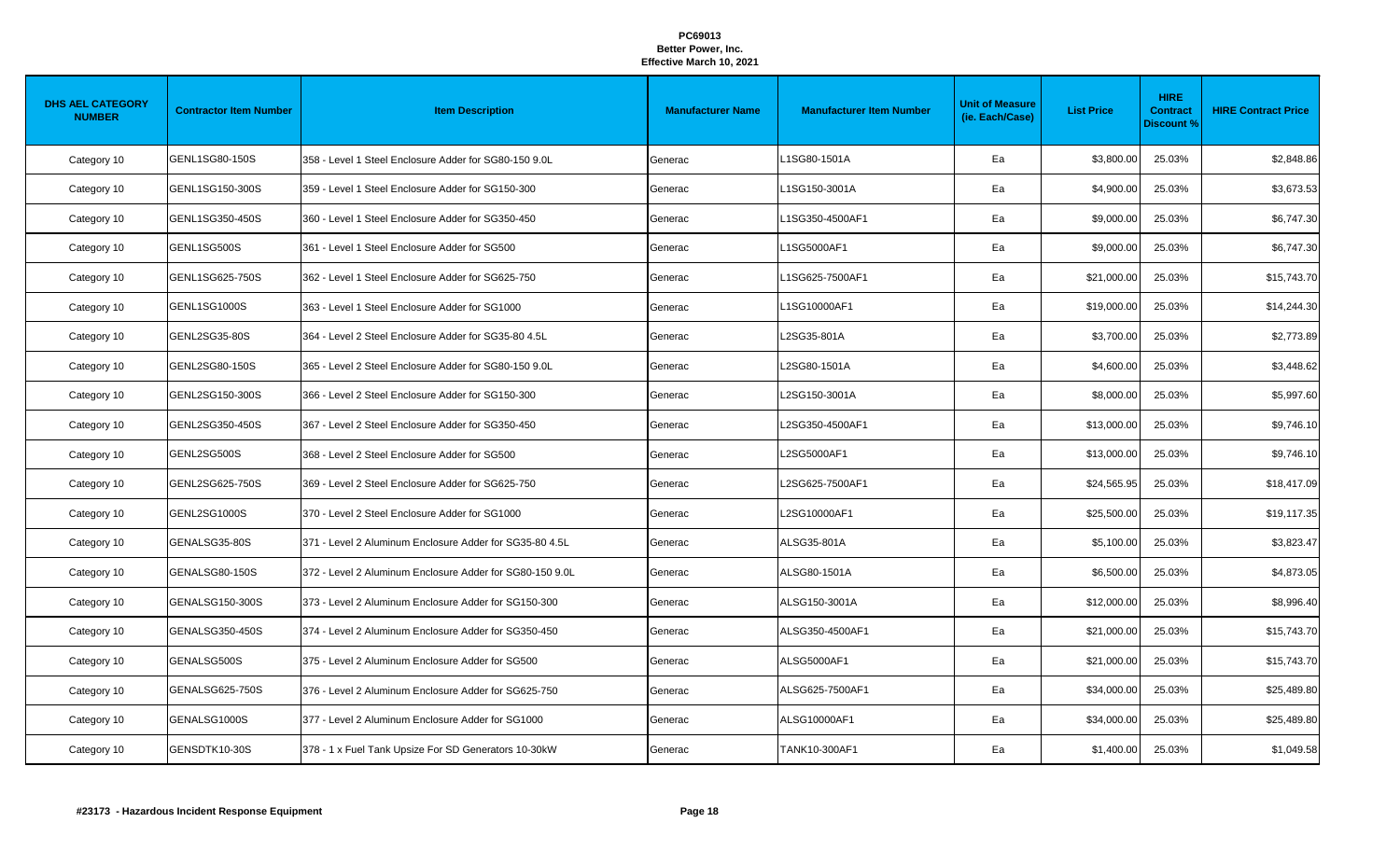**PC69013**
**Better Power, Inc.**
**Effective March 10, 2021**

| DHS AEL CATEGORY NUMBER | Contractor Item Number | Item Description | Manufacturer Name | Manufacturer Item Number | Unit of Measure (ie. Each/Case) | List Price | HIRE Contract Discount % | HIRE Contract Price |
|---|---|---|---|---|---|---|---|---|
| Category 10 | GENL1SG80-150S | 358 - Level 1 Steel Enclosure Adder for SG80-150 9.0L | Generac | L1SG80-1501A | Ea | $3,800.00 | 25.03% | $2,848.86 |
| Category 10 | GENL1SG150-300S | 359 - Level 1 Steel Enclosure Adder for SG150-300 | Generac | L1SG150-3001A | Ea | $4,900.00 | 25.03% | $3,673.53 |
| Category 10 | GENL1SG350-450S | 360 - Level 1 Steel Enclosure Adder for SG350-450 | Generac | L1SG350-4500AF1 | Ea | $9,000.00 | 25.03% | $6,747.30 |
| Category 10 | GENL1SG500S | 361 - Level 1 Steel Enclosure Adder for SG500 | Generac | L1SG5000AF1 | Ea | $9,000.00 | 25.03% | $6,747.30 |
| Category 10 | GENL1SG625-750S | 362 - Level 1 Steel Enclosure Adder for SG625-750 | Generac | L1SG625-7500AF1 | Ea | $21,000.00 | 25.03% | $15,743.70 |
| Category 10 | GENL1SG1000S | 363 - Level 1 Steel Enclosure Adder for SG1000 | Generac | L1SG10000AF1 | Ea | $19,000.00 | 25.03% | $14,244.30 |
| Category 10 | GENL2SG35-80S | 364 - Level 2 Steel Enclosure Adder for SG35-80 4.5L | Generac | L2SG35-801A | Ea | $3,700.00 | 25.03% | $2,773.89 |
| Category 10 | GENL2SG80-150S | 365 - Level 2 Steel Enclosure Adder for SG80-150 9.0L | Generac | L2SG80-1501A | Ea | $4,600.00 | 25.03% | $3,448.62 |
| Category 10 | GENL2SG150-300S | 366 - Level 2 Steel Enclosure Adder for SG150-300 | Generac | L2SG150-3001A | Ea | $8,000.00 | 25.03% | $5,997.60 |
| Category 10 | GENL2SG350-450S | 367 - Level 2 Steel Enclosure Adder for SG350-450 | Generac | L2SG350-4500AF1 | Ea | $13,000.00 | 25.03% | $9,746.10 |
| Category 10 | GENL2SG500S | 368 - Level 2 Steel Enclosure Adder for SG500 | Generac | L2SG5000AF1 | Ea | $13,000.00 | 25.03% | $9,746.10 |
| Category 10 | GENL2SG625-750S | 369 - Level 2 Steel Enclosure Adder for SG625-750 | Generac | L2SG625-7500AF1 | Ea | $24,565.95 | 25.03% | $18,417.09 |
| Category 10 | GENL2SG1000S | 370 - Level 2 Steel Enclosure Adder for SG1000 | Generac | L2SG10000AF1 | Ea | $25,500.00 | 25.03% | $19,117.35 |
| Category 10 | GENALSG35-80S | 371 - Level 2 Aluminum Enclosure Adder for SG35-80 4.5L | Generac | ALSG35-801A | Ea | $5,100.00 | 25.03% | $3,823.47 |
| Category 10 | GENALSG80-150S | 372 - Level 2 Aluminum Enclosure Adder for SG80-150 9.0L | Generac | ALSG80-1501A | Ea | $6,500.00 | 25.03% | $4,873.05 |
| Category 10 | GENALSG150-300S | 373 - Level 2 Aluminum Enclosure Adder for SG150-300 | Generac | ALSG150-3001A | Ea | $12,000.00 | 25.03% | $8,996.40 |
| Category 10 | GENALSG350-450S | 374 - Level 2 Aluminum Enclosure Adder for SG350-450 | Generac | ALSG350-4500AF1 | Ea | $21,000.00 | 25.03% | $15,743.70 |
| Category 10 | GENALSG500S | 375 - Level 2 Aluminum Enclosure Adder for SG500 | Generac | ALSG5000AF1 | Ea | $21,000.00 | 25.03% | $15,743.70 |
| Category 10 | GENALSG625-750S | 376 - Level 2 Aluminum Enclosure Adder for SG625-750 | Generac | ALSG625-7500AF1 | Ea | $34,000.00 | 25.03% | $25,489.80 |
| Category 10 | GENALSG1000S | 377 - Level 2 Aluminum Enclosure Adder for SG1000 | Generac | ALSG10000AF1 | Ea | $34,000.00 | 25.03% | $25,489.80 |
| Category 10 | GENSDTK10-30S | 378 - 1 x Fuel Tank Upsize For SD Generators 10-30kW | Generac | TANK10-300AF1 | Ea | $1,400.00 | 25.03% | $1,049.58 |

**#23173 - Hazardous Incident Response Equipment**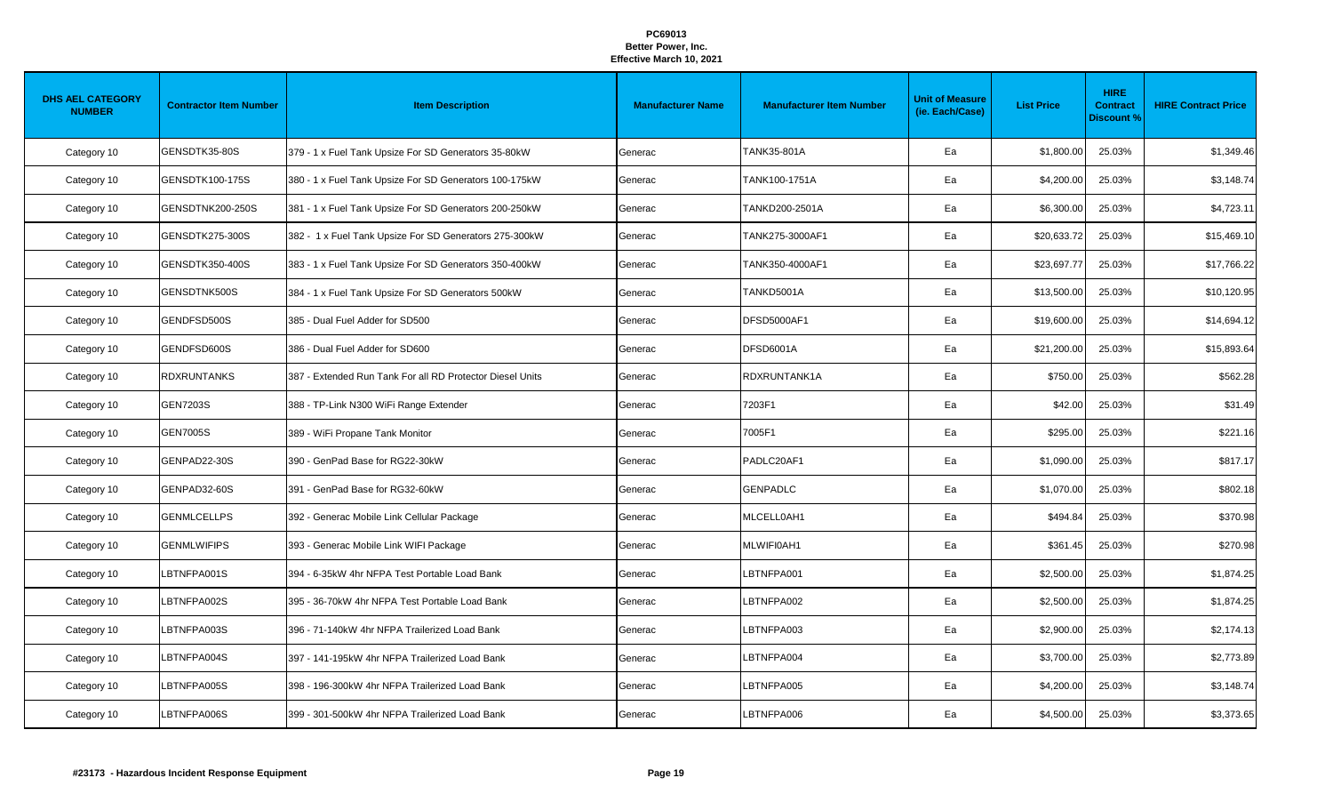**PC69013**
**Better Power, Inc.**
**Effective March 10, 2021**

| DHS AEL CATEGORY NUMBER | Contractor Item Number | Item Description | Manufacturer Name | Manufacturer Item Number | Unit of Measure (ie. Each/Case) | List Price | HIRE Contract Discount % | HIRE Contract Price |
|---|---|---|---|---|---|---|---|---|
| Category 10 | GENSDTK35-80S | 379 - 1 x Fuel Tank Upsize For SD Generators 35-80kW | Generac | TANK35-801A | Ea | $1,800.00 | 25.03% | $1,349.46 |
| Category 10 | GENSDTK100-175S | 380 - 1 x Fuel Tank Upsize For SD Generators 100-175kW | Generac | TANK100-1751A | Ea | $4,200.00 | 25.03% | $3,148.74 |
| Category 10 | GENSDTNK200-250S | 381 - 1 x Fuel Tank Upsize For SD Generators 200-250kW | Generac | TANKD200-2501A | Ea | $6,300.00 | 25.03% | $4,723.11 |
| Category 10 | GENSDTK275-300S | 382 - 1 x Fuel Tank Upsize For SD Generators 275-300kW | Generac | TANK275-3000AF1 | Ea | $20,633.72 | 25.03% | $15,469.10 |
| Category 10 | GENSDTK350-400S | 383 - 1 x Fuel Tank Upsize For SD Generators 350-400kW | Generac | TANK350-4000AF1 | Ea | $23,697.77 | 25.03% | $17,766.22 |
| Category 10 | GENSDTNK500S | 384 - 1 x Fuel Tank Upsize For SD Generators 500kW | Generac | TANKD5001A | Ea | $13,500.00 | 25.03% | $10,120.95 |
| Category 10 | GENDFSD500S | 385 - Dual Fuel Adder for SD500 | Generac | DFSD5000AF1 | Ea | $19,600.00 | 25.03% | $14,694.12 |
| Category 10 | GENDFSD600S | 386 - Dual Fuel Adder for SD600 | Generac | DFSD6001A | Ea | $21,200.00 | 25.03% | $15,893.64 |
| Category 10 | RDXRUNTANKS | 387 - Extended Run Tank For all RD Protector Diesel Units | Generac | RDXRUNTANK1A | Ea | $750.00 | 25.03% | $562.28 |
| Category 10 | GEN7203S | 388 - TP-Link N300 WiFi Range Extender | Generac | 7203F1 | Ea | $42.00 | 25.03% | $31.49 |
| Category 10 | GEN7005S | 389 - WiFi Propane Tank Monitor | Generac | 7005F1 | Ea | $295.00 | 25.03% | $221.16 |
| Category 10 | GENPAD22-30S | 390 - GenPad Base for RG22-30kW | Generac | PADLC20AF1 | Ea | $1,090.00 | 25.03% | $817.17 |
| Category 10 | GENPAD32-60S | 391 - GenPad Base for RG32-60kW | Generac | GENPADLC | Ea | $1,070.00 | 25.03% | $802.18 |
| Category 10 | GENMLCELLPS | 392 - Generac Mobile Link Cellular Package | Generac | MLCELL0AH1 | Ea | $494.84 | 25.03% | $370.98 |
| Category 10 | GENMLWIFIPS | 393 - Generac Mobile Link WIFI Package | Generac | MLWIFI0AH1 | Ea | $361.45 | 25.03% | $270.98 |
| Category 10 | LBTNFPA001S | 394 - 6-35kW 4hr NFPA Test Portable Load Bank | Generac | LBTNFPA001 | Ea | $2,500.00 | 25.03% | $1,874.25 |
| Category 10 | LBTNFPA002S | 395 - 36-70kW 4hr NFPA Test Portable Load Bank | Generac | LBTNFPA002 | Ea | $2,500.00 | 25.03% | $1,874.25 |
| Category 10 | LBTNFPA003S | 396 - 71-140kW 4hr NFPA Trailerized Load Bank | Generac | LBTNFPA003 | Ea | $2,900.00 | 25.03% | $2,174.13 |
| Category 10 | LBTNFPA004S | 397 - 141-195kW 4hr NFPA Trailerized Load Bank | Generac | LBTNFPA004 | Ea | $3,700.00 | 25.03% | $2,773.89 |
| Category 10 | LBTNFPA005S | 398 - 196-300kW 4hr NFPA Trailerized Load Bank | Generac | LBTNFPA005 | Ea | $4,200.00 | 25.03% | $3,148.74 |
| Category 10 | LBTNFPA006S | 399 - 301-500kW 4hr NFPA Trailerized Load Bank | Generac | LBTNFPA006 | Ea | $4,500.00 | 25.03% | $3,373.65 |

**#23173 - Hazardous Incident Response Equipment**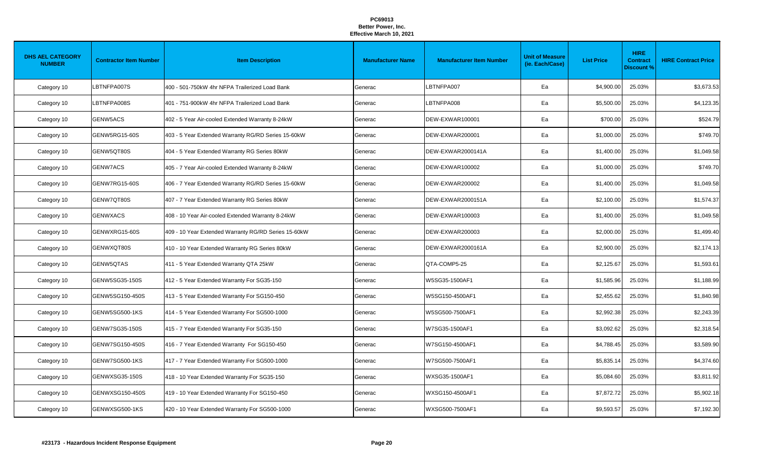**PC69013**
**Better Power, Inc.**
**Effective March 10, 2021**

| DHS AEL CATEGORY NUMBER | Contractor Item Number | Item Description | Manufacturer Name | Manufacturer Item Number | Unit of Measure (ie. Each/Case) | List Price | HIRE Contract Discount % | HIRE Contract Price |
|---|---|---|---|---|---|---|---|---|
| Category 10 | LBTNFPA007S | 400 - 501-750kW 4hr NFPA Trailerized Load Bank | Generac | LBTNFPA007 | Ea | $4,900.00 | 25.03% | $3,673.53 |
| Category 10 | LBTNFPA008S | 401 - 751-900kW 4hr NFPA Trailerized Load Bank | Generac | LBTNFPA008 | Ea | $5,500.00 | 25.03% | $4,123.35 |
| Category 10 | GENW5ACS | 402 - 5 Year Air-cooled Extended Warranty 8-24kW | Generac | DEW-EXWAR100001 | Ea | $700.00 | 25.03% | $524.79 |
| Category 10 | GENW5RG15-60S | 403 - 5 Year Extended Warranty RG/RD Series 15-60kW | Generac | DEW-EXWAR200001 | Ea | $1,000.00 | 25.03% | $749.70 |
| Category 10 | GENW5QT80S | 404 - 5 Year Extended Warranty RG Series 80kW | Generac | DEW-EXWAR2000141A | Ea | $1,400.00 | 25.03% | $1,049.58 |
| Category 10 | GENW7ACS | 405 - 7 Year Air-cooled Extended Warranty 8-24kW | Generac | DEW-EXWAR100002 | Ea | $1,000.00 | 25.03% | $749.70 |
| Category 10 | GENW7RG15-60S | 406 - 7 Year Extended Warranty RG/RD Series 15-60kW | Generac | DEW-EXWAR200002 | Ea | $1,400.00 | 25.03% | $1,049.58 |
| Category 10 | GENW7QT80S | 407 - 7 Year Extended Warranty RG Series 80kW | Generac | DEW-EXWAR2000151A | Ea | $2,100.00 | 25.03% | $1,574.37 |
| Category 10 | GENWXACS | 408 - 10 Year Air-cooled Extended Warranty 8-24kW | Generac | DEW-EXWAR100003 | Ea | $1,400.00 | 25.03% | $1,049.58 |
| Category 10 | GENWXRG15-60S | 409 - 10 Year Extended Warranty RG/RD Series 15-60kW | Generac | DEW-EXWAR200003 | Ea | $2,000.00 | 25.03% | $1,499.40 |
| Category 10 | GENWXQT80S | 410 - 10 Year Extended Warranty RG Series 80kW | Generac | DEW-EXWAR2000161A | Ea | $2,900.00 | 25.03% | $2,174.13 |
| Category 10 | GENW5QTAS | 411 - 5 Year Extended Warranty QTA 25kW | Generac | QTA-COMP5-25 | Ea | $2,125.67 | 25.03% | $1,593.61 |
| Category 10 | GENW5SG35-150S | 412 - 5 Year Extended Warranty For SG35-150 | Generac | W5SG35-1500AF1 | Ea | $1,585.96 | 25.03% | $1,188.99 |
| Category 10 | GENW5SG150-450S | 413 - 5 Year Extended Warranty For SG150-450 | Generac | W5SG150-4500AF1 | Ea | $2,455.62 | 25.03% | $1,840.98 |
| Category 10 | GENW5SG500-1KS | 414 - 5 Year Extended Warranty For SG500-1000 | Generac | W5SG500-7500AF1 | Ea | $2,992.38 | 25.03% | $2,243.39 |
| Category 10 | GENW7SG35-150S | 415 - 7 Year Extended Warranty For SG35-150 | Generac | W7SG35-1500AF1 | Ea | $3,092.62 | 25.03% | $2,318.54 |
| Category 10 | GENW7SG150-450S | 416 - 7 Year Extended Warranty For SG150-450 | Generac | W7SG150-4500AF1 | Ea | $4,788.45 | 25.03% | $3,589.90 |
| Category 10 | GENW7SG500-1KS | 417 - 7 Year Extended Warranty For SG500-1000 | Generac | W7SG500-7500AF1 | Ea | $5,835.14 | 25.03% | $4,374.60 |
| Category 10 | GENWXSG35-150S | 418 - 10 Year Extended Warranty For SG35-150 | Generac | WXSG35-1500AF1 | Ea | $5,084.60 | 25.03% | $3,811.92 |
| Category 10 | GENWXSG150-450S | 419 - 10 Year Extended Warranty For SG150-450 | Generac | WXSG150-4500AF1 | Ea | $7,872.72 | 25.03% | $5,902.18 |
| Category 10 | GENWXSG500-1KS | 420 - 10 Year Extended Warranty For SG500-1000 | Generac | WXSG500-7500AF1 | Ea | $9,593.57 | 25.03% | $7,192.30 |

**#23173 - Hazardous Incident Response Equipment**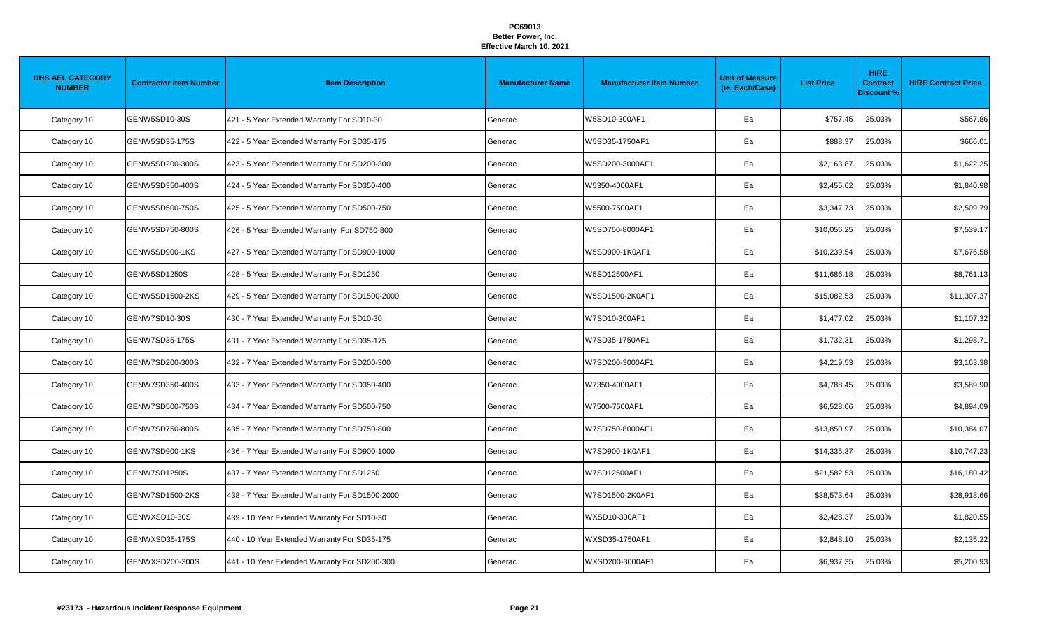**PC69013**
**Better Power, Inc.**
**Effective March 10, 2021**

| DHS AEL CATEGORY NUMBER | Contractor Item Number | Item Description | Manufacturer Name | Manufacturer Item Number | Unit of Measure (ie. Each/Case) | List Price | HIRE Contract Discount % | HIRE Contract Price |
|---|---|---|---|---|---|---|---|---|
| Category 10 | GENW5SD10-30S | 421 - 5 Year Extended Warranty For SD10-30 | Generac | W5SD10-300AF1 | Ea | $757.45 | 25.03% | $567.86 |
| Category 10 | GENW5SD35-175S | 422 - 5 Year Extended Warranty For SD35-175 | Generac | W5SD35-1750AF1 | Ea | $888.37 | 25.03% | $666.01 |
| Category 10 | GENW5SD200-300S | 423 - 5 Year Extended Warranty For SD200-300 | Generac | W5SD200-3000AF1 | Ea | $2,163.87 | 25.03% | $1,622.25 |
| Category 10 | GENW5SD350-400S | 424 - 5 Year Extended Warranty For SD350-400 | Generac | W5350-4000AF1 | Ea | $2,455.62 | 25.03% | $1,840.98 |
| Category 10 | GENW5SD500-750S | 425 - 5 Year Extended Warranty For SD500-750 | Generac | W5500-7500AF1 | Ea | $3,347.73 | 25.03% | $2,509.79 |
| Category 10 | GENW5SD750-800S | 426 - 5 Year Extended Warranty For SD750-800 | Generac | W5SD750-8000AF1 | Ea | $10,056.25 | 25.03% | $7,539.17 |
| Category 10 | GENW5SD900-1KS | 427 - 5 Year Extended Warranty For SD900-1000 | Generac | W5SD900-1K0AF1 | Ea | $10,239.54 | 25.03% | $7,676.58 |
| Category 10 | GENW5SD1250S | 428 - 5 Year Extended Warranty For SD1250 | Generac | W5SD12500AF1 | Ea | $11,686.18 | 25.03% | $8,761.13 |
| Category 10 | GENW5SD1500-2KS | 429 - 5 Year Extended Warranty For SD1500-2000 | Generac | W5SD1500-2K0AF1 | Ea | $15,082.53 | 25.03% | $11,307.37 |
| Category 10 | GENW7SD10-30S | 430 - 7 Year Extended Warranty For SD10-30 | Generac | W7SD10-300AF1 | Ea | $1,477.02 | 25.03% | $1,107.32 |
| Category 10 | GENW7SD35-175S | 431 - 7 Year Extended Warranty For SD35-175 | Generac | W7SD35-1750AF1 | Ea | $1,732.31 | 25.03% | $1,298.71 |
| Category 10 | GENW7SD200-300S | 432 - 7 Year Extended Warranty For SD200-300 | Generac | W7SD200-3000AF1 | Ea | $4,219.53 | 25.03% | $3,163.38 |
| Category 10 | GENW7SD350-400S | 433 - 7 Year Extended Warranty For SD350-400 | Generac | W7350-4000AF1 | Ea | $4,788.45 | 25.03% | $3,589.90 |
| Category 10 | GENW7SD500-750S | 434 - 7 Year Extended Warranty For SD500-750 | Generac | W7500-7500AF1 | Ea | $6,528.06 | 25.03% | $4,894.09 |
| Category 10 | GENW7SD750-800S | 435 - 7 Year Extended Warranty For SD750-800 | Generac | W7SD750-8000AF1 | Ea | $13,850.97 | 25.03% | $10,384.07 |
| Category 10 | GENW7SD900-1KS | 436 - 7 Year Extended Warranty For SD900-1000 | Generac | W7SD900-1K0AF1 | Ea | $14,335.37 | 25.03% | $10,747.23 |
| Category 10 | GENW7SD1250S | 437 - 7 Year Extended Warranty For SD1250 | Generac | W7SD12500AF1 | Ea | $21,582.53 | 25.03% | $16,180.42 |
| Category 10 | GENW7SD1500-2KS | 438 - 7 Year Extended Warranty For SD1500-2000 | Generac | W7SD1500-2K0AF1 | Ea | $38,573.64 | 25.03% | $28,918.66 |
| Category 10 | GENWXSD10-30S | 439 - 10 Year Extended Warranty For SD10-30 | Generac | WXSD10-300AF1 | Ea | $2,428.37 | 25.03% | $1,820.55 |
| Category 10 | GENWXSD35-175S | 440 - 10 Year Extended Warranty For SD35-175 | Generac | WXSD35-1750AF1 | Ea | $2,848.10 | 25.03% | $2,135.22 |
| Category 10 | GENWXSD200-300S | 441 - 10 Year Extended Warranty For SD200-300 | Generac | WXSD200-3000AF1 | Ea | $6,937.35 | 25.03% | $5,200.93 |

**#23173 - Hazardous Incident Response Equipment**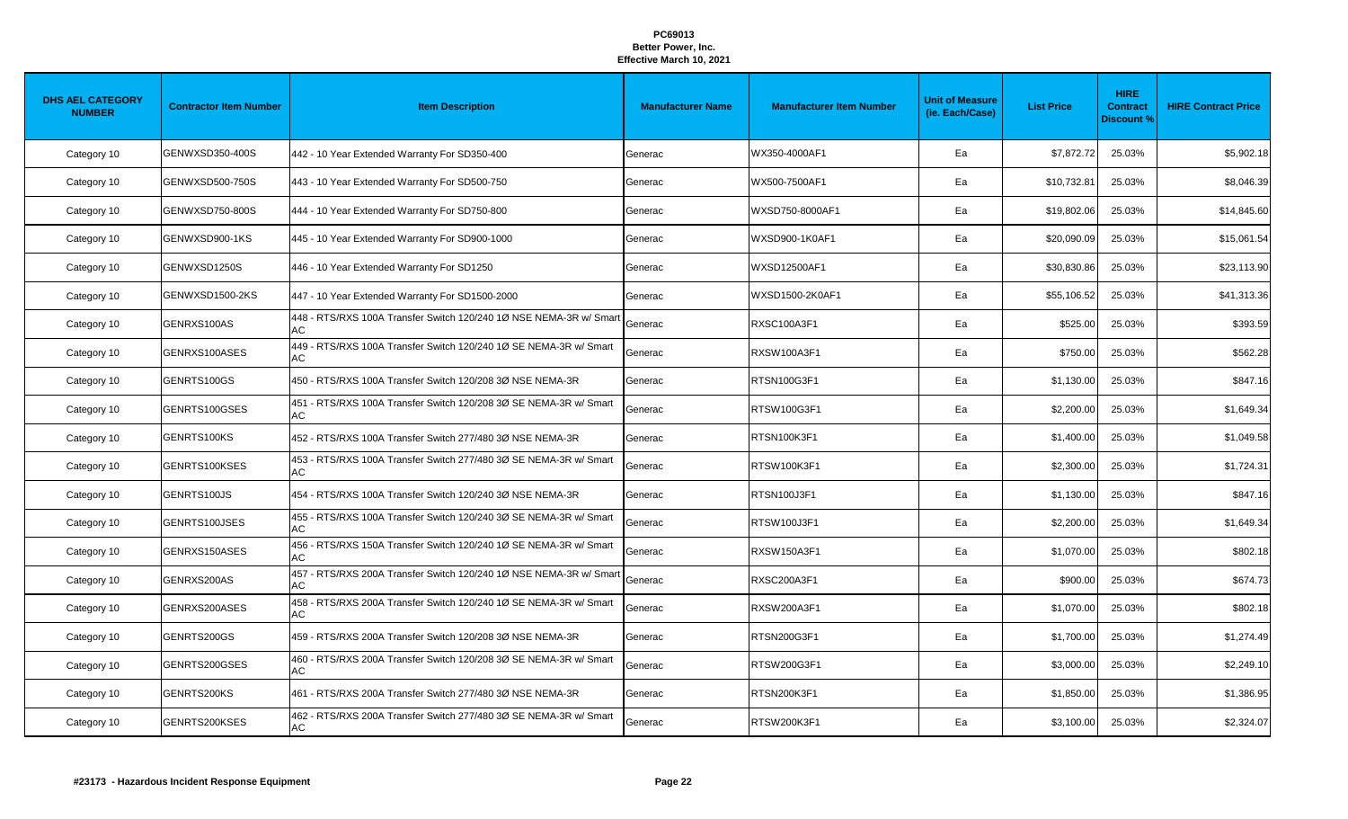**PC69013**
**Better Power, Inc.**
**Effective March 10, 2021**

| DHS AEL CATEGORY NUMBER | Contractor Item Number | Item Description | Manufacturer Name | Manufacturer Item Number | Unit of Measure (ie. Each/Case) | List Price | HIRE Contract Discount % | HIRE Contract Price |
|---|---|---|---|---|---|---|---|---|
| Category 10 | GENWXSD350-400S | 442 - 10 Year Extended Warranty For SD350-400 | Generac | WX350-4000AF1 | Ea | $7,872.72 | 25.03% | $5,902.18 |
| Category 10 | GENWXSD500-750S | 443 - 10 Year Extended Warranty For SD500-750 | Generac | WX500-7500AF1 | Ea | $10,732.81 | 25.03% | $8,046.39 |
| Category 10 | GENWXSD750-800S | 444 - 10 Year Extended Warranty For SD750-800 | Generac | WXSD750-8000AF1 | Ea | $19,802.06 | 25.03% | $14,845.60 |
| Category 10 | GENWXSD900-1KS | 445 - 10 Year Extended Warranty For SD900-1000 | Generac | WXSD900-1K0AF1 | Ea | $20,090.09 | 25.03% | $15,061.54 |
| Category 10 | GENWXSD1250S | 446 - 10 Year Extended Warranty For SD1250 | Generac | WXSD12500AF1 | Ea | $30,830.86 | 25.03% | $23,113.90 |
| Category 10 | GENWXSD1500-2KS | 447 - 10 Year Extended Warranty For SD1500-2000 | Generac | WXSD1500-2K0AF1 | Ea | $55,106.52 | 25.03% | $41,313.36 |
| Category 10 | GENRXS100AS | 448 - RTS/RXS 100A Transfer Switch 120/240 1Ø NSE NEMA-3R w/ Smart AC | Generac | RXSC100A3F1 | Ea | $525.00 | 25.03% | $393.59 |
| Category 10 | GENRXS100ASES | 449 - RTS/RXS 100A Transfer Switch 120/240 1Ø SE NEMA-3R w/ Smart AC | Generac | RXSW100A3F1 | Ea | $750.00 | 25.03% | $562.28 |
| Category 10 | GENRTS100GS | 450 - RTS/RXS 100A Transfer Switch 120/208 3Ø NSE NEMA-3R | Generac | RTSN100G3F1 | Ea | $1,130.00 | 25.03% | $847.16 |
| Category 10 | GENRTS100GSES | 451 - RTS/RXS 100A Transfer Switch 120/208 3Ø SE NEMA-3R w/ Smart AC | Generac | RTSW100G3F1 | Ea | $2,200.00 | 25.03% | $1,649.34 |
| Category 10 | GENRTS100KS | 452 - RTS/RXS 100A Transfer Switch 277/480 3Ø NSE NEMA-3R | Generac | RTSN100K3F1 | Ea | $1,400.00 | 25.03% | $1,049.58 |
| Category 10 | GENRTS100KSES | 453 - RTS/RXS 100A Transfer Switch 277/480 3Ø SE NEMA-3R w/ Smart AC | Generac | RTSW100K3F1 | Ea | $2,300.00 | 25.03% | $1,724.31 |
| Category 10 | GENRTS100JS | 454 - RTS/RXS 100A Transfer Switch 120/240 3Ø NSE NEMA-3R | Generac | RTSN100J3F1 | Ea | $1,130.00 | 25.03% | $847.16 |
| Category 10 | GENRTS100JSES | 455 - RTS/RXS 100A Transfer Switch 120/240 3Ø SE NEMA-3R w/ Smart AC | Generac | RTSW100J3F1 | Ea | $2,200.00 | 25.03% | $1,649.34 |
| Category 10 | GENRXS150ASES | 456 - RTS/RXS 150A Transfer Switch 120/240 1Ø SE NEMA-3R w/ Smart AC | Generac | RXSW150A3F1 | Ea | $1,070.00 | 25.03% | $802.18 |
| Category 10 | GENRXS200AS | 457 - RTS/RXS 200A Transfer Switch 120/240 1Ø NSE NEMA-3R w/ Smart AC | Generac | RXSC200A3F1 | Ea | $900.00 | 25.03% | $674.73 |
| Category 10 | GENRXS200ASES | 458 - RTS/RXS 200A Transfer Switch 120/240 1Ø SE NEMA-3R w/ Smart AC | Generac | RXSW200A3F1 | Ea | $1,070.00 | 25.03% | $802.18 |
| Category 10 | GENRTS200GS | 459 - RTS/RXS 200A Transfer Switch 120/208 3Ø NSE NEMA-3R | Generac | RTSN200G3F1 | Ea | $1,700.00 | 25.03% | $1,274.49 |
| Category 10 | GENRTS200GSES | 460 - RTS/RXS 200A Transfer Switch 120/208 3Ø SE NEMA-3R w/ Smart AC | Generac | RTSW200G3F1 | Ea | $3,000.00 | 25.03% | $2,249.10 |
| Category 10 | GENRTS200KS | 461 - RTS/RXS 200A Transfer Switch 277/480 3Ø NSE NEMA-3R | Generac | RTSN200K3F1 | Ea | $1,850.00 | 25.03% | $1,386.95 |
| Category 10 | GENRTS200KSES | 462 - RTS/RXS 200A Transfer Switch 277/480 3Ø SE NEMA-3R w/ Smart AC | Generac | RTSW200K3F1 | Ea | $3,100.00 | 25.03% | $2,324.07 |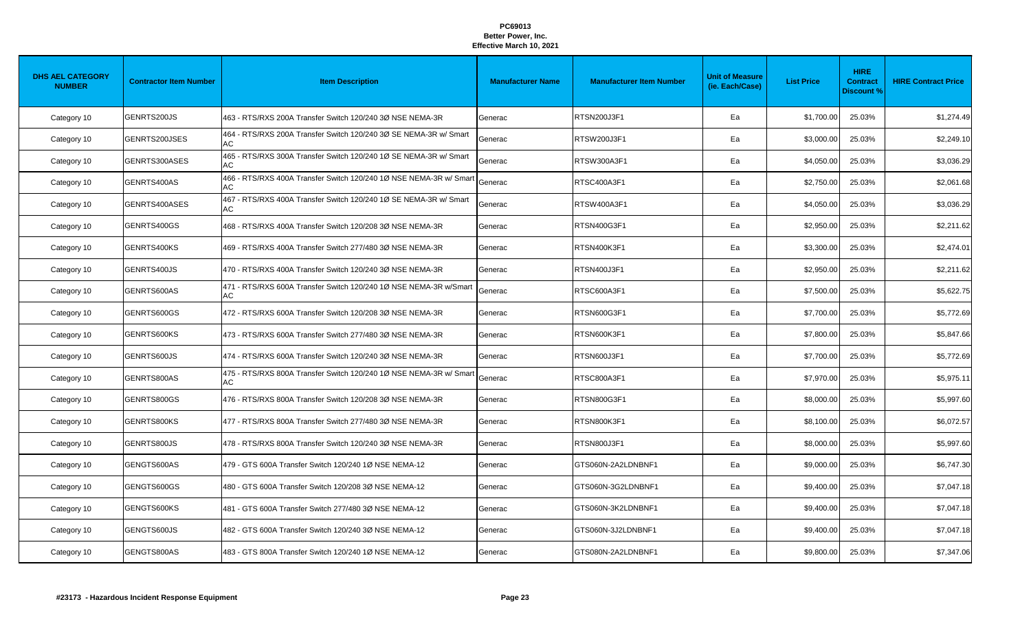**PC69013**
**Better Power, Inc.**
**Effective March 10, 2021**

| DHS AEL CATEGORY NUMBER | Contractor Item Number | Item Description | Manufacturer Name | Manufacturer Item Number | Unit of Measure (ie. Each/Case) | List Price | HIRE Contract Discount % | HIRE Contract Price |
|---|---|---|---|---|---|---|---|---|
| Category 10 | GENRTS200JS | 463 - RTS/RXS 200A Transfer Switch 120/240 3Ø NSE NEMA-3R | Generac | RTSN200J3F1 | Ea | $1,700.00 | 25.03% | $1,274.49 |
| Category 10 | GENRTS200JSES | 464 - RTS/RXS 200A Transfer Switch 120/240 3Ø SE NEMA-3R w/ Smart AC | Generac | RTSW200J3F1 | Ea | $3,000.00 | 25.03% | $2,249.10 |
| Category 10 | GENRTS300ASES | 465 - RTS/RXS 300A Transfer Switch 120/240 1Ø SE NEMA-3R w/ Smart AC | Generac | RTSW300A3F1 | Ea | $4,050.00 | 25.03% | $3,036.29 |
| Category 10 | GENRTS400AS | 466 - RTS/RXS 400A Transfer Switch 120/240 1Ø NSE NEMA-3R w/ Smart AC | Generac | RTSC400A3F1 | Ea | $2,750.00 | 25.03% | $2,061.68 |
| Category 10 | GENRTS400ASES | 467 - RTS/RXS 400A Transfer Switch 120/240 1Ø SE NEMA-3R w/ Smart AC | Generac | RTSW400A3F1 | Ea | $4,050.00 | 25.03% | $3,036.29 |
| Category 10 | GENRTS400GS | 468 - RTS/RXS 400A Transfer Switch 120/208 3Ø NSE NEMA-3R | Generac | RTSN400G3F1 | Ea | $2,950.00 | 25.03% | $2,211.62 |
| Category 10 | GENRTS400KS | 469 - RTS/RXS 400A Transfer Switch 277/480 3Ø NSE NEMA-3R | Generac | RTSN400K3F1 | Ea | $3,300.00 | 25.03% | $2,474.01 |
| Category 10 | GENRTS400JS | 470 - RTS/RXS 400A Transfer Switch 120/240 3Ø NSE NEMA-3R | Generac | RTSN400J3F1 | Ea | $2,950.00 | 25.03% | $2,211.62 |
| Category 10 | GENRTS600AS | 471 - RTS/RXS 600A Transfer Switch 120/240 1Ø NSE NEMA-3R w/Smart AC | Generac | RTSC600A3F1 | Ea | $7,500.00 | 25.03% | $5,622.75 |
| Category 10 | GENRTS600GS | 472 - RTS/RXS 600A Transfer Switch 120/208 3Ø NSE NEMA-3R | Generac | RTSN600G3F1 | Ea | $7,700.00 | 25.03% | $5,772.69 |
| Category 10 | GENRTS600KS | 473 - RTS/RXS 600A Transfer Switch 277/480 3Ø NSE NEMA-3R | Generac | RTSN600K3F1 | Ea | $7,800.00 | 25.03% | $5,847.66 |
| Category 10 | GENRTS600JS | 474 - RTS/RXS 600A Transfer Switch 120/240 3Ø NSE NEMA-3R | Generac | RTSN600J3F1 | Ea | $7,700.00 | 25.03% | $5,772.69 |
| Category 10 | GENRTS800AS | 475 - RTS/RXS 800A Transfer Switch 120/240 1Ø NSE NEMA-3R w/ Smart AC | Generac | RTSC800A3F1 | Ea | $7,970.00 | 25.03% | $5,975.11 |
| Category 10 | GENRTS800GS | 476 - RTS/RXS 800A Transfer Switch 120/208 3Ø NSE NEMA-3R | Generac | RTSN800G3F1 | Ea | $8,000.00 | 25.03% | $5,997.60 |
| Category 10 | GENRTS800KS | 477 - RTS/RXS 800A Transfer Switch 277/480 3Ø NSE NEMA-3R | Generac | RTSN800K3F1 | Ea | $8,100.00 | 25.03% | $6,072.57 |
| Category 10 | GENRTS800JS | 478 - RTS/RXS 800A Transfer Switch 120/240 3Ø NSE NEMA-3R | Generac | RTSN800J3F1 | Ea | $8,000.00 | 25.03% | $5,997.60 |
| Category 10 | GENGTS600AS | 479 - GTS 600A Transfer Switch 120/240 1Ø NSE NEMA-12 | Generac | GTS060N-2A2LDNBNF1 | Ea | $9,000.00 | 25.03% | $6,747.30 |
| Category 10 | GENGTS600GS | 480 - GTS 600A Transfer Switch 120/208 3Ø NSE NEMA-12 | Generac | GTS060N-3G2LDNBNF1 | Ea | $9,400.00 | 25.03% | $7,047.18 |
| Category 10 | GENGTS600KS | 481 - GTS 600A Transfer Switch 277/480 3Ø NSE NEMA-12 | Generac | GTS060N-3K2LDNBNF1 | Ea | $9,400.00 | 25.03% | $7,047.18 |
| Category 10 | GENGTS600JS | 482 - GTS 600A Transfer Switch 120/240 3Ø NSE NEMA-12 | Generac | GTS060N-3J2LDNBNF1 | Ea | $9,400.00 | 25.03% | $7,047.18 |
| Category 10 | GENGTS800AS | 483 - GTS 800A Transfer Switch 120/240 1Ø NSE NEMA-12 | Generac | GTS080N-2A2LDNBNF1 | Ea | $9,800.00 | 25.03% | $7,347.06 |

**#23173 - Hazardous Incident Response Equipment**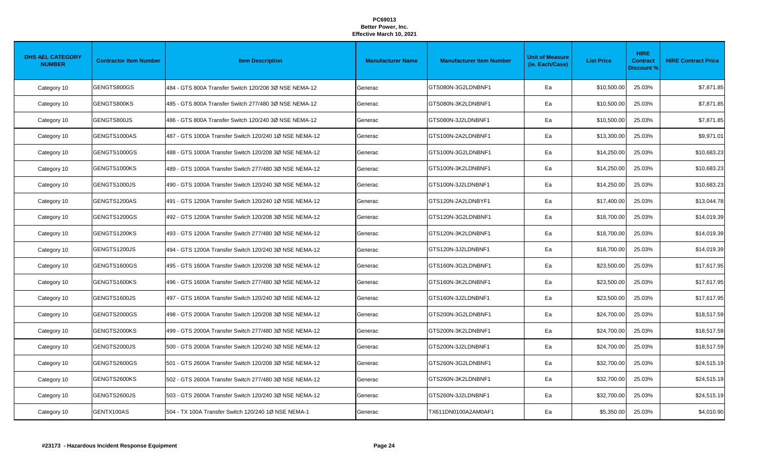**PC69013**
**Better Power, Inc.**
**Effective March 10, 2021**

| DHS AEL CATEGORY NUMBER | Contractor Item Number | Item Description | Manufacturer Name | Manufacturer Item Number | Unit of Measure (ie. Each/Case) | List Price | HIRE Contract Discount % | HIRE Contract Price |
|---|---|---|---|---|---|---|---|---|
| Category 10 | GENGTS800GS | 484 - GTS 800A Transfer Switch 120/208 3Ø NSE NEMA-12 | Generac | GTS080N-3G2LDNBNF1 | Ea | $10,500.00 | 25.03% | $7,871.85 |
| Category 10 | GENGTS800KS | 485 - GTS 800A Transfer Switch 277/480 3Ø NSE NEMA-12 | Generac | GTS080N-3K2LDNBNF1 | Ea | $10,500.00 | 25.03% | $7,871.85 |
| Category 10 | GENGTS800JS | 486 - GTS 800A Transfer Switch 120/240 3Ø NSE NEMA-12 | Generac | GTS080N-3J2LDNBNF1 | Ea | $10,500.00 | 25.03% | $7,871.85 |
| Category 10 | GENGTS1000AS | 487 - GTS 1000A Transfer Switch 120/240 1Ø NSE NEMA-12 | Generac | GTS100N-2A2LDNBNF1 | Ea | $13,300.00 | 25.03% | $9,971.01 |
| Category 10 | GENGTS1000GS | 488 - GTS 1000A Transfer Switch 120/208 3Ø NSE NEMA-12 | Generac | GTS100N-3G2LDNBNF1 | Ea | $14,250.00 | 25.03% | $10,683.23 |
| Category 10 | GENGTS1000KS | 489 - GTS 1000A Transfer Switch 277/480 3Ø NSE NEMA-12 | Generac | GTS100N-3K2LDNBNF1 | Ea | $14,250.00 | 25.03% | $10,683.23 |
| Category 10 | GENGTS1000JS | 490 - GTS 1000A Transfer Switch 120/240 3Ø NSE NEMA-12 | Generac | GTS100N-3J2LDNBNF1 | Ea | $14,250.00 | 25.03% | $10,683.23 |
| Category 10 | GENGTS1200AS | 491 - GTS 1200A Transfer Switch 120/240 1Ø NSE NEMA-12 | Generac | GTS120N-2A2LDNBYF1 | Ea | $17,400.00 | 25.03% | $13,044.78 |
| Category 10 | GENGTS1200GS | 492 - GTS 1200A Transfer Switch 120/208 3Ø NSE NEMA-12 | Generac | GTS120N-3G2LDNBNF1 | Ea | $18,700.00 | 25.03% | $14,019.39 |
| Category 10 | GENGTS1200KS | 493 - GTS 1200A Transfer Switch 277/480 3Ø NSE NEMA-12 | Generac | GTS120N-3K2LDNBNF1 | Ea | $18,700.00 | 25.03% | $14,019.39 |
| Category 10 | GENGTS1200JS | 494 - GTS 1200A Transfer Switch 120/240 3Ø NSE NEMA-12 | Generac | GTS120N-3J2LDNBNF1 | Ea | $18,700.00 | 25.03% | $14,019.39 |
| Category 10 | GENGTS1600GS | 495 - GTS 1600A Transfer Switch 120/208 3Ø NSE NEMA-12 | Generac | GTS160N-3G2LDNBNF1 | Ea | $23,500.00 | 25.03% | $17,617.95 |
| Category 10 | GENGTS1600KS | 496 - GTS 1600A Transfer Switch 277/480 3Ø NSE NEMA-12 | Generac | GTS160N-3K2LDNBNF1 | Ea | $23,500.00 | 25.03% | $17,617.95 |
| Category 10 | GENGTS1600JS | 497 - GTS 1600A Transfer Switch 120/240 3Ø NSE NEMA-12 | Generac | GTS160N-3J2LDNBNF1 | Ea | $23,500.00 | 25.03% | $17,617.95 |
| Category 10 | GENGTS2000GS | 498 - GTS 2000A Transfer Switch 120/208 3Ø NSE NEMA-12 | Generac | GTS200N-3G2LDNBNF1 | Ea | $24,700.00 | 25.03% | $18,517.59 |
| Category 10 | GENGTS2000KS | 499 - GTS 2000A Transfer Switch 277/480 3Ø NSE NEMA-12 | Generac | GTS200N-3K2LDNBNF1 | Ea | $24,700.00 | 25.03% | $18,517.59 |
| Category 10 | GENGTS2000JS | 500 - GTS 2000A Transfer Switch 120/240 3Ø NSE NEMA-12 | Generac | GTS200N-3J2LDNBNF1 | Ea | $24,700.00 | 25.03% | $18,517.59 |
| Category 10 | GENGTS2600GS | 501 - GTS 2600A Transfer Switch 120/208 3Ø NSE NEMA-12 | Generac | GTS260N-3G2LDNBNF1 | Ea | $32,700.00 | 25.03% | $24,515.19 |
| Category 10 | GENGTS2600KS | 502 - GTS 2600A Transfer Switch 277/480 3Ø NSE NEMA-12 | Generac | GTS260N-3K2LDNBNF1 | Ea | $32,700.00 | 25.03% | $24,515.19 |
| Category 10 | GENGTS2600JS | 503 - GTS 2600A Transfer Switch 120/240 3Ø NSE NEMA-12 | Generac | GTS260N-3J2LDNBNF1 | Ea | $32,700.00 | 25.03% | $24,515.19 |
| Category 10 | GENTX100AS | 504 - TX 100A Transfer Switch 120/240 1Ø NSE NEMA-1 | Generac | TX611DN0100A2AM0AF1 | Ea | $5,350.00 | 25.03% | $4,010.90 |

**#23173 - Hazardous Incident Response Equipment**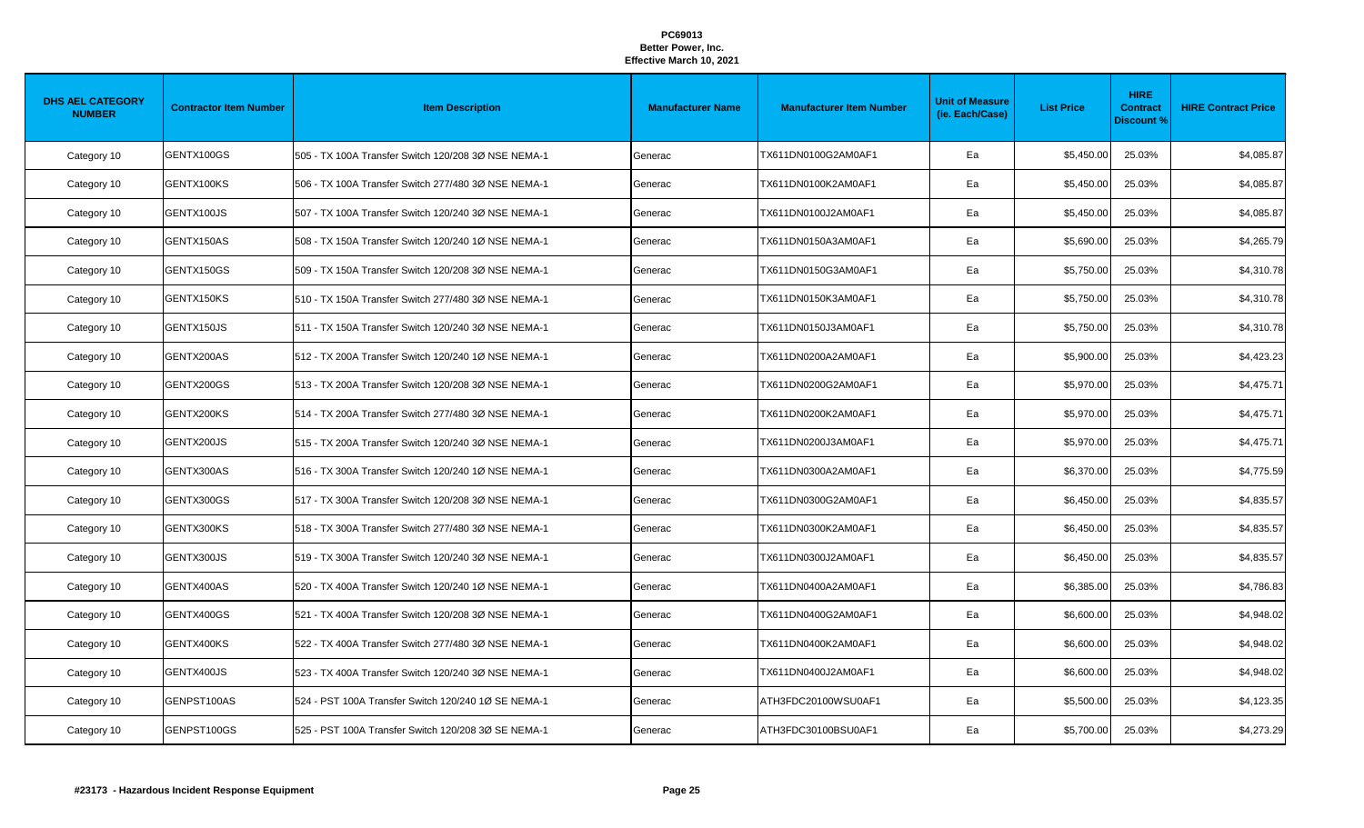**PC69013**
**Better Power, Inc.**
**Effective March 10, 2021**

| DHS AEL CATEGORY NUMBER | Contractor Item Number | Item Description | Manufacturer Name | Manufacturer Item Number | Unit of Measure (ie. Each/Case) | List Price | HIRE Contract Discount % | HIRE Contract Price |
|---|---|---|---|---|---|---|---|---|
| Category 10 | GENTX100GS | 505 - TX 100A Transfer Switch 120/208 3Ø NSE NEMA-1 | Generac | TX611DN0100G2AM0AF1 | Ea | $5,450.00 | 25.03% | $4,085.87 |
| Category 10 | GENTX100KS | 506 - TX 100A Transfer Switch 277/480 3Ø NSE NEMA-1 | Generac | TX611DN0100K2AM0AF1 | Ea | $5,450.00 | 25.03% | $4,085.87 |
| Category 10 | GENTX100JS | 507 - TX 100A Transfer Switch 120/240 3Ø NSE NEMA-1 | Generac | TX611DN0100J2AM0AF1 | Ea | $5,450.00 | 25.03% | $4,085.87 |
| Category 10 | GENTX150AS | 508 - TX 150A Transfer Switch 120/240 1Ø NSE NEMA-1 | Generac | TX611DN0150A3AM0AF1 | Ea | $5,690.00 | 25.03% | $4,265.79 |
| Category 10 | GENTX150GS | 509 - TX 150A Transfer Switch 120/208 3Ø NSE NEMA-1 | Generac | TX611DN0150G3AM0AF1 | Ea | $5,750.00 | 25.03% | $4,310.78 |
| Category 10 | GENTX150KS | 510 - TX 150A Transfer Switch 277/480 3Ø NSE NEMA-1 | Generac | TX611DN0150K3AM0AF1 | Ea | $5,750.00 | 25.03% | $4,310.78 |
| Category 10 | GENTX150JS | 511 - TX 150A Transfer Switch 120/240 3Ø NSE NEMA-1 | Generac | TX611DN0150J3AM0AF1 | Ea | $5,750.00 | 25.03% | $4,310.78 |
| Category 10 | GENTX200AS | 512 - TX 200A Transfer Switch 120/240 1Ø NSE NEMA-1 | Generac | TX611DN0200A2AM0AF1 | Ea | $5,900.00 | 25.03% | $4,423.23 |
| Category 10 | GENTX200GS | 513 - TX 200A Transfer Switch 120/208 3Ø NSE NEMA-1 | Generac | TX611DN0200G2AM0AF1 | Ea | $5,970.00 | 25.03% | $4,475.71 |
| Category 10 | GENTX200KS | 514 - TX 200A Transfer Switch 277/480 3Ø NSE NEMA-1 | Generac | TX611DN0200K2AM0AF1 | Ea | $5,970.00 | 25.03% | $4,475.71 |
| Category 10 | GENTX200JS | 515 - TX 200A Transfer Switch 120/240 3Ø NSE NEMA-1 | Generac | TX611DN0200J3AM0AF1 | Ea | $5,970.00 | 25.03% | $4,475.71 |
| Category 10 | GENTX300AS | 516 - TX 300A Transfer Switch 120/240 1Ø NSE NEMA-1 | Generac | TX611DN0300A2AM0AF1 | Ea | $6,370.00 | 25.03% | $4,775.59 |
| Category 10 | GENTX300GS | 517 - TX 300A Transfer Switch 120/208 3Ø NSE NEMA-1 | Generac | TX611DN0300G2AM0AF1 | Ea | $6,450.00 | 25.03% | $4,835.57 |
| Category 10 | GENTX300KS | 518 - TX 300A Transfer Switch 277/480 3Ø NSE NEMA-1 | Generac | TX611DN0300K2AM0AF1 | Ea | $6,450.00 | 25.03% | $4,835.57 |
| Category 10 | GENTX300JS | 519 - TX 300A Transfer Switch 120/240 3Ø NSE NEMA-1 | Generac | TX611DN0300J2AM0AF1 | Ea | $6,450.00 | 25.03% | $4,835.57 |
| Category 10 | GENTX400AS | 520 - TX 400A Transfer Switch 120/240 1Ø NSE NEMA-1 | Generac | TX611DN0400A2AM0AF1 | Ea | $6,385.00 | 25.03% | $4,786.83 |
| Category 10 | GENTX400GS | 521 - TX 400A Transfer Switch 120/208 3Ø NSE NEMA-1 | Generac | TX611DN0400G2AM0AF1 | Ea | $6,600.00 | 25.03% | $4,948.02 |
| Category 10 | GENTX400KS | 522 - TX 400A Transfer Switch 277/480 3Ø NSE NEMA-1 | Generac | TX611DN0400K2AM0AF1 | Ea | $6,600.00 | 25.03% | $4,948.02 |
| Category 10 | GENTX400JS | 523 - TX 400A Transfer Switch 120/240 3Ø NSE NEMA-1 | Generac | TX611DN0400J2AM0AF1 | Ea | $6,600.00 | 25.03% | $4,948.02 |
| Category 10 | GENPST100AS | 524 - PST 100A Transfer Switch 120/240 1Ø SE NEMA-1 | Generac | ATH3FDC20100WSU0AF1 | Ea | $5,500.00 | 25.03% | $4,123.35 |
| Category 10 | GENPST100GS | 525 - PST 100A Transfer Switch 120/208 3Ø SE NEMA-1 | Generac | ATH3FDC30100BSU0AF1 | Ea | $5,700.00 | 25.03% | $4,273.29 |

**#23173 - Hazardous Incident Response Equipment**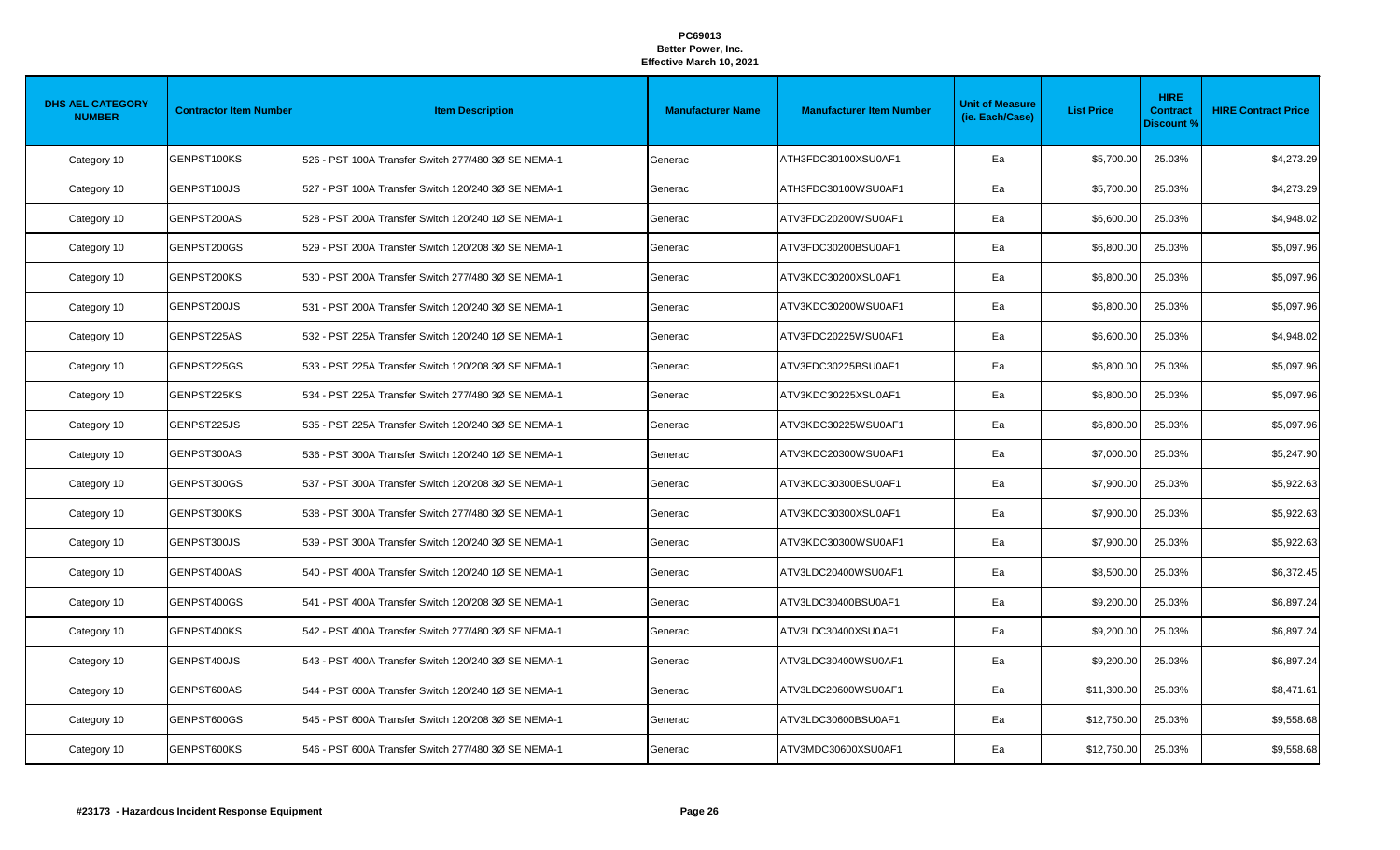**PC69013**
**Better Power, Inc.**
**Effective March 10, 2021**

| DHS AEL CATEGORY NUMBER | Contractor Item Number | Item Description | Manufacturer Name | Manufacturer Item Number | Unit of Measure (ie. Each/Case) | List Price | HIRE Contract Discount % | HIRE Contract Price |
|---|---|---|---|---|---|---|---|---|
| Category 10 | GENPST100KS | 526 - PST 100A Transfer Switch 277/480 3Ø SE NEMA-1 | Generac | ATH3FDC30100XSU0AF1 | Ea | $5,700.00 | 25.03% | $4,273.29 |
| Category 10 | GENPST100JS | 527 - PST 100A Transfer Switch 120/240 3Ø SE NEMA-1 | Generac | ATH3FDC30100WSU0AF1 | Ea | $5,700.00 | 25.03% | $4,273.29 |
| Category 10 | GENPST200AS | 528 - PST 200A Transfer Switch 120/240 1Ø SE NEMA-1 | Generac | ATV3FDC20200WSU0AF1 | Ea | $6,600.00 | 25.03% | $4,948.02 |
| Category 10 | GENPST200GS | 529 - PST 200A Transfer Switch 120/208 3Ø SE NEMA-1 | Generac | ATV3FDC30200BSU0AF1 | Ea | $6,800.00 | 25.03% | $5,097.96 |
| Category 10 | GENPST200KS | 530 - PST 200A Transfer Switch 277/480 3Ø SE NEMA-1 | Generac | ATV3KDC30200XSU0AF1 | Ea | $6,800.00 | 25.03% | $5,097.96 |
| Category 10 | GENPST200JS | 531 - PST 200A Transfer Switch 120/240 3Ø SE NEMA-1 | Generac | ATV3KDC30200WSU0AF1 | Ea | $6,800.00 | 25.03% | $5,097.96 |
| Category 10 | GENPST225AS | 532 - PST 225A Transfer Switch 120/240 1Ø SE NEMA-1 | Generac | ATV3FDC20225WSU0AF1 | Ea | $6,600.00 | 25.03% | $4,948.02 |
| Category 10 | GENPST225GS | 533 - PST 225A Transfer Switch 120/208 3Ø SE NEMA-1 | Generac | ATV3FDC30225BSU0AF1 | Ea | $6,800.00 | 25.03% | $5,097.96 |
| Category 10 | GENPST225KS | 534 - PST 225A Transfer Switch 277/480 3Ø SE NEMA-1 | Generac | ATV3KDC30225XSU0AF1 | Ea | $6,800.00 | 25.03% | $5,097.96 |
| Category 10 | GENPST225JS | 535 - PST 225A Transfer Switch 120/240 3Ø SE NEMA-1 | Generac | ATV3KDC30225WSU0AF1 | Ea | $6,800.00 | 25.03% | $5,097.96 |
| Category 10 | GENPST300AS | 536 - PST 300A Transfer Switch 120/240 1Ø SE NEMA-1 | Generac | ATV3KDC20300WSU0AF1 | Ea | $7,000.00 | 25.03% | $5,247.90 |
| Category 10 | GENPST300GS | 537 - PST 300A Transfer Switch 120/208 3Ø SE NEMA-1 | Generac | ATV3KDC30300BSU0AF1 | Ea | $7,900.00 | 25.03% | $5,922.63 |
| Category 10 | GENPST300KS | 538 - PST 300A Transfer Switch 277/480 3Ø SE NEMA-1 | Generac | ATV3KDC30300XSU0AF1 | Ea | $7,900.00 | 25.03% | $5,922.63 |
| Category 10 | GENPST300JS | 539 - PST 300A Transfer Switch 120/240 3Ø SE NEMA-1 | Generac | ATV3KDC30300WSU0AF1 | Ea | $7,900.00 | 25.03% | $5,922.63 |
| Category 10 | GENPST400AS | 540 - PST 400A Transfer Switch 120/240 1Ø SE NEMA-1 | Generac | ATV3LDC20400WSU0AF1 | Ea | $8,500.00 | 25.03% | $6,372.45 |
| Category 10 | GENPST400GS | 541 - PST 400A Transfer Switch 120/208 3Ø SE NEMA-1 | Generac | ATV3LDC30400BSU0AF1 | Ea | $9,200.00 | 25.03% | $6,897.24 |
| Category 10 | GENPST400KS | 542 - PST 400A Transfer Switch 277/480 3Ø SE NEMA-1 | Generac | ATV3LDC30400XSU0AF1 | Ea | $9,200.00 | 25.03% | $6,897.24 |
| Category 10 | GENPST400JS | 543 - PST 400A Transfer Switch 120/240 3Ø SE NEMA-1 | Generac | ATV3LDC30400WSU0AF1 | Ea | $9,200.00 | 25.03% | $6,897.24 |
| Category 10 | GENPST600AS | 544 - PST 600A Transfer Switch 120/240 1Ø SE NEMA-1 | Generac | ATV3LDC20600WSU0AF1 | Ea | $11,300.00 | 25.03% | $8,471.61 |
| Category 10 | GENPST600GS | 545 - PST 600A Transfer Switch 120/208 3Ø SE NEMA-1 | Generac | ATV3LDC30600BSU0AF1 | Ea | $12,750.00 | 25.03% | $9,558.68 |
| Category 10 | GENPST600KS | 546 - PST 600A Transfer Switch 277/480 3Ø SE NEMA-1 | Generac | ATV3MDC30600XSU0AF1 | Ea | $12,750.00 | 25.03% | $9,558.68 |

**#23173 - Hazardous Incident Response Equipment**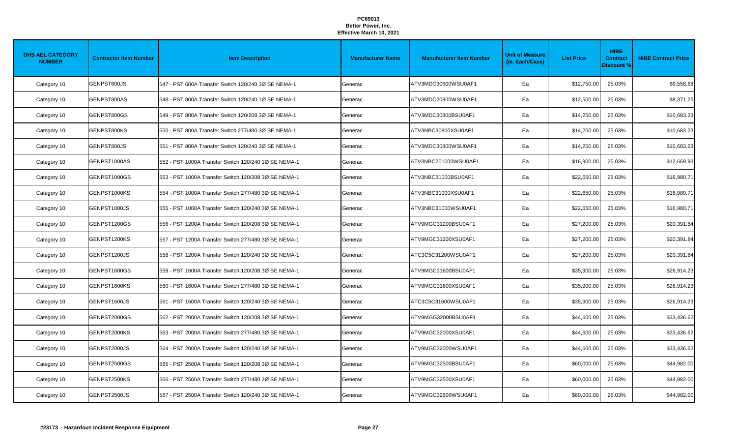**PC69013**
**Better Power, Inc.**
**Effective March 10, 2021**

| DHS AEL CATEGORY NUMBER | Contractor Item Number | Item Description | Manufacturer Name | Manufacturer Item Number | Unit of Measure (ie. Each/Case) | List Price | HIRE Contract Discount % | HIRE Contract Price |
|---|---|---|---|---|---|---|---|---|
| Category 10 | GENPST600JS | 547 - PST 600A Transfer Switch 120/240 3Ø SE NEMA-1 | Generac | ATV3MDC30600WSU0AF1 | Ea | $12,750.00 | 25.03% | $9,558.68 |
| Category 10 | GENPST800AS | 548 - PST 800A Transfer Switch 120/240 1Ø SE NEMA-1 | Generac | ATV3MDC20800WSU0AF1 | Ea | $12,500.00 | 25.03% | $9,371.25 |
| Category 10 | GENPST800GS | 549 - PST 800A Transfer Switch 120/208 3Ø SE NEMA-1 | Generac | ATV3MDC30800BSU0AF1 | Ea | $14,250.00 | 25.03% | $10,683.23 |
| Category 10 | GENPST800KS | 550 - PST 800A Transfer Switch 277/480 3Ø SE NEMA-1 | Generac | ATV3NBC30800XSU0AF1 | Ea | $14,250.00 | 25.03% | $10,683.23 |
| Category 10 | GENPST800JS | 551 - PST 800A Transfer Switch 120/240 3Ø SE NEMA-1 | Generac | ATV3MDC30800WSU0AF1 | Ea | $14,250.00 | 25.03% | $10,683.23 |
| Category 10 | GENPST1000AS | 552 - PST 1000A Transfer Switch 120/240 1Ø SE NEMA-1 | Generac | ATV3NBC201000WSU0AF1 | Ea | $16,900.00 | 25.03% | $12,669.93 |
| Category 10 | GENPST1000GS | 553 - PST 1000A Transfer Switch 120/208 3Ø SE NEMA-1 | Generac | ATV3NBC31000BSU0AF1 | Ea | $22,650.00 | 25.03% | $16,980.71 |
| Category 10 | GENPST1000KS | 554 - PST 1000A Transfer Switch 277/480 3Ø SE NEMA-1 | Generac | ATV3NBC31000XSU0AF1 | Ea | $22,650.00 | 25.03% | $16,980.71 |
| Category 10 | GENPST1000JS | 555 - PST 1000A Transfer Switch 120/240 3Ø SE NEMA-1 | Generac | ATV3NBC31000WSU0AF1 | Ea | $22,650.00 | 25.03% | $16,980.71 |
| Category 10 | GENPST1200GS | 556 - PST 1200A Transfer Switch 120/208 3Ø SE NEMA-1 | Generac | ATV9MGC31200BSU0AF1 | Ea | $27,200.00 | 25.03% | $20,391.84 |
| Category 10 | GENPST1200KS | 557 - PST 1200A Transfer Switch 277/480 3Ø SE NEMA-1 | Generac | ATV9MGC31200XSU0AF1 | Ea | $27,200.00 | 25.03% | $20,391.84 |
| Category 10 | GENPST1200JS | 558 - PST 1200A Transfer Switch 120/240 3Ø SE NEMA-1 | Generac | ATC3C5C31200WSU0AF1 | Ea | $27,200.00 | 25.03% | $20,391.84 |
| Category 10 | GENPST1600GS | 559 - PST 1600A Transfer Switch 120/208 3Ø SE NEMA-1 | Generac | ATV9MGC31600BSU0AF1 | Ea | $35,900.00 | 25.03% | $26,914.23 |
| Category 10 | GENPST1600KS | 560 - PST 1600A Transfer Switch 277/480 3Ø SE NEMA-1 | Generac | ATV9MGC31600XSU0AF1 | Ea | $35,900.00 | 25.03% | $26,914.23 |
| Category 10 | GENPST1600JS | 561 - PST 1600A Transfer Switch 120/240 3Ø SE NEMA-1 | Generac | ATC3C5C31600WSU0AF1 | Ea | $35,900.00 | 25.03% | $26,914.23 |
| Category 10 | GENPST2000GS | 562 - PST 2000A Transfer Switch 120/208 3Ø SE NEMA-1 | Generac | ATV9MGG32000BSU0AF1 | Ea | $44,600.00 | 25.03% | $33,436.62 |
| Category 10 | GENPST2000KS | 563 - PST 2000A Transfer Switch 277/480 3Ø SE NEMA-1 | Generac | ATV9MGC32000XSU0AF1 | Ea | $44,600.00 | 25.03% | $33,436.62 |
| Category 10 | GENPST2000JS | 564 - PST 2000A Transfer Switch 120/240 3Ø SE NEMA-1 | Generac | ATV9MGC32000WSU0AF1 | Ea | $44,600.00 | 25.03% | $33,436.62 |
| Category 10 | GENPST2500GS | 565 - PST 2500A Transfer Switch 120/208 3Ø SE NEMA-1 | Generac | ATV9MGC32500BSU0AF1 | Ea | $60,000.00 | 25.03% | $44,982.00 |
| Category 10 | GENPST2500KS | 566 - PST 2500A Transfer Switch 277/480 3Ø SE NEMA-1 | Generac | ATV9MGC32500XSU0AF1 | Ea | $60,000.00 | 25.03% | $44,982.00 |
| Category 10 | GENPST2500JS | 567 - PST 2500A Transfer Switch 120/240 3Ø SE NEMA-1 | Generac | ATV9MGC32500WSU0AF1 | Ea | $60,000.00 | 25.03% | $44,982.00 |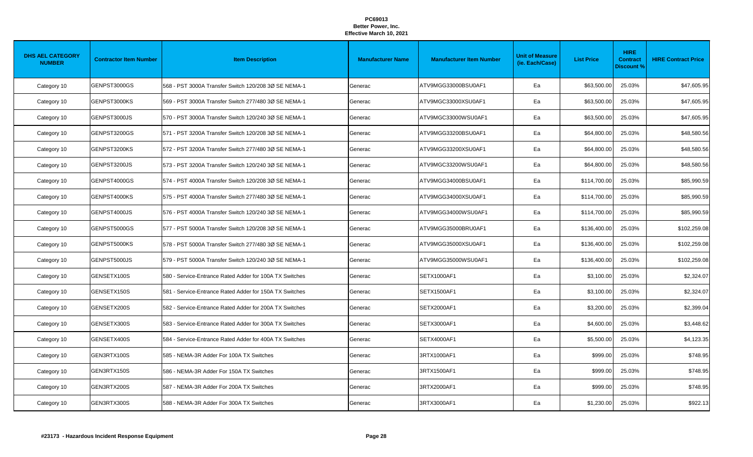**PC69013**
**Better Power, Inc.**
**Effective March 10, 2021**

| DHS AEL CATEGORY NUMBER | Contractor Item Number | Item Description | Manufacturer Name | Manufacturer Item Number | Unit of Measure (ie. Each/Case) | List Price | HIRE Contract Discount % | HIRE Contract Price |
|---|---|---|---|---|---|---|---|---|
| Category 10 | GENPST3000GS | 568 - PST 3000A Transfer Switch 120/208 3Ø SE NEMA-1 | Generac | ATV9MGG33000BSU0AF1 | Ea | $63,500.00 | 25.03% | $47,605.95 |
| Category 10 | GENPST3000KS | 569 - PST 3000A Transfer Switch 277/480 3Ø SE NEMA-1 | Generac | ATV9MGC33000XSU0AF1 | Ea | $63,500.00 | 25.03% | $47,605.95 |
| Category 10 | GENPST3000JS | 570 - PST 3000A Transfer Switch 120/240 3Ø SE NEMA-1 | Generac | ATV9MGC33000WSU0AF1 | Ea | $63,500.00 | 25.03% | $47,605.95 |
| Category 10 | GENPST3200GS | 571 - PST 3200A Transfer Switch 120/208 3Ø SE NEMA-1 | Generac | ATV9MGG33200BSU0AF1 | Ea | $64,800.00 | 25.03% | $48,580.56 |
| Category 10 | GENPST3200KS | 572 - PST 3200A Transfer Switch 277/480 3Ø SE NEMA-1 | Generac | ATV9MGG33200XSU0AF1 | Ea | $64,800.00 | 25.03% | $48,580.56 |
| Category 10 | GENPST3200JS | 573 - PST 3200A Transfer Switch 120/240 3Ø SE NEMA-1 | Generac | ATV9MGC33200WSU0AF1 | Ea | $64,800.00 | 25.03% | $48,580.56 |
| Category 10 | GENPST4000GS | 574 - PST 4000A Transfer Switch 120/208 3Ø SE NEMA-1 | Generac | ATV9MGG34000BSU0AF1 | Ea | $114,700.00 | 25.03% | $85,990.59 |
| Category 10 | GENPST4000KS | 575 - PST 4000A Transfer Switch 277/480 3Ø SE NEMA-1 | Generac | ATV9MGG34000XSU0AF1 | Ea | $114,700.00 | 25.03% | $85,990.59 |
| Category 10 | GENPST4000JS | 576 - PST 4000A Transfer Switch 120/240 3Ø SE NEMA-1 | Generac | ATV9MGG34000WSU0AF1 | Ea | $114,700.00 | 25.03% | $85,990.59 |
| Category 10 | GENPST5000GS | 577 - PST 5000A Transfer Switch 120/208 3Ø SE NEMA-1 | Generac | ATV9MGG35000BRU0AF1 | Ea | $136,400.00 | 25.03% | $102,259.08 |
| Category 10 | GENPST5000KS | 578 - PST 5000A Transfer Switch 277/480 3Ø SE NEMA-1 | Generac | ATV9MGG35000XSU0AF1 | Ea | $136,400.00 | 25.03% | $102,259.08 |
| Category 10 | GENPST5000JS | 579 - PST 5000A Transfer Switch 120/240 3Ø SE NEMA-1 | Generac | ATV9MGG35000WSU0AF1 | Ea | $136,400.00 | 25.03% | $102,259.08 |
| Category 10 | GENSETX100S | 580 - Service-Entrance Rated Adder for 100A TX Switches | Generac | SETX1000AF1 | Ea | $3,100.00 | 25.03% | $2,324.07 |
| Category 10 | GENSETX150S | 581 - Service-Entrance Rated Adder for 150A TX Switches | Generac | SETX1500AF1 | Ea | $3,100.00 | 25.03% | $2,324.07 |
| Category 10 | GENSETX200S | 582 - Service-Entrance Rated Adder for 200A TX Switches | Generac | SETX2000AF1 | Ea | $3,200.00 | 25.03% | $2,399.04 |
| Category 10 | GENSETX300S | 583 - Service-Entrance Rated Adder for 300A TX Switches | Generac | SETX3000AF1 | Ea | $4,600.00 | 25.03% | $3,448.62 |
| Category 10 | GENSETX400S | 584 - Service-Entrance Rated Adder for 400A TX Switches | Generac | SETX4000AF1 | Ea | $5,500.00 | 25.03% | $4,123.35 |
| Category 10 | GEN3RTX100S | 585 - NEMA-3R Adder For 100A TX Switches | Generac | 3RTX1000AF1 | Ea | $999.00 | 25.03% | $748.95 |
| Category 10 | GEN3RTX150S | 586 - NEMA-3R Adder For 150A TX Switches | Generac | 3RTX1500AF1 | Ea | $999.00 | 25.03% | $748.95 |
| Category 10 | GEN3RTX200S | 587 - NEMA-3R Adder For 200A TX Switches | Generac | 3RTX2000AF1 | Ea | $999.00 | 25.03% | $748.95 |
| Category 10 | GEN3RTX300S | 588 - NEMA-3R Adder For 300A TX Switches | Generac | 3RTX3000AF1 | Ea | $1,230.00 | 25.03% | $922.13 |

**#23173 - Hazardous Incident Response Equipment**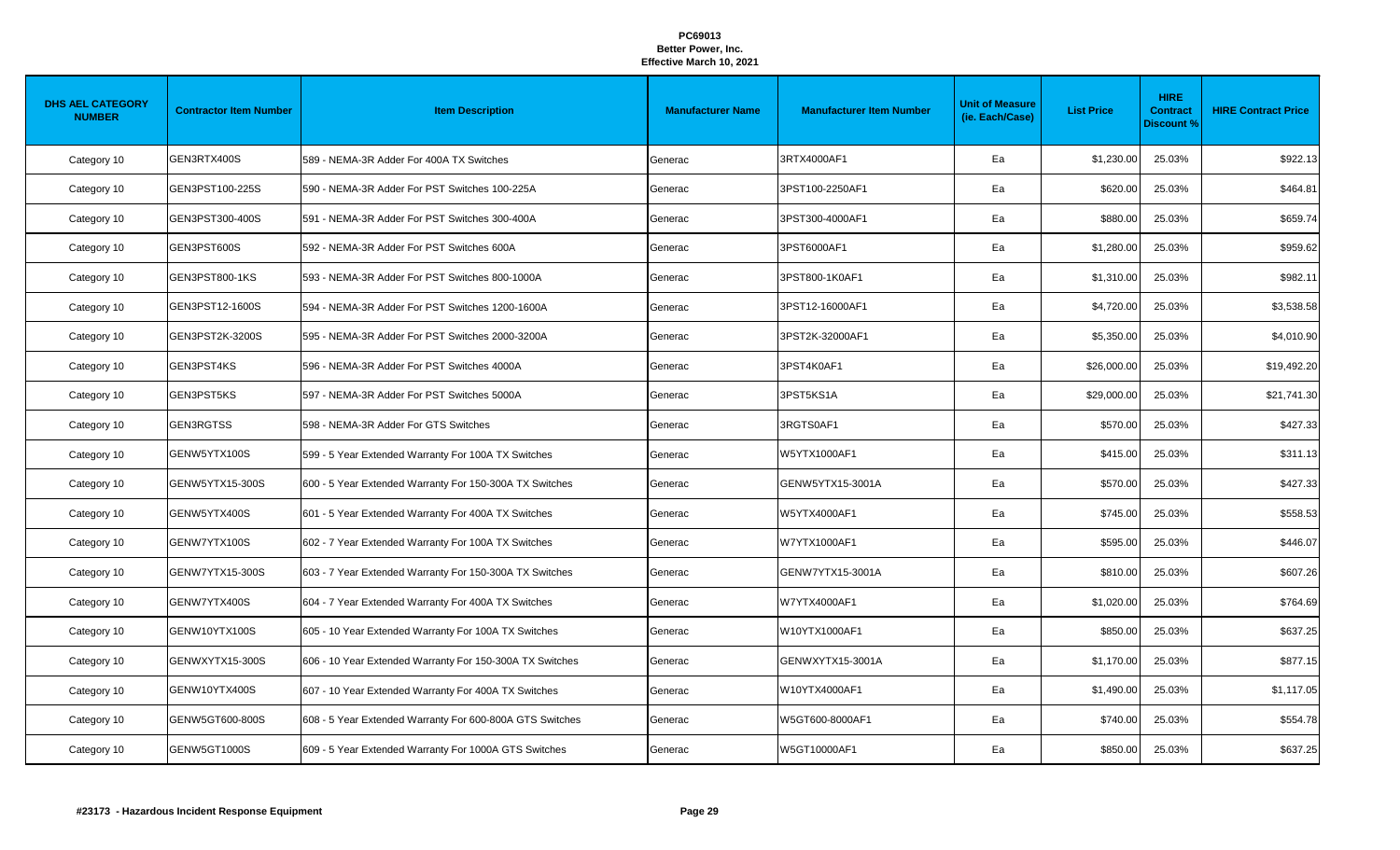**PC69013**
**Better Power, Inc.**
**Effective March 10, 2021**

| DHS AEL CATEGORY NUMBER | Contractor Item Number | Item Description | Manufacturer Name | Manufacturer Item Number | Unit of Measure (ie. Each/Case) | List Price | HIRE Contract Discount % | HIRE Contract Price |
|---|---|---|---|---|---|---|---|---|
| Category 10 | GEN3RTX400S | 589 - NEMA-3R Adder For 400A TX Switches | Generac | 3RTX4000AF1 | Ea | $1,230.00 | 25.03% | $922.13 |
| Category 10 | GEN3PST100-225S | 590 - NEMA-3R Adder For PST Switches 100-225A | Generac | 3PST100-2250AF1 | Ea | $620.00 | 25.03% | $464.81 |
| Category 10 | GEN3PST300-400S | 591 - NEMA-3R Adder For PST Switches 300-400A | Generac | 3PST300-4000AF1 | Ea | $880.00 | 25.03% | $659.74 |
| Category 10 | GEN3PST600S | 592 - NEMA-3R Adder For PST Switches 600A | Generac | 3PST6000AF1 | Ea | $1,280.00 | 25.03% | $959.62 |
| Category 10 | GEN3PST800-1KS | 593 - NEMA-3R Adder For PST Switches 800-1000A | Generac | 3PST800-1K0AF1 | Ea | $1,310.00 | 25.03% | $982.11 |
| Category 10 | GEN3PST12-1600S | 594 - NEMA-3R Adder For PST Switches 1200-1600A | Generac | 3PST12-16000AF1 | Ea | $4,720.00 | 25.03% | $3,538.58 |
| Category 10 | GEN3PST2K-3200S | 595 - NEMA-3R Adder For PST Switches 2000-3200A | Generac | 3PST2K-32000AF1 | Ea | $5,350.00 | 25.03% | $4,010.90 |
| Category 10 | GEN3PST4KS | 596 - NEMA-3R Adder For PST Switches 4000A | Generac | 3PST4K0AF1 | Ea | $26,000.00 | 25.03% | $19,492.20 |
| Category 10 | GEN3PST5KS | 597 - NEMA-3R Adder For PST Switches 5000A | Generac | 3PST5KS1A | Ea | $29,000.00 | 25.03% | $21,741.30 |
| Category 10 | GEN3RGTSS | 598 - NEMA-3R Adder For GTS Switches | Generac | 3RGTS0AF1 | Ea | $570.00 | 25.03% | $427.33 |
| Category 10 | GENW5YTX100S | 599 - 5 Year Extended Warranty For 100A TX Switches | Generac | W5YTX1000AF1 | Ea | $415.00 | 25.03% | $311.13 |
| Category 10 | GENW5YTX15-300S | 600 - 5 Year Extended Warranty For 150-300A TX Switches | Generac | GENW5YTX15-3001A | Ea | $570.00 | 25.03% | $427.33 |
| Category 10 | GENW5YTX400S | 601 - 5 Year Extended Warranty For 400A TX Switches | Generac | W5YTX4000AF1 | Ea | $745.00 | 25.03% | $558.53 |
| Category 10 | GENW7YTX100S | 602 - 7 Year Extended Warranty For 100A TX Switches | Generac | W7YTX1000AF1 | Ea | $595.00 | 25.03% | $446.07 |
| Category 10 | GENW7YTX15-300S | 603 - 7 Year Extended Warranty For 150-300A TX Switches | Generac | GENW7YTX15-3001A | Ea | $810.00 | 25.03% | $607.26 |
| Category 10 | GENW7YTX400S | 604 - 7 Year Extended Warranty For 400A TX Switches | Generac | W7YTX4000AF1 | Ea | $1,020.00 | 25.03% | $764.69 |
| Category 10 | GENW10YTX100S | 605 - 10 Year Extended Warranty For 100A TX Switches | Generac | W10YTX1000AF1 | Ea | $850.00 | 25.03% | $637.25 |
| Category 10 | GENWXYTX15-300S | 606 - 10 Year Extended Warranty For 150-300A TX Switches | Generac | GENWXYTX15-3001A | Ea | $1,170.00 | 25.03% | $877.15 |
| Category 10 | GENW10YTX400S | 607 - 10 Year Extended Warranty For 400A TX Switches | Generac | W10YTX4000AF1 | Ea | $1,490.00 | 25.03% | $1,117.05 |
| Category 10 | GENW5GT600-800S | 608 - 5 Year Extended Warranty For 600-800A GTS Switches | Generac | W5GT600-8000AF1 | Ea | $740.00 | 25.03% | $554.78 |
| Category 10 | GENW5GT1000S | 609 - 5 Year Extended Warranty For 1000A GTS Switches | Generac | W5GT10000AF1 | Ea | $850.00 | 25.03% | $637.25 |

**#23173 - Hazardous Incident Response Equipment**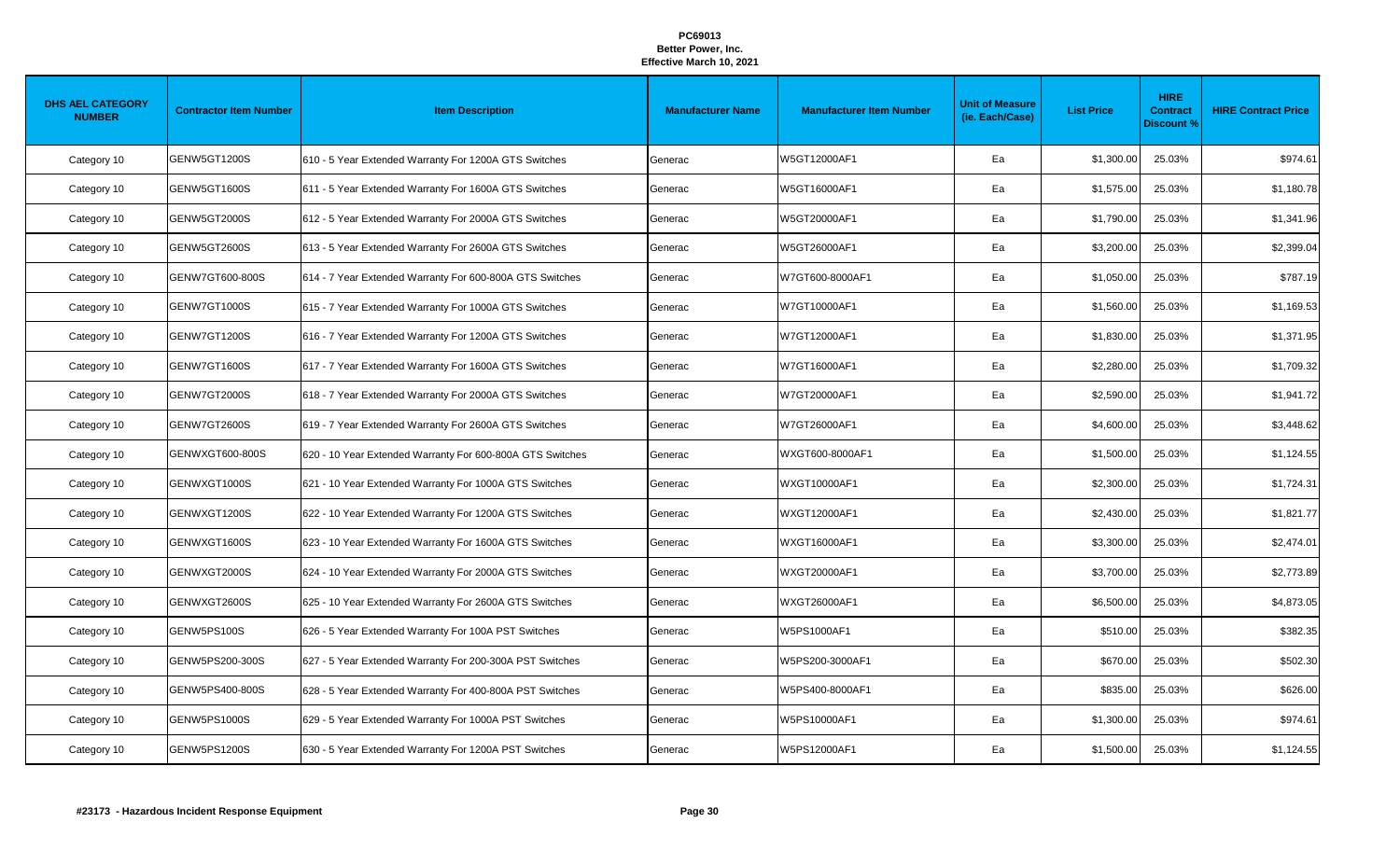**PC69013**
**Better Power, Inc.**
**Effective March 10, 2021**

| DHS AEL CATEGORY NUMBER | Contractor Item Number | Item Description | Manufacturer Name | Manufacturer Item Number | Unit of Measure (ie. Each/Case) | List Price | HIRE Contract Discount % | HIRE Contract Price |
|---|---|---|---|---|---|---|---|---|
| Category 10 | GENW5GT1200S | 610 - 5 Year Extended Warranty For 1200A GTS Switches | Generac | W5GT12000AF1 | Ea | $1,300.00 | 25.03% | $974.61 |
| Category 10 | GENW5GT1600S | 611 - 5 Year Extended Warranty For 1600A GTS Switches | Generac | W5GT16000AF1 | Ea | $1,575.00 | 25.03% | $1,180.78 |
| Category 10 | GENW5GT2000S | 612 - 5 Year Extended Warranty For 2000A GTS Switches | Generac | W5GT20000AF1 | Ea | $1,790.00 | 25.03% | $1,341.96 |
| Category 10 | GENW5GT2600S | 613 - 5 Year Extended Warranty For 2600A GTS Switches | Generac | W5GT26000AF1 | Ea | $3,200.00 | 25.03% | $2,399.04 |
| Category 10 | GENW7GT600-800S | 614 - 7 Year Extended Warranty For 600-800A GTS Switches | Generac | W7GT600-8000AF1 | Ea | $1,050.00 | 25.03% | $787.19 |
| Category 10 | GENW7GT1000S | 615 - 7 Year Extended Warranty For 1000A GTS Switches | Generac | W7GT10000AF1 | Ea | $1,560.00 | 25.03% | $1,169.53 |
| Category 10 | GENW7GT1200S | 616 - 7 Year Extended Warranty For 1200A GTS Switches | Generac | W7GT12000AF1 | Ea | $1,830.00 | 25.03% | $1,371.95 |
| Category 10 | GENW7GT1600S | 617 - 7 Year Extended Warranty For 1600A GTS Switches | Generac | W7GT16000AF1 | Ea | $2,280.00 | 25.03% | $1,709.32 |
| Category 10 | GENW7GT2000S | 618 - 7 Year Extended Warranty For 2000A GTS Switches | Generac | W7GT20000AF1 | Ea | $2,590.00 | 25.03% | $1,941.72 |
| Category 10 | GENW7GT2600S | 619 - 7 Year Extended Warranty For 2600A GTS Switches | Generac | W7GT26000AF1 | Ea | $4,600.00 | 25.03% | $3,448.62 |
| Category 10 | GENWXGT600-800S | 620 - 10 Year Extended Warranty For 600-800A GTS Switches | Generac | WXGT600-8000AF1 | Ea | $1,500.00 | 25.03% | $1,124.55 |
| Category 10 | GENWXGT1000S | 621 - 10 Year Extended Warranty For 1000A GTS Switches | Generac | WXGT10000AF1 | Ea | $2,300.00 | 25.03% | $1,724.31 |
| Category 10 | GENWXGT1200S | 622 - 10 Year Extended Warranty For 1200A GTS Switches | Generac | WXGT12000AF1 | Ea | $2,430.00 | 25.03% | $1,821.77 |
| Category 10 | GENWXGT1600S | 623 - 10 Year Extended Warranty For 1600A GTS Switches | Generac | WXGT16000AF1 | Ea | $3,300.00 | 25.03% | $2,474.01 |
| Category 10 | GENWXGT2000S | 624 - 10 Year Extended Warranty For 2000A GTS Switches | Generac | WXGT20000AF1 | Ea | $3,700.00 | 25.03% | $2,773.89 |
| Category 10 | GENWXGT2600S | 625 - 10 Year Extended Warranty For 2600A GTS Switches | Generac | WXGT26000AF1 | Ea | $6,500.00 | 25.03% | $4,873.05 |
| Category 10 | GENW5PS100S | 626 - 5 Year Extended Warranty For 100A PST Switches | Generac | W5PS1000AF1 | Ea | $510.00 | 25.03% | $382.35 |
| Category 10 | GENW5PS200-300S | 627 - 5 Year Extended Warranty For 200-300A PST Switches | Generac | W5PS200-3000AF1 | Ea | $670.00 | 25.03% | $502.30 |
| Category 10 | GENW5PS400-800S | 628 - 5 Year Extended Warranty For 400-800A PST Switches | Generac | W5PS400-8000AF1 | Ea | $835.00 | 25.03% | $626.00 |
| Category 10 | GENW5PS1000S | 629 - 5 Year Extended Warranty For 1000A PST Switches | Generac | W5PS10000AF1 | Ea | $1,300.00 | 25.03% | $974.61 |
| Category 10 | GENW5PS1200S | 630 - 5 Year Extended Warranty For 1200A PST Switches | Generac | W5PS12000AF1 | Ea | $1,500.00 | 25.03% | $1,124.55 |

**#23173 - Hazardous Incident Response Equipment**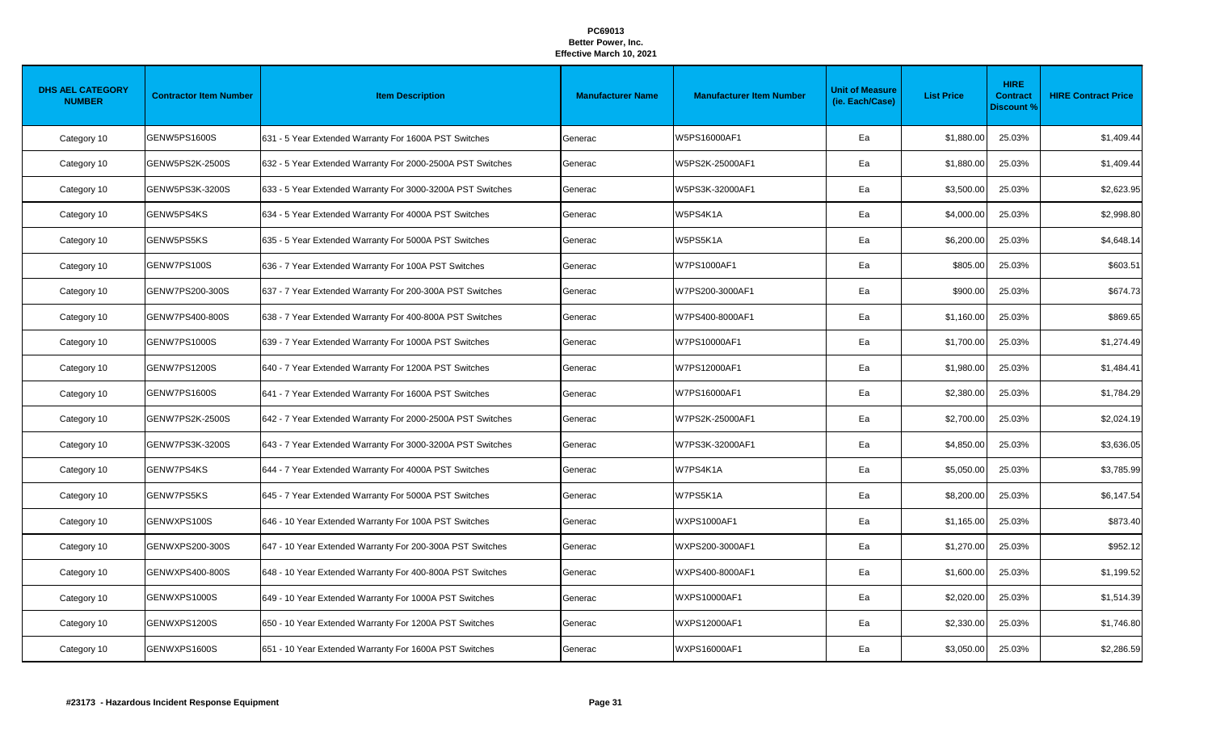**PC69013**
**Better Power, Inc.**
**Effective March 10, 2021**

| DHS AEL CATEGORY NUMBER | Contractor Item Number | Item Description | Manufacturer Name | Manufacturer Item Number | Unit of Measure (ie. Each/Case) | List Price | HIRE Contract Discount % | HIRE Contract Price |
|---|---|---|---|---|---|---|---|---|
| Category 10 | GENW5PS1600S | 631 - 5 Year Extended Warranty For 1600A PST Switches | Generac | W5PS16000AF1 | Ea | $1,880.00 | 25.03% | $1,409.44 |
| Category 10 | GENW5PS2K-2500S | 632 - 5 Year Extended Warranty For 2000-2500A PST Switches | Generac | W5PS2K-25000AF1 | Ea | $1,880.00 | 25.03% | $1,409.44 |
| Category 10 | GENW5PS3K-3200S | 633 - 5 Year Extended Warranty For 3000-3200A PST Switches | Generac | W5PS3K-32000AF1 | Ea | $3,500.00 | 25.03% | $2,623.95 |
| Category 10 | GENW5PS4KS | 634 - 5 Year Extended Warranty For 4000A PST Switches | Generac | W5PS4K1A | Ea | $4,000.00 | 25.03% | $2,998.80 |
| Category 10 | GENW5PS5KS | 635 - 5 Year Extended Warranty For 5000A PST Switches | Generac | W5PS5K1A | Ea | $6,200.00 | 25.03% | $4,648.14 |
| Category 10 | GENW7PS100S | 636 - 7 Year Extended Warranty For 100A PST Switches | Generac | W7PS1000AF1 | Ea | $805.00 | 25.03% | $603.51 |
| Category 10 | GENW7PS200-300S | 637 - 7 Year Extended Warranty For 200-300A PST Switches | Generac | W7PS200-3000AF1 | Ea | $900.00 | 25.03% | $674.73 |
| Category 10 | GENW7PS400-800S | 638 - 7 Year Extended Warranty For 400-800A PST Switches | Generac | W7PS400-8000AF1 | Ea | $1,160.00 | 25.03% | $869.65 |
| Category 10 | GENW7PS1000S | 639 - 7 Year Extended Warranty For 1000A PST Switches | Generac | W7PS10000AF1 | Ea | $1,700.00 | 25.03% | $1,274.49 |
| Category 10 | GENW7PS1200S | 640 - 7 Year Extended Warranty For 1200A PST Switches | Generac | W7PS12000AF1 | Ea | $1,980.00 | 25.03% | $1,484.41 |
| Category 10 | GENW7PS1600S | 641 - 7 Year Extended Warranty For 1600A PST Switches | Generac | W7PS16000AF1 | Ea | $2,380.00 | 25.03% | $1,784.29 |
| Category 10 | GENW7PS2K-2500S | 642 - 7 Year Extended Warranty For 2000-2500A PST Switches | Generac | W7PS2K-25000AF1 | Ea | $2,700.00 | 25.03% | $2,024.19 |
| Category 10 | GENW7PS3K-3200S | 643 - 7 Year Extended Warranty For 3000-3200A PST Switches | Generac | W7PS3K-32000AF1 | Ea | $4,850.00 | 25.03% | $3,636.05 |
| Category 10 | GENW7PS4KS | 644 - 7 Year Extended Warranty For 4000A PST Switches | Generac | W7PS4K1A | Ea | $5,050.00 | 25.03% | $3,785.99 |
| Category 10 | GENW7PS5KS | 645 - 7 Year Extended Warranty For 5000A PST Switches | Generac | W7PS5K1A | Ea | $8,200.00 | 25.03% | $6,147.54 |
| Category 10 | GENWXPS100S | 646 - 10 Year Extended Warranty For 100A PST Switches | Generac | WXPS1000AF1 | Ea | $1,165.00 | 25.03% | $873.40 |
| Category 10 | GENWXPS200-300S | 647 - 10 Year Extended Warranty For 200-300A PST Switches | Generac | WXPS200-3000AF1 | Ea | $1,270.00 | 25.03% | $952.12 |
| Category 10 | GENWXPS400-800S | 648 - 10 Year Extended Warranty For 400-800A PST Switches | Generac | WXPS400-8000AF1 | Ea | $1,600.00 | 25.03% | $1,199.52 |
| Category 10 | GENWXPS1000S | 649 - 10 Year Extended Warranty For 1000A PST Switches | Generac | WXPS10000AF1 | Ea | $2,020.00 | 25.03% | $1,514.39 |
| Category 10 | GENWXPS1200S | 650 - 10 Year Extended Warranty For 1200A PST Switches | Generac | WXPS12000AF1 | Ea | $2,330.00 | 25.03% | $1,746.80 |
| Category 10 | GENWXPS1600S | 651 - 10 Year Extended Warranty For 1600A PST Switches | Generac | WXPS16000AF1 | Ea | $3,050.00 | 25.03% | $2,286.59 |

**#23173 - Hazardous Incident Response Equipment**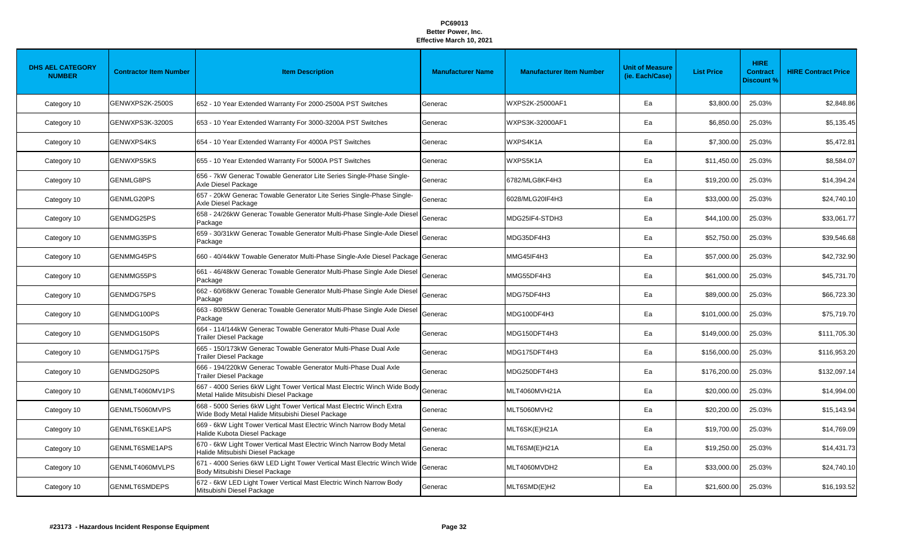**PC69013**
**Better Power, Inc.**
**Effective March 10, 2021**

| DHS AEL CATEGORY NUMBER | Contractor Item Number | Item Description | Manufacturer Name | Manufacturer Item Number | Unit of Measure (ie. Each/Case) | List Price | HIRE Contract Discount % | HIRE Contract Price |
|---|---|---|---|---|---|---|---|---|
| Category 10 | GENWXPS2K-2500S | 652 - 10 Year Extended Warranty For 2000-2500A PST Switches | Generac | WXPS2K-25000AF1 | Ea | $3,800.00 | 25.03% | $2,848.86 |
| Category 10 | GENWXPS3K-3200S | 653 - 10 Year Extended Warranty For 3000-3200A PST Switches | Generac | WXPS3K-32000AF1 | Ea | $6,850.00 | 25.03% | $5,135.45 |
| Category 10 | GENWXPS4KS | 654 - 10 Year Extended Warranty For 4000A PST Switches | Generac | WXPS4K1A | Ea | $7,300.00 | 25.03% | $5,472.81 |
| Category 10 | GENWXPS5KS | 655 - 10 Year Extended Warranty For 5000A PST Switches | Generac | WXPS5K1A | Ea | $11,450.00 | 25.03% | $8,584.07 |
| Category 10 | GENMLG8PS | 656 - 7kW Generac Towable Generator Lite Series Single-Phase Single-Axle Diesel Package | Generac | 6782/MLG8KF4H3 | Ea | $19,200.00 | 25.03% | $14,394.24 |
| Category 10 | GENMLG20PS | 657 - 20kW Generac Towable Generator Lite Series Single-Phase Single-Axle Diesel Package | Generac | 6028/MLG20IF4H3 | Ea | $33,000.00 | 25.03% | $24,740.10 |
| Category 10 | GENMDG25PS | 658 - 24/26kW Generac Towable Generator Multi-Phase Single-Axle Diesel Package | Generac | MDG25IF4-STDH3 | Ea | $44,100.00 | 25.03% | $33,061.77 |
| Category 10 | GENMMG35PS | 659 - 30/31kW Generac Towable Generator Multi-Phase Single-Axle Diesel Package | Generac | MDG35DF4H3 | Ea | $52,750.00 | 25.03% | $39,546.68 |
| Category 10 | GENMMG45PS | 660 - 40/44kW Towable Generator Multi-Phase Single-Axle Diesel Package | Generac | MMG45IF4H3 | Ea | $57,000.00 | 25.03% | $42,732.90 |
| Category 10 | GENMMG55PS | 661 - 46/48kW Generac Towable Generator Multi-Phase Single Axle Diesel Package | Generac | MMG55DF4H3 | Ea | $61,000.00 | 25.03% | $45,731.70 |
| Category 10 | GENMDG75PS | 662 - 60/68kW Generac Towable Generator Multi-Phase Single Axle Diesel Package | Generac | MDG75DF4H3 | Ea | $89,000.00 | 25.03% | $66,723.30 |
| Category 10 | GENMDG100PS | 663 - 80/85kW Generac Towable Generator Multi-Phase Single Axle Diesel Package | Generac | MDG100DF4H3 | Ea | $101,000.00 | 25.03% | $75,719.70 |
| Category 10 | GENMDG150PS | 664 - 114/144kW Generac Towable Generator Multi-Phase Dual Axle Trailer Diesel Package | Generac | MDG150DFT4H3 | Ea | $149,000.00 | 25.03% | $111,705.30 |
| Category 10 | GENMDG175PS | 665 - 150/173kW Generac Towable Generator Multi-Phase Dual Axle Trailer Diesel Package | Generac | MDG175DFT4H3 | Ea | $156,000.00 | 25.03% | $116,953.20 |
| Category 10 | GENMDG250PS | 666 - 194/220kW Generac Towable Generator Multi-Phase Dual Axle Trailer Diesel Package | Generac | MDG250DFT4H3 | Ea | $176,200.00 | 25.03% | $132,097.14 |
| Category 10 | GENMLT4060MV1PS | 667 - 4000 Series 6kW Light Tower Vertical Mast Electric Winch Wide Body Metal Halide Mitsubishi Diesel Package | Generac | MLT4060MVH21A | Ea | $20,000.00 | 25.03% | $14,994.00 |
| Category 10 | GENMLT5060MVPS | 668 - 5000 Series 6kW Light Tower Vertical Mast Electric Winch Extra Wide Body Metal Halide Mitsubishi Diesel Package | Generac | MLT5060MVH2 | Ea | $20,200.00 | 25.03% | $15,143.94 |
| Category 10 | GENMLT6SKE1APS | 669 - 6kW Light Tower Vertical Mast Electric Winch Narrow Body Metal Halide Kubota Diesel Package | Generac | MLT6SK(E)H21A | Ea | $19,700.00 | 25.03% | $14,769.09 |
| Category 10 | GENMLT6SME1APS | 670 - 6kW Light Tower Vertical Mast Electric Winch Narrow Body Metal Halide Mitsubishi Diesel Package | Generac | MLT6SM(E)H21A | Ea | $19,250.00 | 25.03% | $14,431.73 |
| Category 10 | GENMLT4060MVLPS | 671 - 4000 Series 6kW LED Light Tower Vertical Mast Electric Winch Wide Body Mitsubishi Diesel Package | Generac | MLT4060MVDH2 | Ea | $33,000.00 | 25.03% | $24,740.10 |
| Category 10 | GENMLT6SMDEPS | 672 - 6kW LED Light Tower Vertical Mast Electric Winch Narrow Body Mitsubishi Diesel Package | Generac | MLT6SMD(E)H2 | Ea | $21,600.00 | 25.03% | $16,193.52 |

**#23173 - Hazardous Incident Response Equipment**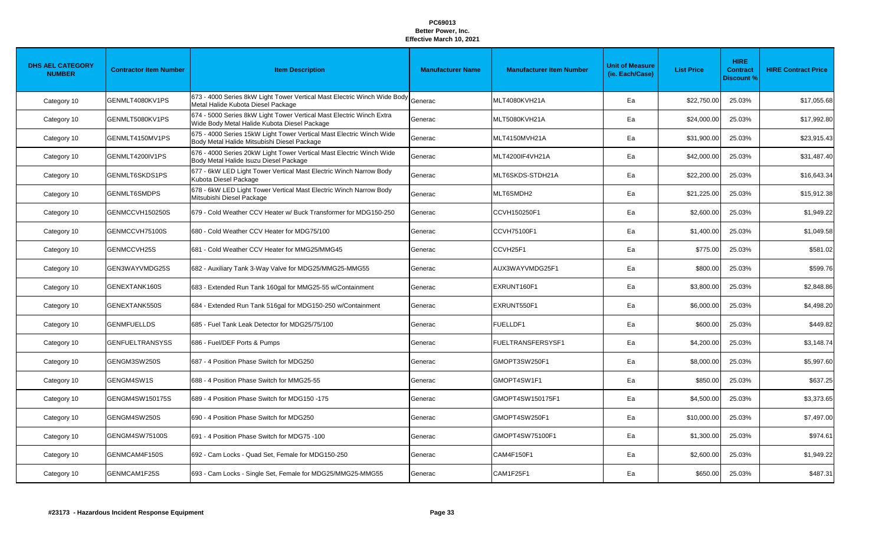**PC69013**
**Better Power, Inc.**
**Effective March 10, 2021**

| DHS AEL CATEGORY NUMBER | Contractor Item Number | Item Description | Manufacturer Name | Manufacturer Item Number | Unit of Measure (ie. Each/Case) | List Price | HIRE Contract Discount % | HIRE Contract Price |
|---|---|---|---|---|---|---|---|---|
| Category 10 | GENMLT4080KV1PS | 673 - 4000 Series 8kW Light Tower Vertical Mast Electric Winch Wide Body Metal Halide Kubota Diesel Package | Generac | MLT4080KVH21A | Ea | $22,750.00 | 25.03% | $17,055.68 |
| Category 10 | GENMLT5080KV1PS | 674 - 5000 Series 8kW Light Tower Vertical Mast Electric Winch Extra Wide Body Metal Halide Kubota Diesel Package | Generac | MLT5080KVH21A | Ea | $24,000.00 | 25.03% | $17,992.80 |
| Category 10 | GENMLT4150MV1PS | 675 - 4000 Series 15kW Light Tower Vertical Mast Electric Winch Wide Body Metal Halide Mitsubishi Diesel Package | Generac | MLT4150MVH21A | Ea | $31,900.00 | 25.03% | $23,915.43 |
| Category 10 | GENMLT4200IV1PS | 676 - 4000 Series 20kW Light Tower Vertical Mast Electric Winch Wide Body Metal Halide Isuzu Diesel Package | Generac | MLT4200IF4VH21A | Ea | $42,000.00 | 25.03% | $31,487.40 |
| Category 10 | GENMLT6SKDS1PS | 677 - 6kW LED Light Tower Vertical Mast Electric Winch Narrow Body Kubota Diesel Package | Generac | MLT6SKDS-STDH21A | Ea | $22,200.00 | 25.03% | $16,643.34 |
| Category 10 | GENMLT6SMDPS | 678 - 6kW LED Light Tower Vertical Mast Electric Winch Narrow Body Mitsubishi Diesel Package | Generac | MLT6SMDH2 | Ea | $21,225.00 | 25.03% | $15,912.38 |
| Category 10 | GENMCCVH150250S | 679 - Cold Weather CCV Heater w/ Buck Transformer for MDG150-250 | Generac | CCVH150250F1 | Ea | $2,600.00 | 25.03% | $1,949.22 |
| Category 10 | GENMCCVH75100S | 680 - Cold Weather CCV Heater for MDG75/100 | Generac | CCVH75100F1 | Ea | $1,400.00 | 25.03% | $1,049.58 |
| Category 10 | GENMCCVH25S | 681 - Cold Weather CCV Heater for MMG25/MMG45 | Generac | CCVH25F1 | Ea | $775.00 | 25.03% | $581.02 |
| Category 10 | GEN3WAYVMDG25S | 682 - Auxiliary Tank 3-Way Valve for MDG25/MMG25-MMG55 | Generac | AUX3WAYVMDG25F1 | Ea | $800.00 | 25.03% | $599.76 |
| Category 10 | GENEXTANK160S | 683 - Extended Run Tank 160gal for MMG25-55 w/Containment | Generac | EXRUNT160F1 | Ea | $3,800.00 | 25.03% | $2,848.86 |
| Category 10 | GENEXTANK550S | 684 - Extended Run Tank 516gal for MDG150-250 w/Containment | Generac | EXRUNT550F1 | Ea | $6,000.00 | 25.03% | $4,498.20 |
| Category 10 | GENMFUELLDS | 685 - Fuel Tank Leak Detector for MDG25/75/100 | Generac | FUELLDF1 | Ea | $600.00 | 25.03% | $449.82 |
| Category 10 | GENFUELTRANSYSS | 686 - Fuel/DEF Ports & Pumps | Generac | FUELTRANSFERSYSF1 | Ea | $4,200.00 | 25.03% | $3,148.74 |
| Category 10 | GENGM3SW250S | 687 - 4 Position Phase Switch for MDG250 | Generac | GMOPT3SW250F1 | Ea | $8,000.00 | 25.03% | $5,997.60 |
| Category 10 | GENGM4SW1S | 688 - 4 Position Phase Switch for MMG25-55 | Generac | GMOPT4SW1F1 | Ea | $850.00 | 25.03% | $637.25 |
| Category 10 | GENGM4SW150175S | 689 - 4 Position Phase Switch for MDG150 -175 | Generac | GMOPT4SW150175F1 | Ea | $4,500.00 | 25.03% | $3,373.65 |
| Category 10 | GENGM4SW250S | 690 - 4 Position Phase Switch for MDG250 | Generac | GMOPT4SW250F1 | Ea | $10,000.00 | 25.03% | $7,497.00 |
| Category 10 | GENGM4SW75100S | 691 - 4 Position Phase Switch for MDG75 -100 | Generac | GMOPT4SW75100F1 | Ea | $1,300.00 | 25.03% | $974.61 |
| Category 10 | GENMCAM4F150S | 692 - Cam Locks - Quad Set, Female for MDG150-250 | Generac | CAM4F150F1 | Ea | $2,600.00 | 25.03% | $1,949.22 |
| Category 10 | GENMCAM1F25S | 693 - Cam Locks - Single Set, Female for MDG25/MMG25-MMG55 | Generac | CAM1F25F1 | Ea | $650.00 | 25.03% | $487.31 |

**#23173 - Hazardous Incident Response Equipment**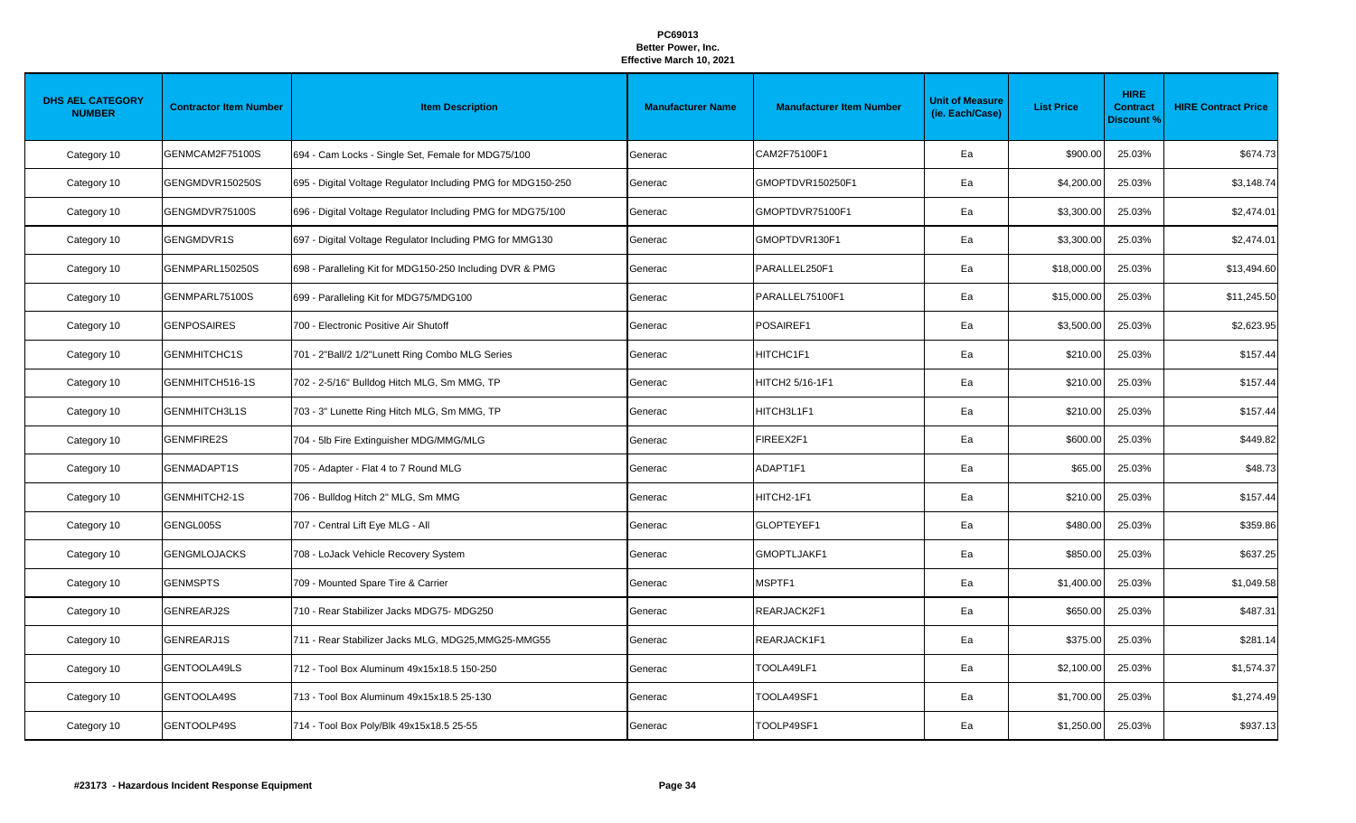**PC69013**
**Better Power, Inc.**
**Effective March 10, 2021**

| DHS AEL CATEGORY NUMBER | Contractor Item Number | Item Description | Manufacturer Name | Manufacturer Item Number | Unit of Measure (ie. Each/Case) | List Price | HIRE Contract Discount % | HIRE Contract Price |
|---|---|---|---|---|---|---|---|---|
| Category 10 | GENMCAM2F75100S | 694 - Cam Locks - Single Set, Female for MDG75/100 | Generac | CAM2F75100F1 | Ea | $900.00 | 25.03% | $674.73 |
| Category 10 | GENGMDVR150250S | 695 - Digital Voltage Regulator Including PMG for MDG150-250 | Generac | GMOPTDVR150250F1 | Ea | $4,200.00 | 25.03% | $3,148.74 |
| Category 10 | GENGMDVR75100S | 696 - Digital Voltage Regulator Including PMG for MDG75/100 | Generac | GMOPTDVR75100F1 | Ea | $3,300.00 | 25.03% | $2,474.01 |
| Category 10 | GENGMDVR1S | 697 - Digital Voltage Regulator Including PMG for MMG130 | Generac | GMOPTDVR130F1 | Ea | $3,300.00 | 25.03% | $2,474.01 |
| Category 10 | GENMPARL150250S | 698 - Paralleling Kit for MDG150-250 Including DVR & PMG | Generac | PARALLEL250F1 | Ea | $18,000.00 | 25.03% | $13,494.60 |
| Category 10 | GENMPARL75100S | 699 - Paralleling Kit for MDG75/MDG100 | Generac | PARALLEL75100F1 | Ea | $15,000.00 | 25.03% | $11,245.50 |
| Category 10 | GENPOSAIRES | 700 - Electronic Positive Air Shutoff | Generac | POSAIREF1 | Ea | $3,500.00 | 25.03% | $2,623.95 |
| Category 10 | GENMHITCHC1S | 701 - 2"Ball/2 1/2"Lunett Ring Combo MLG Series | Generac | HITCHC1F1 | Ea | $210.00 | 25.03% | $157.44 |
| Category 10 | GENMHITCH516-1S | 702 - 2-5/16" Bulldog Hitch MLG, Sm MMG, TP | Generac | HITCH2 5/16-1F1 | Ea | $210.00 | 25.03% | $157.44 |
| Category 10 | GENMHITCH3L1S | 703 - 3" Lunette Ring Hitch MLG, Sm MMG, TP | Generac | HITCH3L1F1 | Ea | $210.00 | 25.03% | $157.44 |
| Category 10 | GENMFIRE2S | 704 - 5lb Fire Extinguisher MDG/MMG/MLG | Generac | FIREEX2F1 | Ea | $600.00 | 25.03% | $449.82 |
| Category 10 | GENMADAPT1S | 705 - Adapter - Flat 4 to 7 Round MLG | Generac | ADAPT1F1 | Ea | $65.00 | 25.03% | $48.73 |
| Category 10 | GENMHITCH2-1S | 706 - Bulldog Hitch 2" MLG, Sm MMG | Generac | HITCH2-1F1 | Ea | $210.00 | 25.03% | $157.44 |
| Category 10 | GENGL005S | 707 - Central Lift Eye MLG - All | Generac | GLOPTEYEF1 | Ea | $480.00 | 25.03% | $359.86 |
| Category 10 | GENGMLOJACKS | 708 - LoJack Vehicle Recovery System | Generac | GMOPTLJAKF1 | Ea | $850.00 | 25.03% | $637.25 |
| Category 10 | GENMSPTS | 709 - Mounted Spare Tire & Carrier | Generac | MSPTF1 | Ea | $1,400.00 | 25.03% | $1,049.58 |
| Category 10 | GENREARJ2S | 710 - Rear Stabilizer Jacks MDG75- MDG250 | Generac | REARJACK2F1 | Ea | $650.00 | 25.03% | $487.31 |
| Category 10 | GENREARJ1S | 711 - Rear Stabilizer Jacks MLG, MDG25,MMG25-MMG55 | Generac | REARJACK1F1 | Ea | $375.00 | 25.03% | $281.14 |
| Category 10 | GENTOOLA49LS | 712 - Tool Box Aluminum 49x15x18.5 150-250 | Generac | TOOLA49LF1 | Ea | $2,100.00 | 25.03% | $1,574.37 |
| Category 10 | GENTOOLA49S | 713 - Tool Box Aluminum 49x15x18.5 25-130 | Generac | TOOLA49SF1 | Ea | $1,700.00 | 25.03% | $1,274.49 |
| Category 10 | GENTOOLP49S | 714 - Tool Box Poly/Blk 49x15x18.5 25-55 | Generac | TOOLP49SF1 | Ea | $1,250.00 | 25.03% | $937.13 |

**#23173 - Hazardous Incident Response Equipment**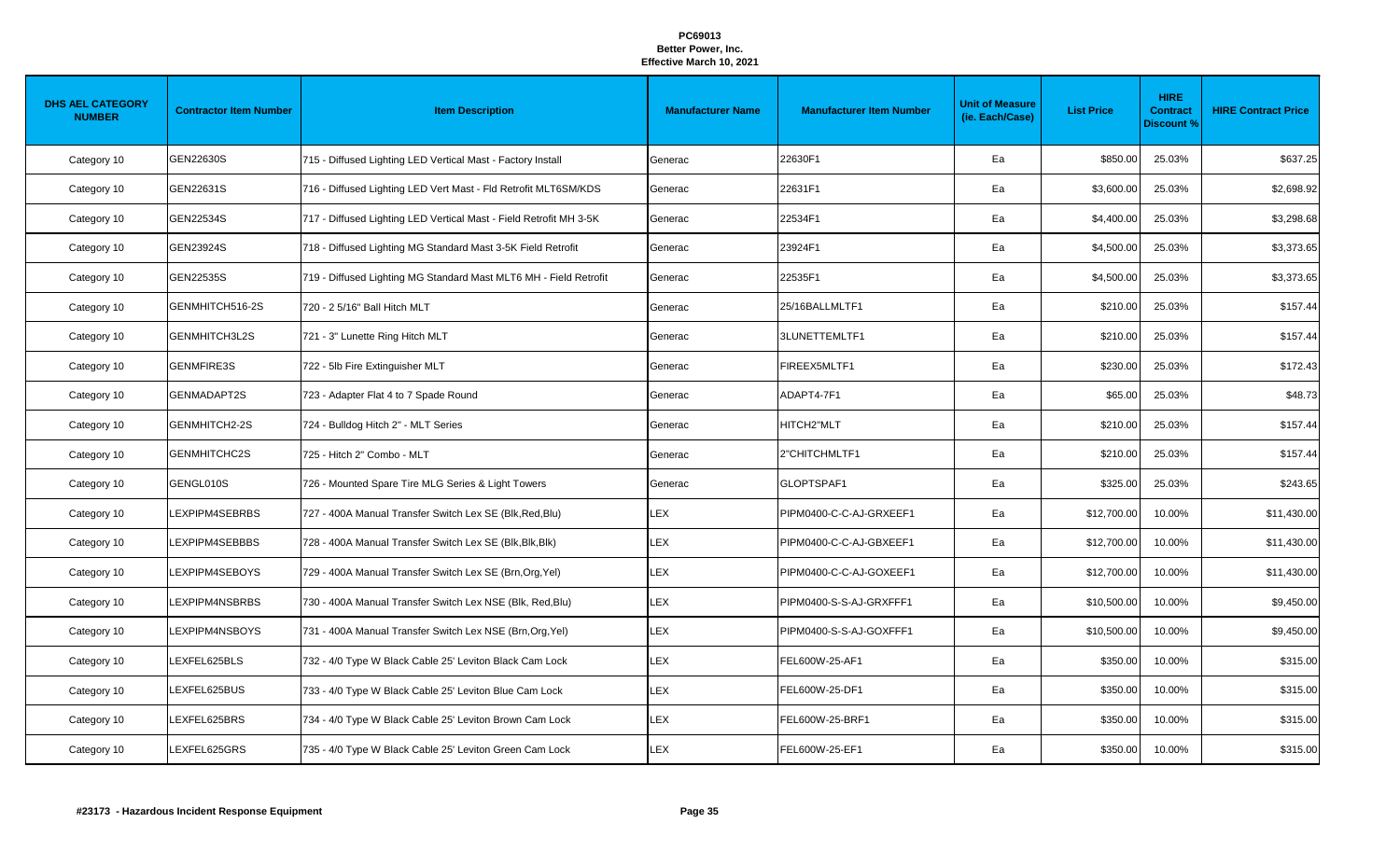**PC69013**
**Better Power, Inc.**
**Effective March 10, 2021**

| DHS AEL CATEGORY NUMBER | Contractor Item Number | Item Description | Manufacturer Name | Manufacturer Item Number | Unit of Measure (ie. Each/Case) | List Price | HIRE Contract Discount % | HIRE Contract Price |
|---|---|---|---|---|---|---|---|---|
| Category 10 | GEN22630S | 715 - Diffused Lighting LED Vertical Mast - Factory Install | Generac | 22630F1 | Ea | $850.00 | 25.03% | $637.25 |
| Category 10 | GEN22631S | 716 - Diffused Lighting LED Vert Mast - Fld Retrofit MLT6SM/KDS | Generac | 22631F1 | Ea | $3,600.00 | 25.03% | $2,698.92 |
| Category 10 | GEN22534S | 717 - Diffused Lighting LED Vertical Mast - Field Retrofit MH 3-5K | Generac | 22534F1 | Ea | $4,400.00 | 25.03% | $3,298.68 |
| Category 10 | GEN23924S | 718 - Diffused Lighting MG Standard Mast 3-5K Field Retrofit | Generac | 23924F1 | Ea | $4,500.00 | 25.03% | $3,373.65 |
| Category 10 | GEN22535S | 719 - Diffused Lighting MG Standard Mast MLT6 MH - Field Retrofit | Generac | 22535F1 | Ea | $4,500.00 | 25.03% | $3,373.65 |
| Category 10 | GENMHITCH516-2S | 720 - 2 5/16" Ball Hitch MLT | Generac | 25/16BALLMLTF1 | Ea | $210.00 | 25.03% | $157.44 |
| Category 10 | GENMHITCH3L2S | 721 - 3" Lunette Ring Hitch MLT | Generac | 3LUNETTEMLTF1 | Ea | $210.00 | 25.03% | $157.44 |
| Category 10 | GENMFIRE3S | 722 - 5lb Fire Extinguisher MLT | Generac | FIREEX5MLTF1 | Ea | $230.00 | 25.03% | $172.43 |
| Category 10 | GENMADAPT2S | 723 - Adapter Flat 4 to 7 Spade Round | Generac | ADAPT4-7F1 | Ea | $65.00 | 25.03% | $48.73 |
| Category 10 | GENMHITCH2-2S | 724 - Bulldog Hitch 2" - MLT Series | Generac | HITCH2"MLT | Ea | $210.00 | 25.03% | $157.44 |
| Category 10 | GENMHITCHC2S | 725 - Hitch 2" Combo - MLT | Generac | 2"CHITCHMLTF1 | Ea | $210.00 | 25.03% | $157.44 |
| Category 10 | GENGL010S | 726 - Mounted Spare Tire MLG Series & Light Towers | Generac | GLOPTSPAF1 | Ea | $325.00 | 25.03% | $243.65 |
| Category 10 | LEXPIPM4SEBRBS | 727 - 400A Manual Transfer Switch Lex SE (Blk,Red,Blu) | LEX | PIPM0400-C-C-AJ-GRXEEF1 | Ea | $12,700.00 | 10.00% | $11,430.00 |
| Category 10 | LEXPIPM4SEBBBS | 728 - 400A Manual Transfer Switch Lex SE (Blk,Blk,Blk) | LEX | PIPM0400-C-C-AJ-GBXEEF1 | Ea | $12,700.00 | 10.00% | $11,430.00 |
| Category 10 | LEXPIPM4SEBOYS | 729 - 400A Manual Transfer Switch Lex SE (Brn,Org,Yel) | LEX | PIPM0400-C-C-AJ-GOXEEF1 | Ea | $12,700.00 | 10.00% | $11,430.00 |
| Category 10 | LEXPIPM4NSBRBS | 730 - 400A Manual Transfer Switch Lex NSE (Blk, Red,Blu) | LEX | PIPM0400-S-S-AJ-GRXFFF1 | Ea | $10,500.00 | 10.00% | $9,450.00 |
| Category 10 | LEXPIPM4NSBOYS | 731 - 400A Manual Transfer Switch Lex NSE (Brn,Org,Yel) | LEX | PIPM0400-S-S-AJ-GOXFFF1 | Ea | $10,500.00 | 10.00% | $9,450.00 |
| Category 10 | LEXFEL625BLS | 732 - 4/0 Type W Black Cable 25' Leviton Black Cam Lock | LEX | FEL600W-25-AF1 | Ea | $350.00 | 10.00% | $315.00 |
| Category 10 | LEXFEL625BUS | 733 - 4/0 Type W Black Cable 25' Leviton Blue Cam Lock | LEX | FEL600W-25-DF1 | Ea | $350.00 | 10.00% | $315.00 |
| Category 10 | LEXFEL625BRS | 734 - 4/0 Type W Black Cable 25' Leviton Brown Cam Lock | LEX | FEL600W-25-BRF1 | Ea | $350.00 | 10.00% | $315.00 |
| Category 10 | LEXFEL625GRS | 735 - 4/0 Type W Black Cable 25' Leviton Green Cam Lock | LEX | FEL600W-25-EF1 | Ea | $350.00 | 10.00% | $315.00 |

**#23173 - Hazardous Incident Response Equipment**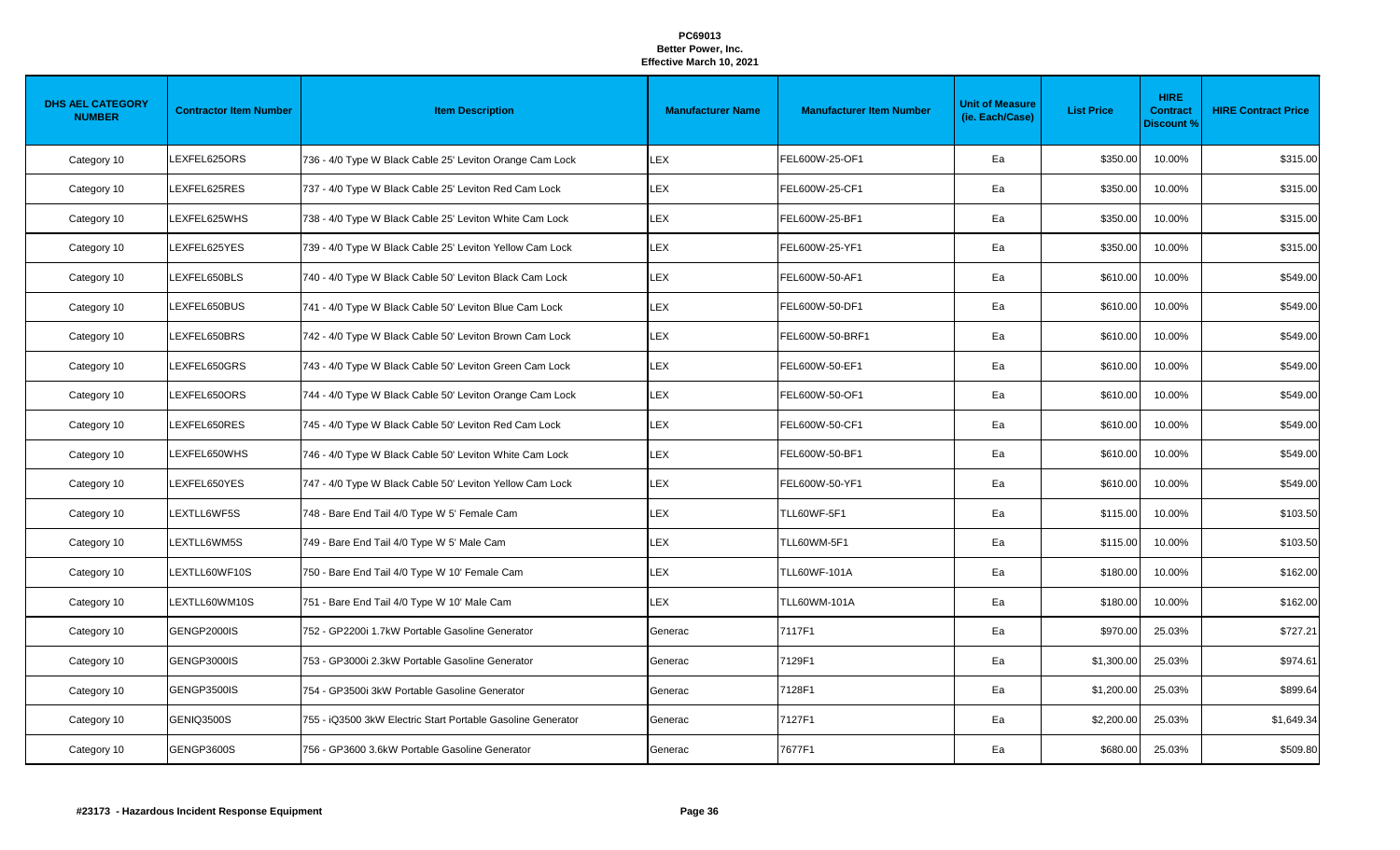**PC69013**
**Better Power, Inc.**
**Effective March 10, 2021**

| DHS AEL CATEGORY NUMBER | Contractor Item Number | Item Description | Manufacturer Name | Manufacturer Item Number | Unit of Measure (ie. Each/Case) | List Price | HIRE Contract Discount % | HIRE Contract Price |
|---|---|---|---|---|---|---|---|---|
| Category 10 | LEXFEL625ORS | 736 - 4/0 Type W Black Cable 25' Leviton Orange Cam Lock | LEX | FEL600W-25-OF1 | Ea | $350.00 | 10.00% | $315.00 |
| Category 10 | LEXFEL625RES | 737 - 4/0 Type W Black Cable 25' Leviton Red Cam Lock | LEX | FEL600W-25-CF1 | Ea | $350.00 | 10.00% | $315.00 |
| Category 10 | LEXFEL625WHS | 738 - 4/0 Type W Black Cable 25' Leviton White Cam Lock | LEX | FEL600W-25-BF1 | Ea | $350.00 | 10.00% | $315.00 |
| Category 10 | LEXFEL625YES | 739 - 4/0 Type W Black Cable 25' Leviton Yellow Cam Lock | LEX | FEL600W-25-YF1 | Ea | $350.00 | 10.00% | $315.00 |
| Category 10 | LEXFEL650BLS | 740 - 4/0 Type W Black Cable 50' Leviton Black Cam Lock | LEX | FEL600W-50-AF1 | Ea | $610.00 | 10.00% | $549.00 |
| Category 10 | LEXFEL650BUS | 741 - 4/0 Type W Black Cable 50' Leviton Blue Cam Lock | LEX | FEL600W-50-DF1 | Ea | $610.00 | 10.00% | $549.00 |
| Category 10 | LEXFEL650BRS | 742 - 4/0 Type W Black Cable 50' Leviton Brown Cam Lock | LEX | FEL600W-50-BRF1 | Ea | $610.00 | 10.00% | $549.00 |
| Category 10 | LEXFEL650GRS | 743 - 4/0 Type W Black Cable 50' Leviton Green Cam Lock | LEX | FEL600W-50-EF1 | Ea | $610.00 | 10.00% | $549.00 |
| Category 10 | LEXFEL650ORS | 744 - 4/0 Type W Black Cable 50' Leviton Orange Cam Lock | LEX | FEL600W-50-OF1 | Ea | $610.00 | 10.00% | $549.00 |
| Category 10 | LEXFEL650RES | 745 - 4/0 Type W Black Cable 50' Leviton Red Cam Lock | LEX | FEL600W-50-CF1 | Ea | $610.00 | 10.00% | $549.00 |
| Category 10 | LEXFEL650WHS | 746 - 4/0 Type W Black Cable 50' Leviton White Cam Lock | LEX | FEL600W-50-BF1 | Ea | $610.00 | 10.00% | $549.00 |
| Category 10 | LEXFEL650YES | 747 - 4/0 Type W Black Cable 50' Leviton Yellow Cam Lock | LEX | FEL600W-50-YF1 | Ea | $610.00 | 10.00% | $549.00 |
| Category 10 | LEXTLL6WF5S | 748 - Bare End Tail 4/0 Type W 5' Female Cam | LEX | TLL60WF-5F1 | Ea | $115.00 | 10.00% | $103.50 |
| Category 10 | LEXTLL6WM5S | 749 - Bare End Tail 4/0 Type W 5' Male Cam | LEX | TLL60WM-5F1 | Ea | $115.00 | 10.00% | $103.50 |
| Category 10 | LEXTLL60WF10S | 750 - Bare End Tail 4/0 Type W 10' Female Cam | LEX | TLL60WF-101A | Ea | $180.00 | 10.00% | $162.00 |
| Category 10 | LEXTLL60WM10S | 751 - Bare End Tail 4/0 Type W 10' Male Cam | LEX | TLL60WM-101A | Ea | $180.00 | 10.00% | $162.00 |
| Category 10 | GENGP2000IS | 752 - GP2200i 1.7kW Portable Gasoline Generator | Generac | 7117F1 | Ea | $970.00 | 25.03% | $727.21 |
| Category 10 | GENGP3000IS | 753 - GP3000i 2.3kW Portable Gasoline Generator | Generac | 7129F1 | Ea | $1,300.00 | 25.03% | $974.61 |
| Category 10 | GENGP3500IS | 754 - GP3500i 3kW Portable Gasoline Generator | Generac | 7128F1 | Ea | $1,200.00 | 25.03% | $899.64 |
| Category 10 | GENIQ3500S | 755 - iQ3500 3kW Electric Start Portable Gasoline Generator | Generac | 7127F1 | Ea | $2,200.00 | 25.03% | $1,649.34 |
| Category 10 | GENGP3600S | 756 - GP3600 3.6kW Portable Gasoline Generator | Generac | 7677F1 | Ea | $680.00 | 25.03% | $509.80 |

**#23173 - Hazardous Incident Response Equipment**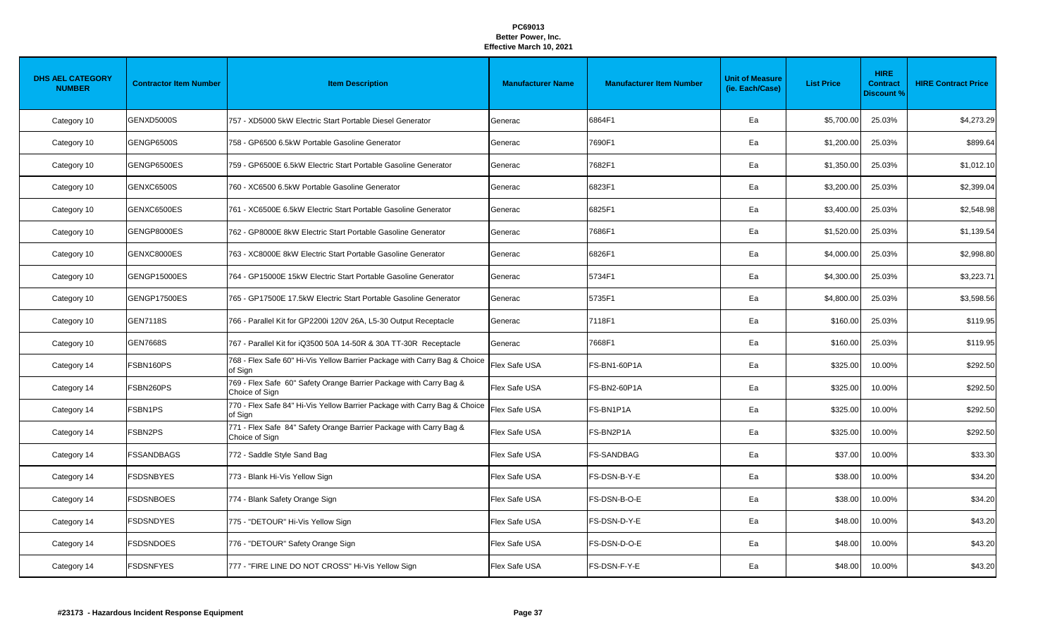**PC69013**
**Better Power, Inc.**
**Effective March 10, 2021**

| DHS AEL CATEGORY NUMBER | Contractor Item Number | Item Description | Manufacturer Name | Manufacturer Item Number | Unit of Measure (ie. Each/Case) | List Price | HIRE Contract Discount % | HIRE Contract Price |
|---|---|---|---|---|---|---|---|---|
| Category 10 | GENXD5000S | 757 - XD5000 5kW Electric Start Portable Diesel Generator | Generac | 6864F1 | Ea | $5,700.00 | 25.03% | $4,273.29 |
| Category 10 | GENGP6500S | 758 - GP6500 6.5kW Portable Gasoline Generator | Generac | 7690F1 | Ea | $1,200.00 | 25.03% | $899.64 |
| Category 10 | GENGP6500ES | 759 - GP6500E 6.5kW Electric Start Portable Gasoline Generator | Generac | 7682F1 | Ea | $1,350.00 | 25.03% | $1,012.10 |
| Category 10 | GENXC6500S | 760 - XC6500 6.5kW Portable Gasoline Generator | Generac | 6823F1 | Ea | $3,200.00 | 25.03% | $2,399.04 |
| Category 10 | GENXC6500ES | 761 - XC6500E 6.5kW Electric Start Portable Gasoline Generator | Generac | 6825F1 | Ea | $3,400.00 | 25.03% | $2,548.98 |
| Category 10 | GENGP8000ES | 762 - GP8000E 8kW Electric Start Portable Gasoline Generator | Generac | 7686F1 | Ea | $1,520.00 | 25.03% | $1,139.54 |
| Category 10 | GENXC8000ES | 763 - XC8000E 8kW Electric Start Portable Gasoline Generator | Generac | 6826F1 | Ea | $4,000.00 | 25.03% | $2,998.80 |
| Category 10 | GENGP15000ES | 764 - GP15000E 15kW Electric Start Portable Gasoline Generator | Generac | 5734F1 | Ea | $4,300.00 | 25.03% | $3,223.71 |
| Category 10 | GENGP17500ES | 765 - GP17500E 17.5kW Electric Start Portable Gasoline Generator | Generac | 5735F1 | Ea | $4,800.00 | 25.03% | $3,598.56 |
| Category 10 | GEN7118S | 766 - Parallel Kit for GP2200i 120V 26A, L5-30 Output Receptacle | Generac | 7118F1 | Ea | $160.00 | 25.03% | $119.95 |
| Category 10 | GEN7668S | 767 - Parallel Kit for iQ3500 50A 14-50R & 30A TT-30R Receptacle | Generac | 7668F1 | Ea | $160.00 | 25.03% | $119.95 |
| Category 14 | FSBN160PS | 768 - Flex Safe 60" Hi-Vis Yellow Barrier Package with Carry Bag & Choice of Sign | Flex Safe USA | FS-BN1-60P1A | Ea | $325.00 | 10.00% | $292.50 |
| Category 14 | FSBN260PS | 769 - Flex Safe 60" Safety Orange Barrier Package with Carry Bag & Choice of Sign | Flex Safe USA | FS-BN2-60P1A | Ea | $325.00 | 10.00% | $292.50 |
| Category 14 | FSBN1PS | 770 - Flex Safe 84" Hi-Vis Yellow Barrier Package with Carry Bag & Choice of Sign | Flex Safe USA | FS-BN1P1A | Ea | $325.00 | 10.00% | $292.50 |
| Category 14 | FSBN2PS | 771 - Flex Safe 84" Safety Orange Barrier Package with Carry Bag & Choice of Sign | Flex Safe USA | FS-BN2P1A | Ea | $325.00 | 10.00% | $292.50 |
| Category 14 | FSSANDBAGS | 772 - Saddle Style Sand Bag | Flex Safe USA | FS-SANDBAG | Ea | $37.00 | 10.00% | $33.30 |
| Category 14 | FSDSNBYES | 773 - Blank Hi-Vis Yellow Sign | Flex Safe USA | FS-DSN-B-Y-E | Ea | $38.00 | 10.00% | $34.20 |
| Category 14 | FSDSNBOES | 774 - Blank Safety Orange Sign | Flex Safe USA | FS-DSN-B-O-E | Ea | $38.00 | 10.00% | $34.20 |
| Category 14 | FSDSNDYES | 775 - "DETOUR" Hi-Vis Yellow Sign | Flex Safe USA | FS-DSN-D-Y-E | Ea | $48.00 | 10.00% | $43.20 |
| Category 14 | FSDSNDOES | 776 - "DETOUR" Safety Orange Sign | Flex Safe USA | FS-DSN-D-O-E | Ea | $48.00 | 10.00% | $43.20 |
| Category 14 | FSDSNFYES | 777 - "FIRE LINE DO NOT CROSS" Hi-Vis Yellow Sign | Flex Safe USA | FS-DSN-F-Y-E | Ea | $48.00 | 10.00% | $43.20 |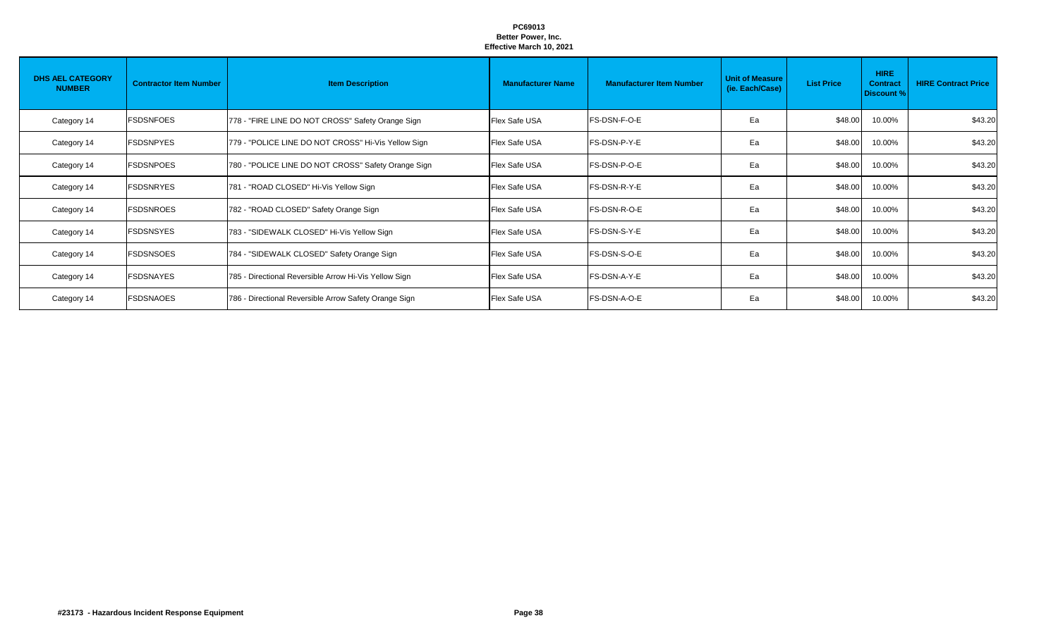**PC69013**
**Better Power, Inc.**
**Effective March 10, 2021**

| DHS AEL CATEGORY NUMBER | Contractor Item Number | Item Description | Manufacturer Name | Manufacturer Item Number | Unit of Measure (ie. Each/Case) | List Price | HIRE Contract Discount % | HIRE Contract Price |
|---|---|---|---|---|---|---|---|---|
| Category 14 | FSDSNFOES | 778 - "FIRE LINE DO NOT CROSS" Safety Orange Sign | Flex Safe USA | FS-DSN-F-O-E | Ea | $48.00 | 10.00% | $43.20 |
| Category 14 | FSDSNPYES | 779 - "POLICE LINE DO NOT CROSS" Hi-Vis Yellow Sign | Flex Safe USA | FS-DSN-P-Y-E | Ea | $48.00 | 10.00% | $43.20 |
| Category 14 | FSDSNPOES | 780 - "POLICE LINE DO NOT CROSS" Safety Orange Sign | Flex Safe USA | FS-DSN-P-O-E | Ea | $48.00 | 10.00% | $43.20 |
| Category 14 | FSDSNRYES | 781 - "ROAD CLOSED" Hi-Vis Yellow Sign | Flex Safe USA | FS-DSN-R-Y-E | Ea | $48.00 | 10.00% | $43.20 |
| Category 14 | FSDSNROES | 782 - "ROAD CLOSED" Safety Orange Sign | Flex Safe USA | FS-DSN-R-O-E | Ea | $48.00 | 10.00% | $43.20 |
| Category 14 | FSDSNSYES | 783 - "SIDEWALK CLOSED" Hi-Vis Yellow Sign | Flex Safe USA | FS-DSN-S-Y-E | Ea | $48.00 | 10.00% | $43.20 |
| Category 14 | FSDSNSOES | 784 - "SIDEWALK CLOSED" Safety Orange Sign | Flex Safe USA | FS-DSN-S-O-E | Ea | $48.00 | 10.00% | $43.20 |
| Category 14 | FSDSNAYES | 785 - Directional Reversible Arrow Hi-Vis Yellow Sign | Flex Safe USA | FS-DSN-A-Y-E | Ea | $48.00 | 10.00% | $43.20 |
| Category 14 | FSDSNAOES | 786 - Directional Reversible Arrow Safety Orange Sign | Flex Safe USA | FS-DSN-A-O-E | Ea | $48.00 | 10.00% | $43.20 |

**#23173 - Hazardous Incident Response Equipment**